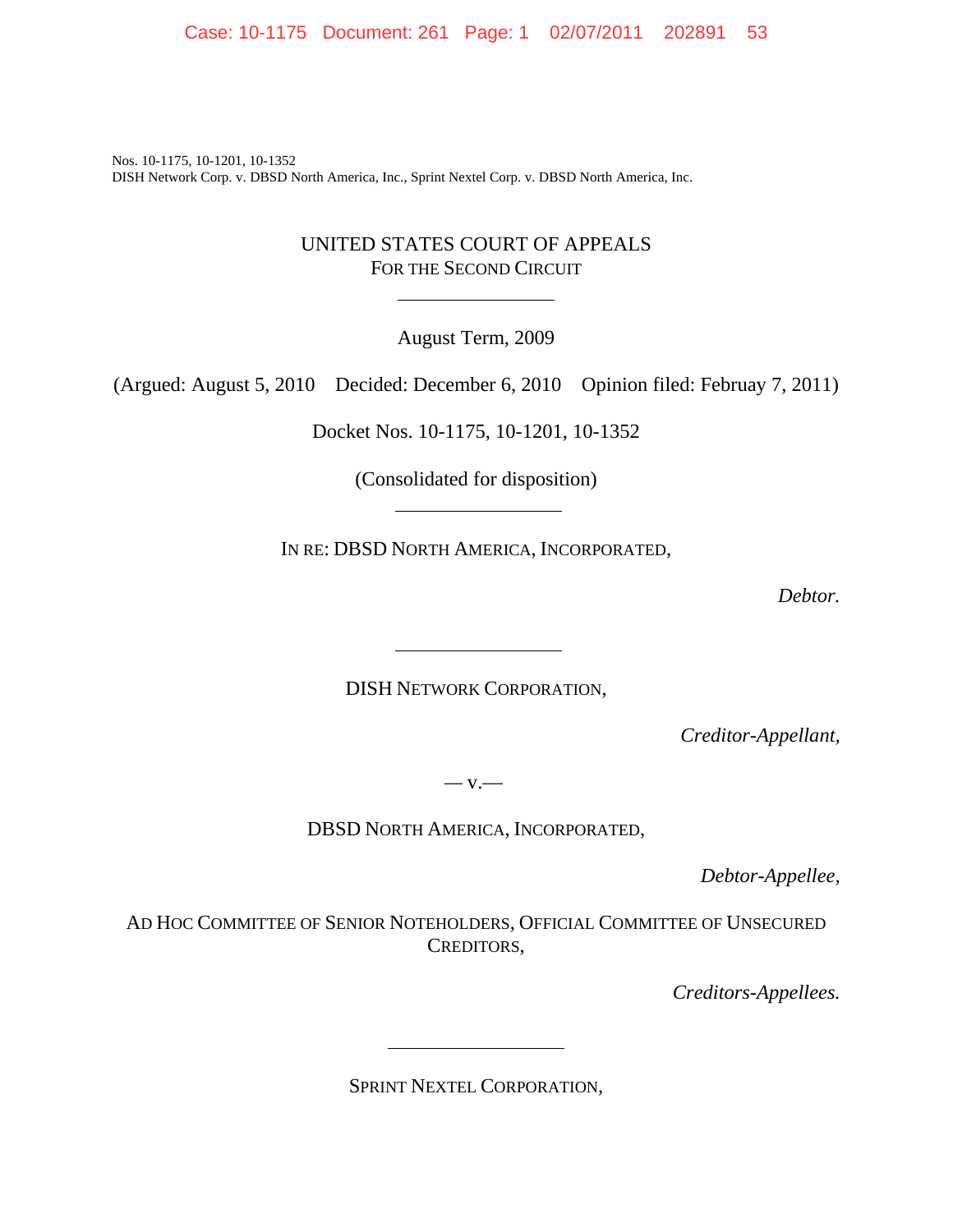Nos. 10-1175, 10-1201, 10-1352
DISH Network Corp. v. DBSD North America, Inc., Sprint Nextel Corp. v. DBSD North America, Inc.

# UNITED STATES COURT OF APPEALS
## FOR THE SECOND CIRCUIT

---

August Term, 2009

(Argued: August 5, 2010 Decided: December 6, 2010 Opinion filed: Februay 7, 2011)

Docket Nos. 10-1175, 10-1201, 10-1352

(Consolidated for disposition)

---

IN RE: DBSD NORTH AMERICA, INCORPORATED,

*Debtor.*

---

DISH NETWORK CORPORATION,

*Creditor-Appellant,*

— v.—

DBSD NORTH AMERICA, INCORPORATED,

*Debtor-Appellee,*

AD HOC COMMITTEE OF SENIOR NOTEHOLDERS, OFFICIAL COMMITTEE OF UNSECURED CREDITORS,

*Creditors-Appellees.*

---

SPRINT NEXTEL CORPORATION,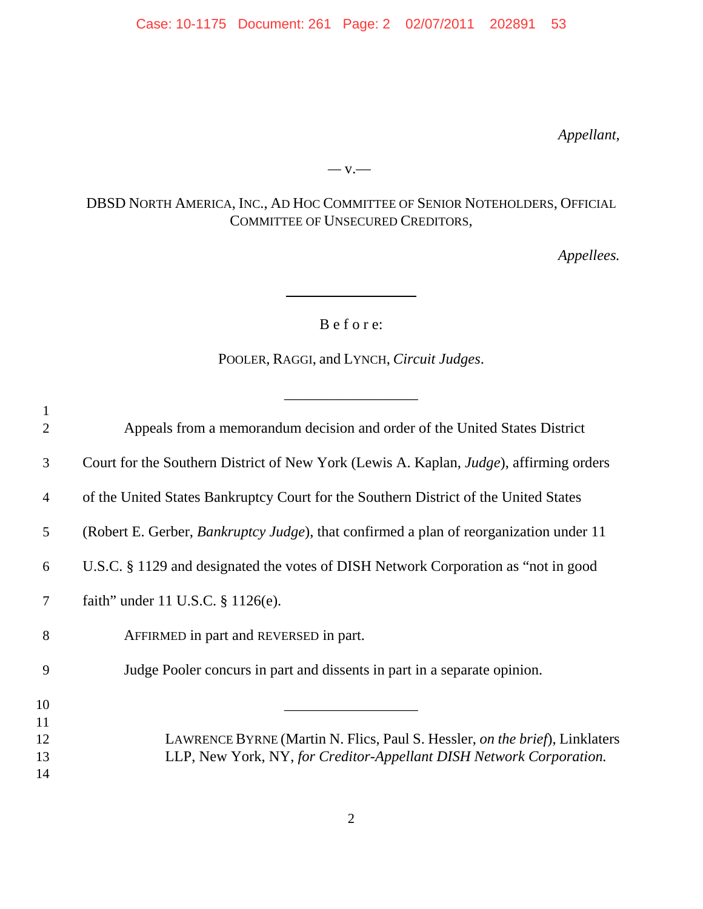*Appellant,*

— v.—

DBSD NORTH AMERICA, INC., AD HOC COMMITTEE OF SENIOR NOTEHOLDERS, OFFICIAL COMMITTEE OF UNSECURED CREDITORS,

*Appellees.*

---

B e f o r e:

POOLER, RAGGI, and LYNCH, *Circuit Judges*.

---

Appeals from a memorandum decision and order of the United States District Court for the Southern District of New York (Lewis A. Kaplan, *Judge*), affirming orders of the United States Bankruptcy Court for the Southern District of the United States (Robert E. Gerber, *Bankruptcy Judge*), that confirmed a plan of reorganization under 11 U.S.C. § 1129 and designated the votes of DISH Network Corporation as "not in good faith" under 11 U.S.C. § 1126(e).

AFFIRMED in part and REVERSED in part.

Judge Pooler concurs in part and dissents in part in a separate opinion.

---

LAWRENCE BYRNE (Martin N. Flics, Paul S. Hessler, *on the brief*), Linklaters LLP, New York, NY, *for Creditor-Appellant DISH Network Corporation.*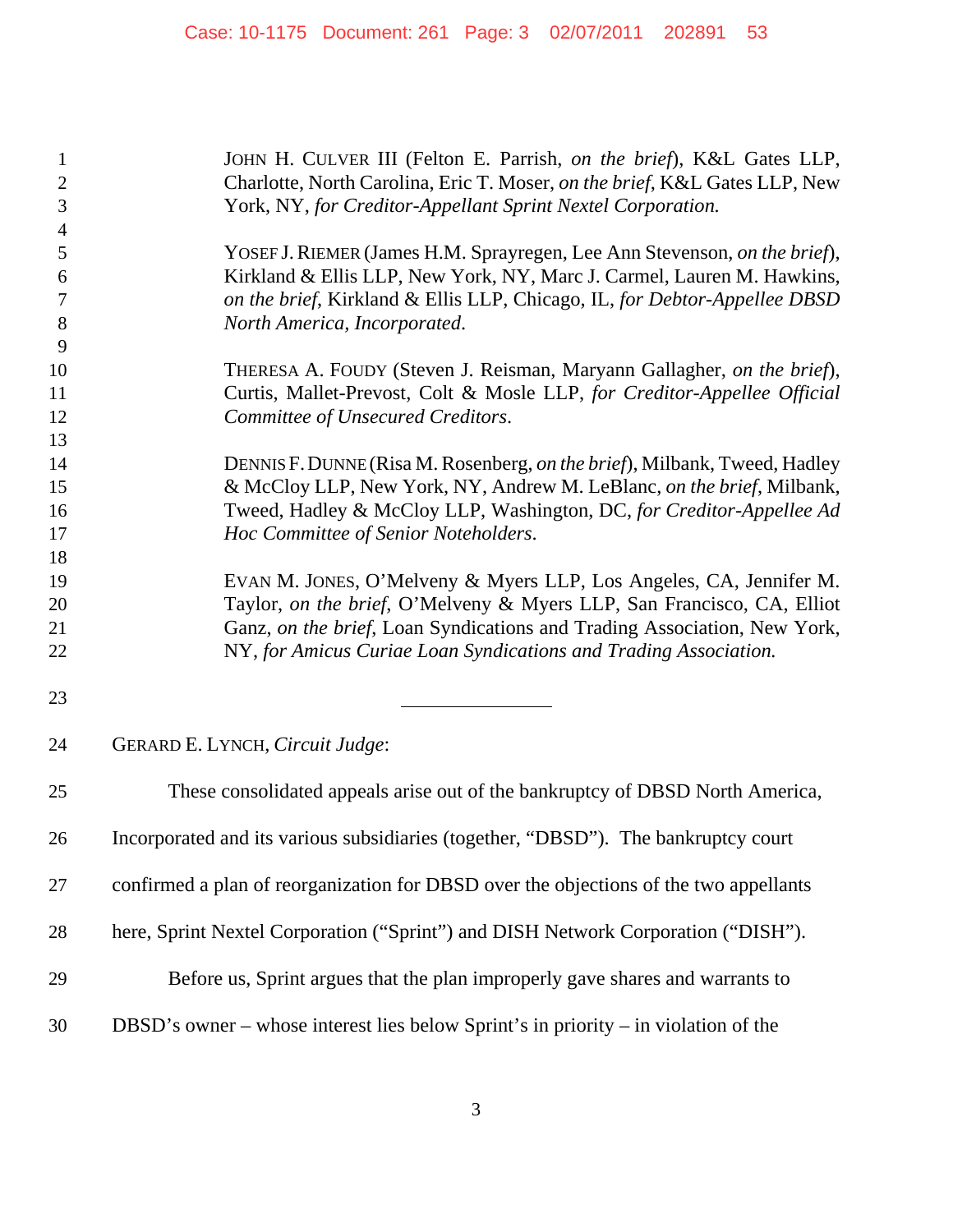JOHN H. CULVER III (Felton E. Parrish, *on the brief*), K&L Gates LLP, Charlotte, North Carolina, Eric T. Moser, *on the brief*, K&L Gates LLP, New York, NY, *for Creditor-Appellant Sprint Nextel Corporation.*

YOSEF J. RIEMER (James H.M. Sprayregen, Lee Ann Stevenson, *on the brief*), Kirkland & Ellis LLP, New York, NY, Marc J. Carmel, Lauren M. Hawkins, *on the brief*, Kirkland & Ellis LLP, Chicago, IL, *for Debtor-Appellee DBSD North America, Incorporated*.

THERESA A. FOUDY (Steven J. Reisman, Maryann Gallagher, *on the brief*), Curtis, Mallet-Prevost, Colt & Mosle LLP, *for Creditor-Appellee Official Committee of Unsecured Creditors*.

DENNIS F. DUNNE (Risa M. Rosenberg, *on the brief*), Milbank, Tweed, Hadley & McCloy LLP, New York, NY, Andrew M. LeBlanc, *on the brief*, Milbank, Tweed, Hadley & McCloy LLP, Washington, DC, *for Creditor-Appellee Ad Hoc Committee of Senior Noteholders*.

EVAN M. JONES, O'Melveny & Myers LLP, Los Angeles, CA, Jennifer M. Taylor, *on the brief*, O'Melveny & Myers LLP, San Francisco, CA, Elliot Ganz, *on the brief*, Loan Syndications and Trading Association, New York, NY, *for Amicus Curiae Loan Syndications and Trading Association.*

---

GERARD E. LYNCH, *Circuit Judge*:

These consolidated appeals arise out of the bankruptcy of DBSD North America, Incorporated and its various subsidiaries (together, "DBSD"). The bankruptcy court confirmed a plan of reorganization for DBSD over the objections of the two appellants here, Sprint Nextel Corporation ("Sprint") and DISH Network Corporation ("DISH").

Before us, Sprint argues that the plan improperly gave shares and warrants to DBSD's owner – whose interest lies below Sprint's in priority – in violation of the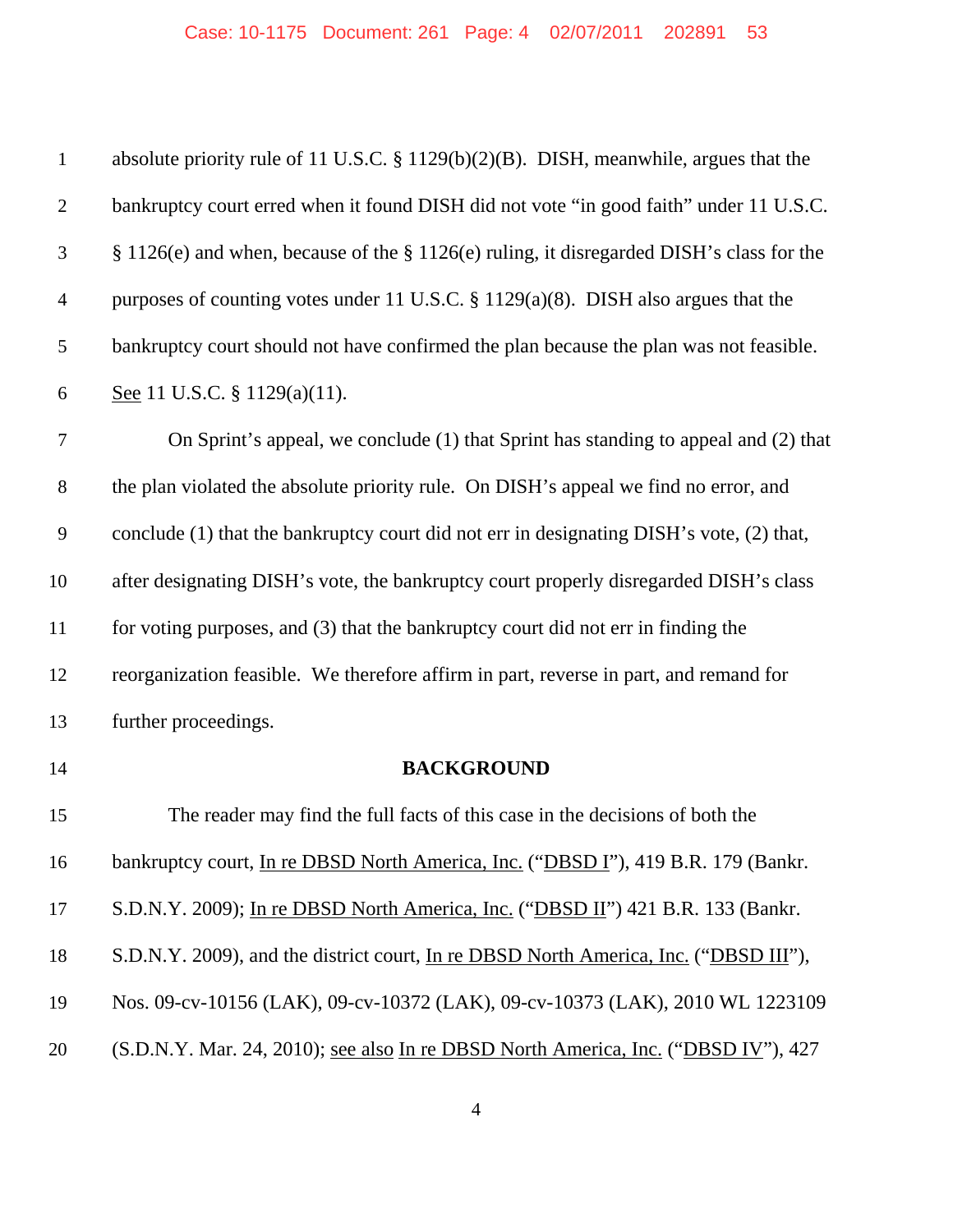absolute priority rule of 11 U.S.C. § 1129(b)(2)(B). DISH, meanwhile, argues that the bankruptcy court erred when it found DISH did not vote "in good faith" under 11 U.S.C. § 1126(e) and when, because of the § 1126(e) ruling, it disregarded DISH's class for the purposes of counting votes under 11 U.S.C. § 1129(a)(8). DISH also argues that the bankruptcy court should not have confirmed the plan because the plan was not feasible. See 11 U.S.C. § 1129(a)(11).

On Sprint's appeal, we conclude (1) that Sprint has standing to appeal and (2) that the plan violated the absolute priority rule. On DISH's appeal we find no error, and conclude (1) that the bankruptcy court did not err in designating DISH's vote, (2) that, after designating DISH's vote, the bankruptcy court properly disregarded DISH's class for voting purposes, and (3) that the bankruptcy court did not err in finding the reorganization feasible. We therefore affirm in part, reverse in part, and remand for further proceedings.

## BACKGROUND

The reader may find the full facts of this case in the decisions of both the bankruptcy court, In re DBSD North America, Inc. ("DBSD I"), 419 B.R. 179 (Bankr. S.D.N.Y. 2009); In re DBSD North America, Inc. ("DBSD II") 421 B.R. 133 (Bankr. S.D.N.Y. 2009), and the district court, In re DBSD North America, Inc. ("DBSD III"), Nos. 09-cv-10156 (LAK), 09-cv-10372 (LAK), 09-cv-10373 (LAK), 2010 WL 1223109 (S.D.N.Y. Mar. 24, 2010); see also In re DBSD North America, Inc. ("DBSD IV"), 427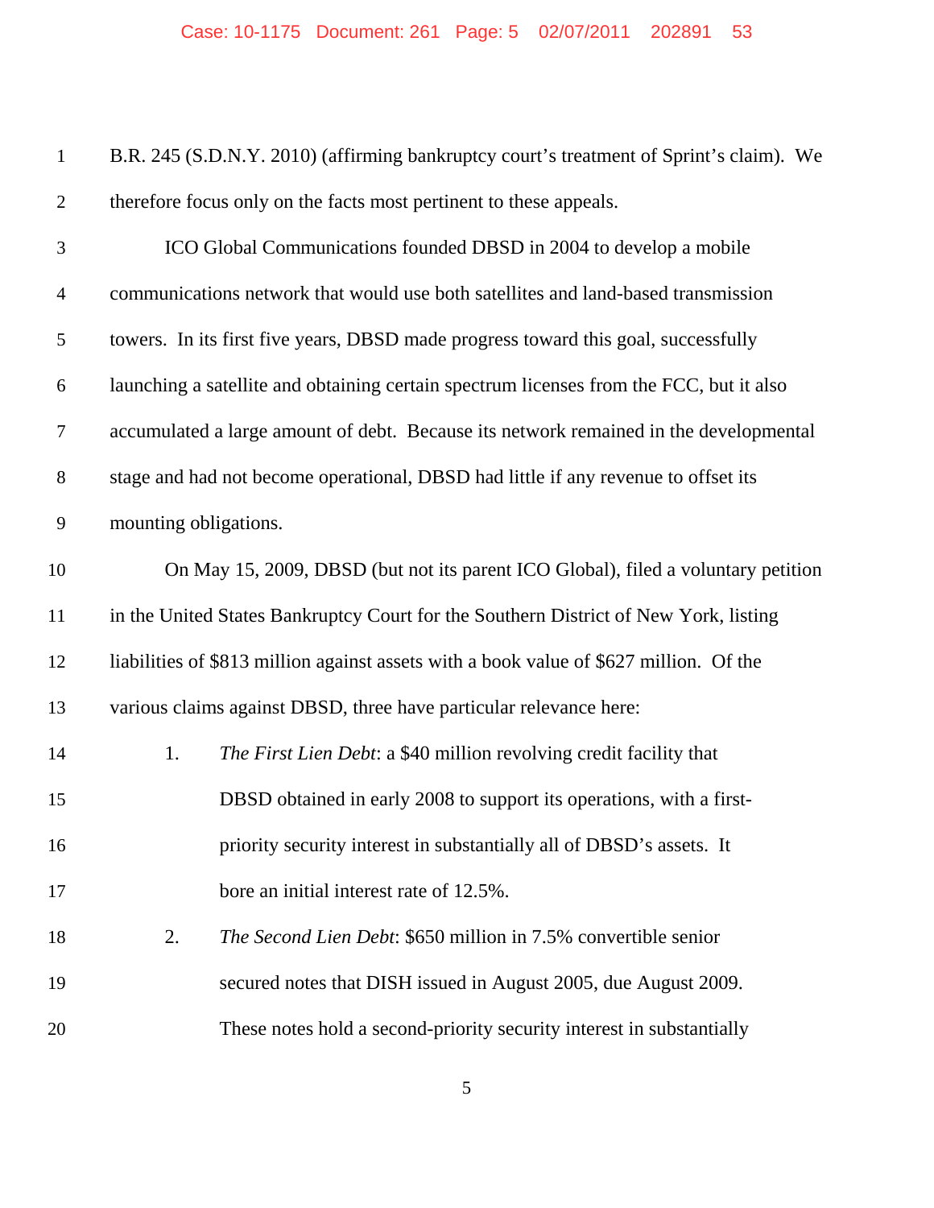B.R. 245 (S.D.N.Y. 2010) (affirming bankruptcy court's treatment of Sprint's claim). We therefore focus only on the facts most pertinent to these appeals.

ICO Global Communications founded DBSD in 2004 to develop a mobile communications network that would use both satellites and land-based transmission towers. In its first five years, DBSD made progress toward this goal, successfully launching a satellite and obtaining certain spectrum licenses from the FCC, but it also accumulated a large amount of debt. Because its network remained in the developmental stage and had not become operational, DBSD had little if any revenue to offset its mounting obligations.

On May 15, 2009, DBSD (but not its parent ICO Global), filed a voluntary petition in the United States Bankruptcy Court for the Southern District of New York, listing liabilities of $813 million against assets with a book value of $627 million. Of the various claims against DBSD, three have particular relevance here:

1. *The First Lien Debt*: a $40 million revolving credit facility that DBSD obtained in early 2008 to support its operations, with a first-priority security interest in substantially all of DBSD's assets. It bore an initial interest rate of 12.5%.

2. *The Second Lien Debt*: $650 million in 7.5% convertible senior secured notes that DISH issued in August 2005, due August 2009. These notes hold a second-priority security interest in substantially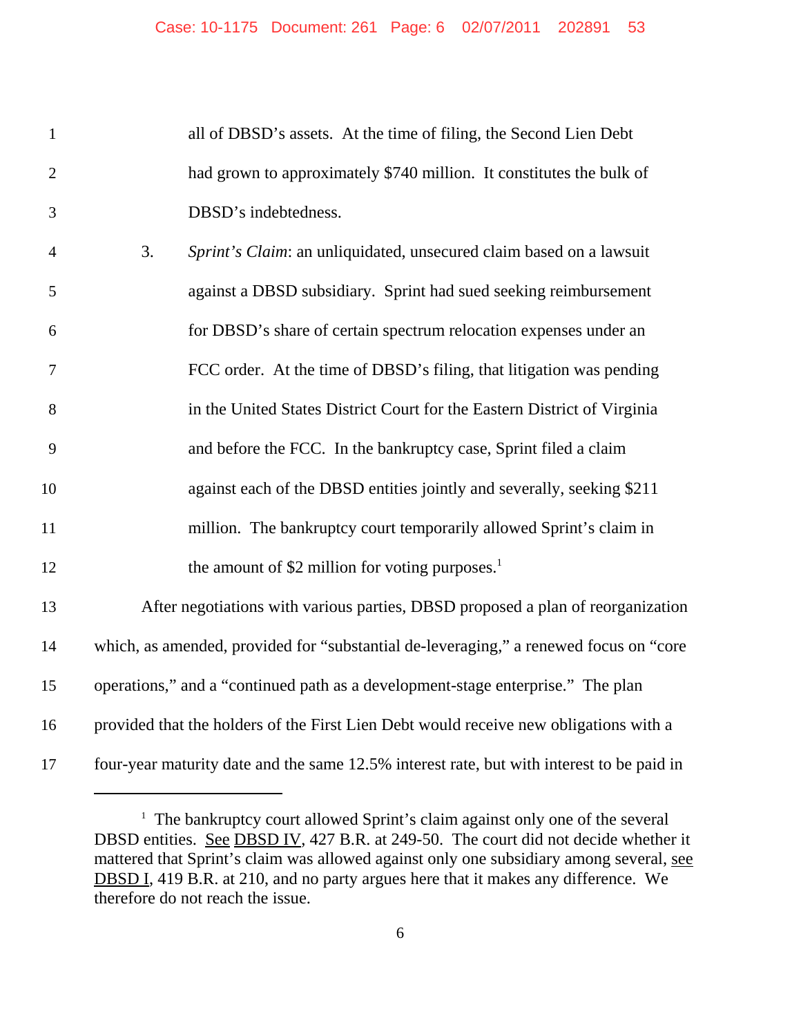all of DBSD's assets. At the time of filing, the Second Lien Debt had grown to approximately $740 million. It constitutes the bulk of DBSD's indebtedness.

3. *Sprint's Claim*: an unliquidated, unsecured claim based on a lawsuit against a DBSD subsidiary. Sprint had sued seeking reimbursement for DBSD's share of certain spectrum relocation expenses under an FCC order. At the time of DBSD's filing, that litigation was pending in the United States District Court for the Eastern District of Virginia and before the FCC. In the bankruptcy case, Sprint filed a claim against each of the DBSD entities jointly and severally, seeking $211 million. The bankruptcy court temporarily allowed Sprint's claim in the amount of $2 million for voting purposes.[1]

After negotiations with various parties, DBSD proposed a plan of reorganization which, as amended, provided for "substantial de-leveraging," a renewed focus on "core operations," and a "continued path as a development-stage enterprise." The plan provided that the holders of the First Lien Debt would receive new obligations with a four-year maturity date and the same 12.5% interest rate, but with interest to be paid in

---

[1] The bankruptcy court allowed Sprint's claim against only one of the several DBSD entities. See DBSD IV, 427 B.R. at 249-50. The court did not decide whether it mattered that Sprint's claim was allowed against only one subsidiary among several, see DBSD I, 419 B.R. at 210, and no party argues here that it makes any difference. We therefore do not reach the issue.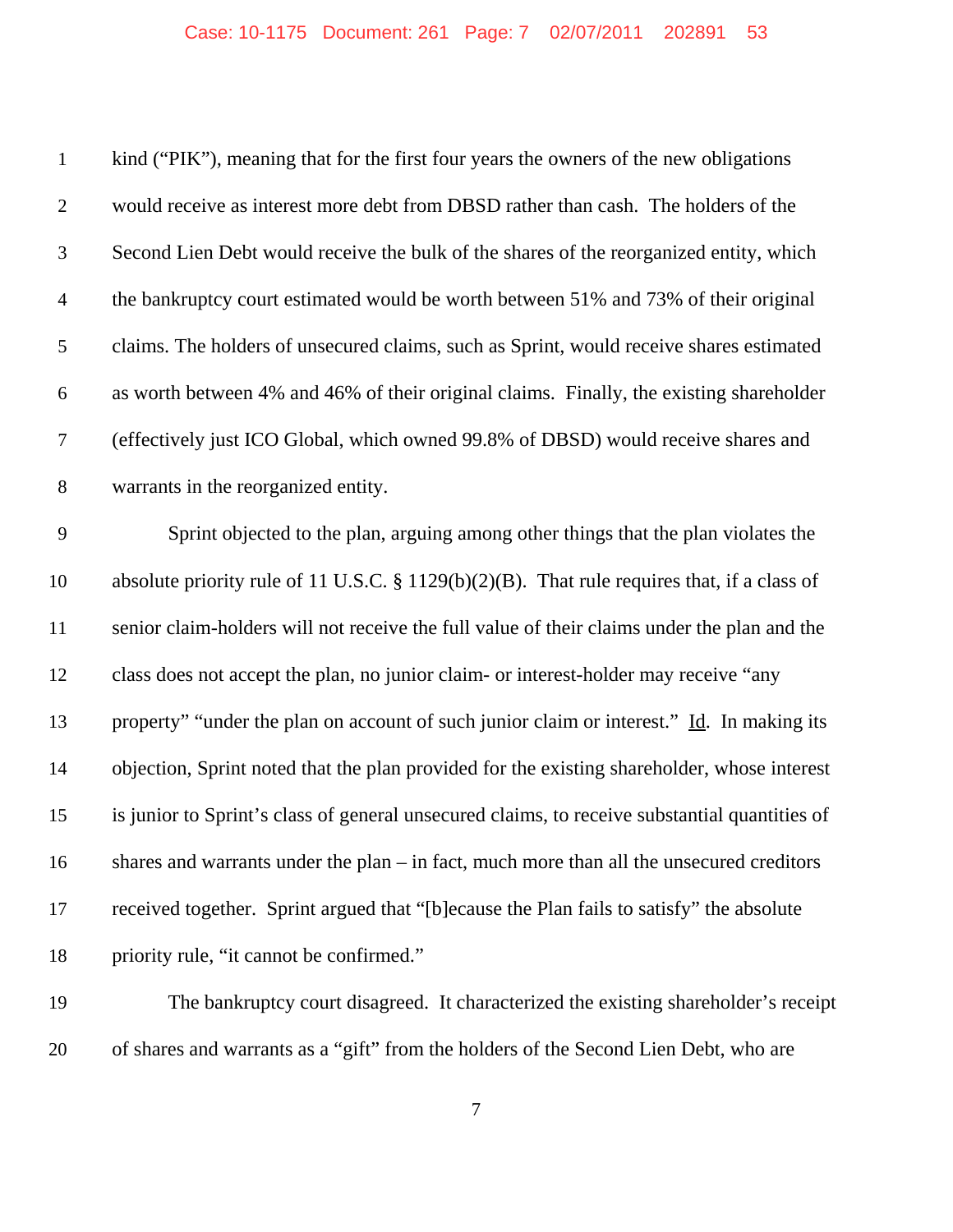kind ("PIK"), meaning that for the first four years the owners of the new obligations would receive as interest more debt from DBSD rather than cash. The holders of the Second Lien Debt would receive the bulk of the shares of the reorganized entity, which the bankruptcy court estimated would be worth between 51% and 73% of their original claims. The holders of unsecured claims, such as Sprint, would receive shares estimated as worth between 4% and 46% of their original claims. Finally, the existing shareholder (effectively just ICO Global, which owned 99.8% of DBSD) would receive shares and warrants in the reorganized entity.

Sprint objected to the plan, arguing among other things that the plan violates the absolute priority rule of 11 U.S.C. § 1129(b)(2)(B). That rule requires that, if a class of senior claim-holders will not receive the full value of their claims under the plan and the class does not accept the plan, no junior claim- or interest-holder may receive "any property" "under the plan on account of such junior claim or interest." Id. In making its objection, Sprint noted that the plan provided for the existing shareholder, whose interest is junior to Sprint's class of general unsecured claims, to receive substantial quantities of shares and warrants under the plan – in fact, much more than all the unsecured creditors received together. Sprint argued that "[b]ecause the Plan fails to satisfy" the absolute priority rule, "it cannot be confirmed."

The bankruptcy court disagreed. It characterized the existing shareholder's receipt of shares and warrants as a "gift" from the holders of the Second Lien Debt, who are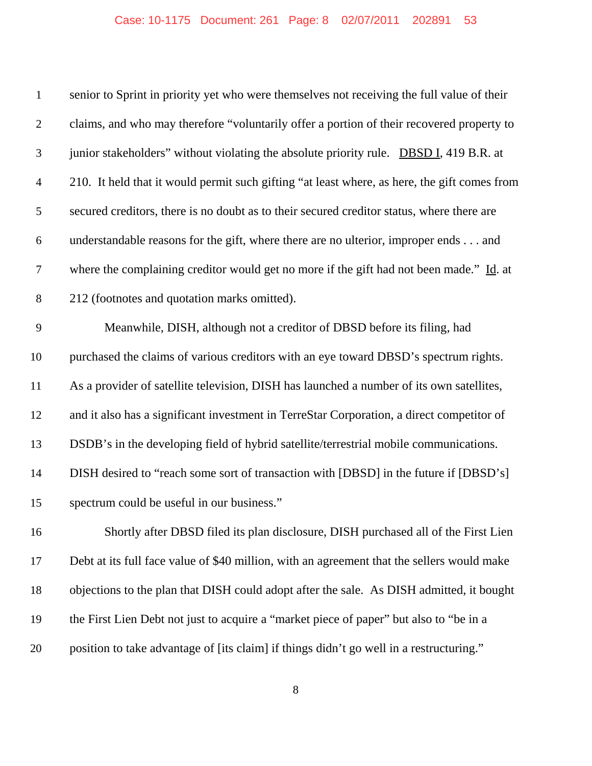senior to Sprint in priority yet who were themselves not receiving the full value of their claims, and who may therefore "voluntarily offer a portion of their recovered property to junior stakeholders" without violating the absolute priority rule. DBSD I, 419 B.R. at 210. It held that it would permit such gifting "at least where, as here, the gift comes from secured creditors, there is no doubt as to their secured creditor status, where there are understandable reasons for the gift, where there are no ulterior, improper ends . . . and where the complaining creditor would get no more if the gift had not been made." Id. at 212 (footnotes and quotation marks omitted).

Meanwhile, DISH, although not a creditor of DBSD before its filing, had purchased the claims of various creditors with an eye toward DBSD's spectrum rights. As a provider of satellite television, DISH has launched a number of its own satellites, and it also has a significant investment in TerreStar Corporation, a direct competitor of DSDB's in the developing field of hybrid satellite/terrestrial mobile communications. DISH desired to "reach some sort of transaction with [DBSD] in the future if [DBSD's] spectrum could be useful in our business."

Shortly after DBSD filed its plan disclosure, DISH purchased all of the First Lien Debt at its full face value of $40 million, with an agreement that the sellers would make objections to the plan that DISH could adopt after the sale. As DISH admitted, it bought the First Lien Debt not just to acquire a "market piece of paper" but also to "be in a position to take advantage of [its claim] if things didn't go well in a restructuring."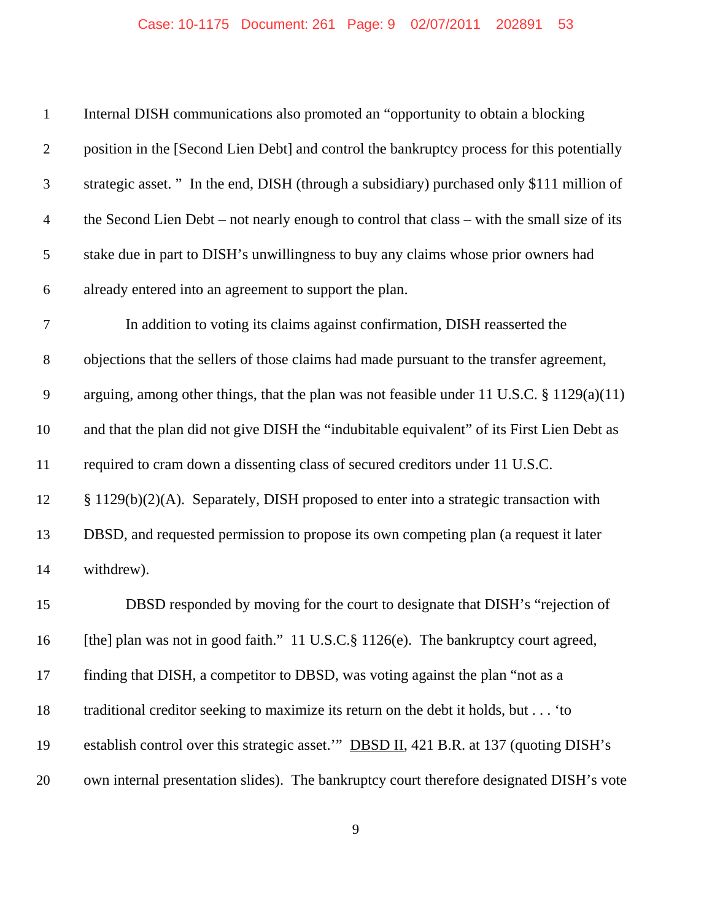Internal DISH communications also promoted an "opportunity to obtain a blocking position in the [Second Lien Debt] and control the bankruptcy process for this potentially strategic asset. " In the end, DISH (through a subsidiary) purchased only $111 million of the Second Lien Debt – not nearly enough to control that class – with the small size of its stake due in part to DISH's unwillingness to buy any claims whose prior owners had already entered into an agreement to support the plan.

In addition to voting its claims against confirmation, DISH reasserted the objections that the sellers of those claims had made pursuant to the transfer agreement, arguing, among other things, that the plan was not feasible under 11 U.S.C. § 1129(a)(11) and that the plan did not give DISH the "indubitable equivalent" of its First Lien Debt as required to cram down a dissenting class of secured creditors under 11 U.S.C. § 1129(b)(2)(A). Separately, DISH proposed to enter into a strategic transaction with DBSD, and requested permission to propose its own competing plan (a request it later withdrew).

DBSD responded by moving for the court to designate that DISH's "rejection of [the] plan was not in good faith." 11 U.S.C.§ 1126(e). The bankruptcy court agreed, finding that DISH, a competitor to DBSD, was voting against the plan "not as a traditional creditor seeking to maximize its return on the debt it holds, but . . . 'to establish control over this strategic asset.'" DBSD II, 421 B.R. at 137 (quoting DISH's own internal presentation slides). The bankruptcy court therefore designated DISH's vote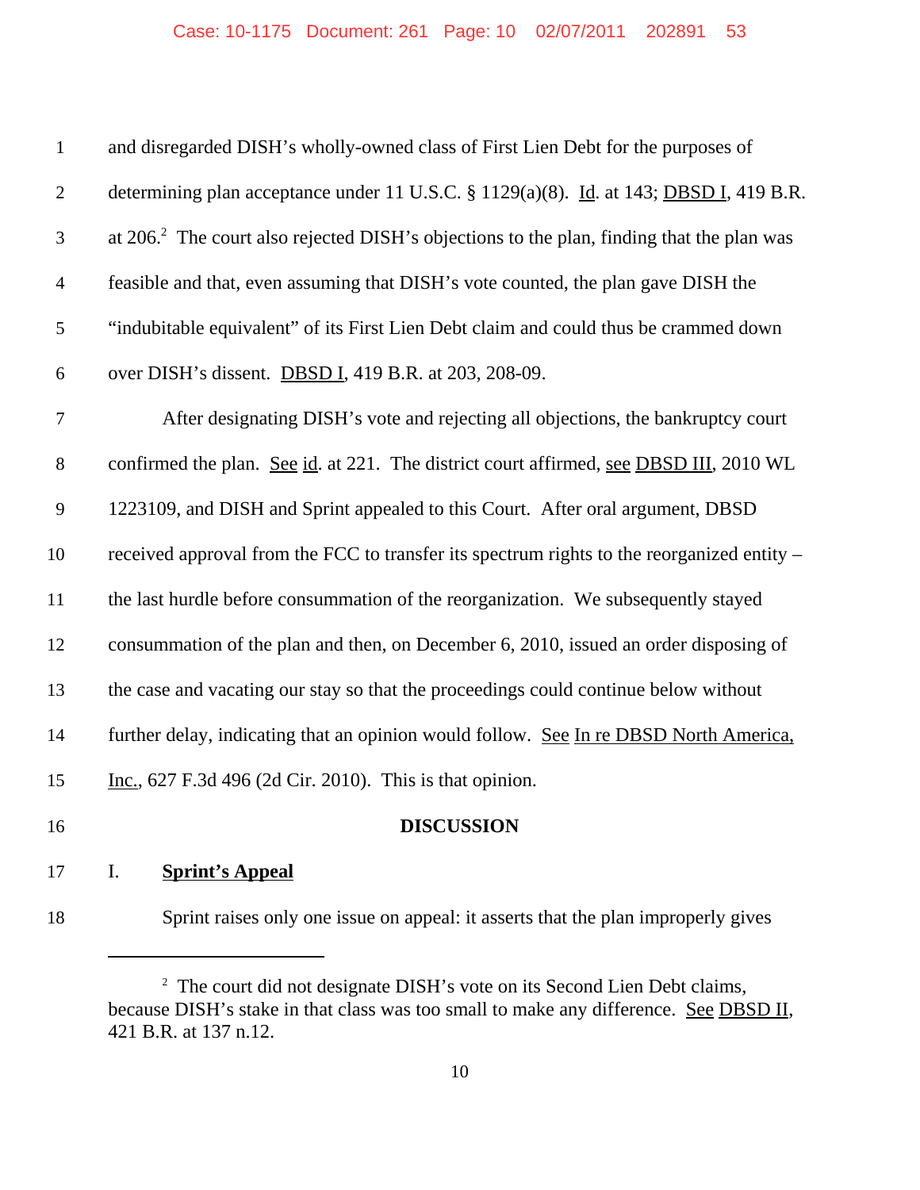and disregarded DISH's wholly-owned class of First Lien Debt for the purposes of determining plan acceptance under 11 U.S.C. § 1129(a)(8). Id. at 143; DBSD I, 419 B.R. at 206.[2] The court also rejected DISH's objections to the plan, finding that the plan was feasible and that, even assuming that DISH's vote counted, the plan gave DISH the "indubitable equivalent" of its First Lien Debt claim and could thus be crammed down over DISH's dissent. DBSD I, 419 B.R. at 203, 208-09.

After designating DISH's vote and rejecting all objections, the bankruptcy court confirmed the plan. See id. at 221. The district court affirmed, see DBSD III, 2010 WL 1223109, and DISH and Sprint appealed to this Court. After oral argument, DBSD received approval from the FCC to transfer its spectrum rights to the reorganized entity – the last hurdle before consummation of the reorganization. We subsequently stayed consummation of the plan and then, on December 6, 2010, issued an order disposing of the case and vacating our stay so that the proceedings could continue below without further delay, indicating that an opinion would follow. See In re DBSD North America, Inc., 627 F.3d 496 (2d Cir. 2010). This is that opinion.

## DISCUSSION

### I. Sprint's Appeal

Sprint raises only one issue on appeal: it asserts that the plan improperly gives

---

[2] The court did not designate DISH's vote on its Second Lien Debt claims, because DISH's stake in that class was too small to make any difference. See DBSD II, 421 B.R. at 137 n.12.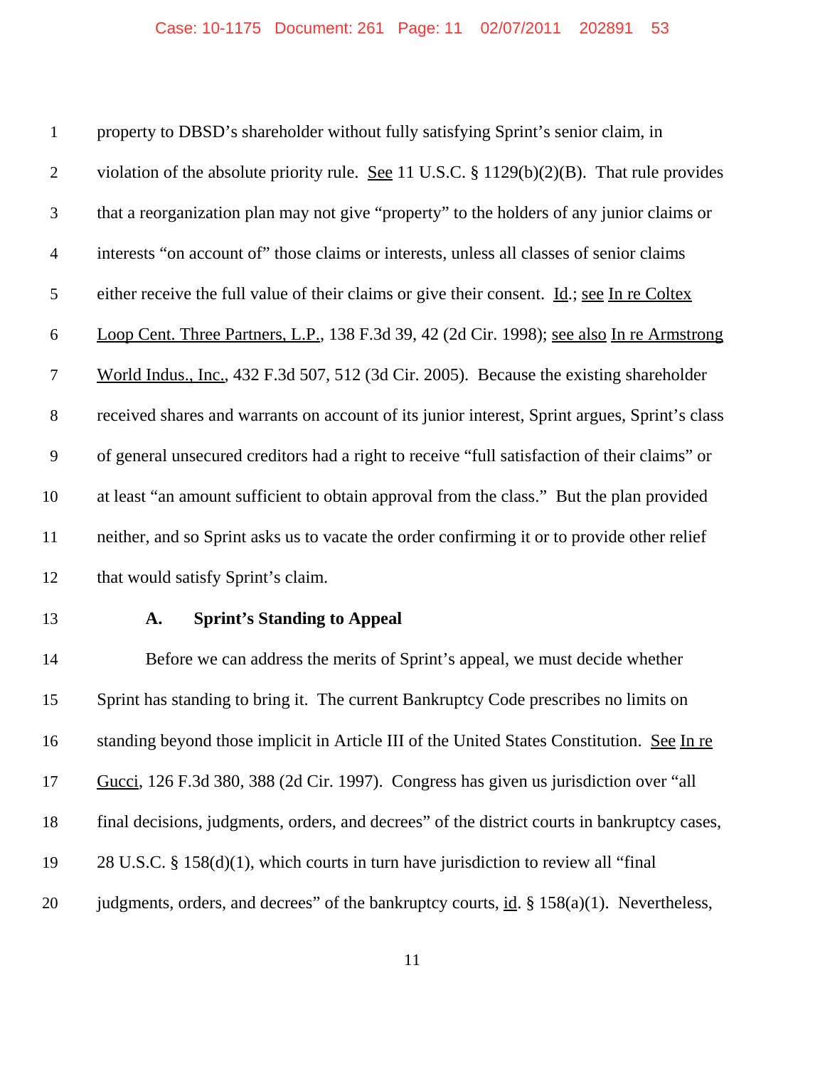property to DBSD's shareholder without fully satisfying Sprint's senior claim, in violation of the absolute priority rule. See 11 U.S.C. § 1129(b)(2)(B). That rule provides that a reorganization plan may not give "property" to the holders of any junior claims or interests "on account of" those claims or interests, unless all classes of senior claims either receive the full value of their claims or give their consent. Id.; see In re Coltex Loop Cent. Three Partners, L.P., 138 F.3d 39, 42 (2d Cir. 1998); see also In re Armstrong World Indus., Inc., 432 F.3d 507, 512 (3d Cir. 2005). Because the existing shareholder received shares and warrants on account of its junior interest, Sprint argues, Sprint's class of general unsecured creditors had a right to receive "full satisfaction of their claims" or at least "an amount sufficient to obtain approval from the class." But the plan provided neither, and so Sprint asks us to vacate the order confirming it or to provide other relief that would satisfy Sprint's claim.

### A. Sprint's Standing to Appeal

Before we can address the merits of Sprint's appeal, we must decide whether Sprint has standing to bring it. The current Bankruptcy Code prescribes no limits on standing beyond those implicit in Article III of the United States Constitution. See In re Gucci, 126 F.3d 380, 388 (2d Cir. 1997). Congress has given us jurisdiction over "all final decisions, judgments, orders, and decrees" of the district courts in bankruptcy cases, 28 U.S.C. § 158(d)(1), which courts in turn have jurisdiction to review all "final judgments, orders, and decrees" of the bankruptcy courts, id. § 158(a)(1). Nevertheless,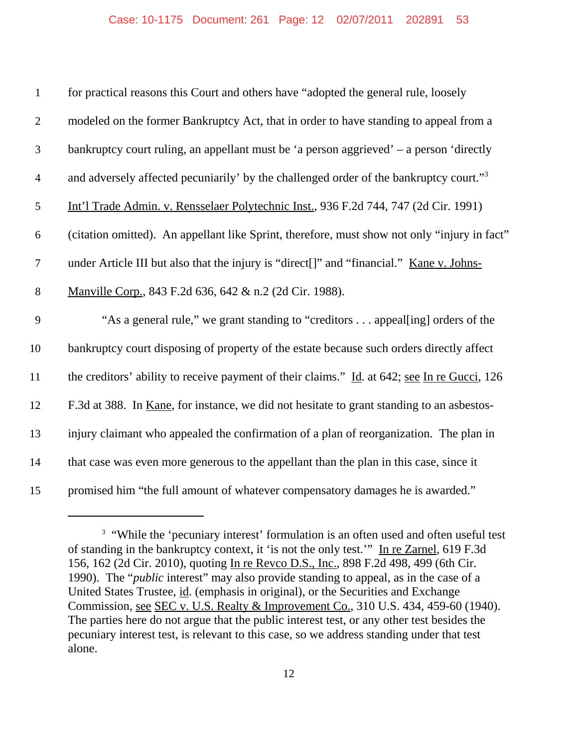for practical reasons this Court and others have "adopted the general rule, loosely modeled on the former Bankruptcy Act, that in order to have standing to appeal from a bankruptcy court ruling, an appellant must be 'a person aggrieved' – a person 'directly and adversely affected pecuniarily' by the challenged order of the bankruptcy court."[3] Int'l Trade Admin. v. Rensselaer Polytechnic Inst., 936 F.2d 744, 747 (2d Cir. 1991) (citation omitted). An appellant like Sprint, therefore, must show not only "injury in fact" under Article III but also that the injury is "direct[]" and "financial." Kane v. Johns-Manville Corp., 843 F.2d 636, 642 & n.2 (2d Cir. 1988).

"As a general rule," we grant standing to "creditors . . . appeal[ing] orders of the bankruptcy court disposing of property of the estate because such orders directly affect the creditors' ability to receive payment of their claims." Id. at 642; see In re Gucci, 126 F.3d at 388. In Kane, for instance, we did not hesitate to grant standing to an asbestos-injury claimant who appealed the confirmation of a plan of reorganization. The plan in that case was even more generous to the appellant than the plan in this case, since it promised him "the full amount of whatever compensatory damages he is awarded."

---

[3] "While the 'pecuniary interest' formulation is an often used and often useful test of standing in the bankruptcy context, it 'is not the only test.'" In re Zarnel, 619 F.3d 156, 162 (2d Cir. 2010), quoting In re Revco D.S., Inc., 898 F.2d 498, 499 (6th Cir. 1990). The "*public* interest" may also provide standing to appeal, as in the case of a United States Trustee, id. (emphasis in original), or the Securities and Exchange Commission, see SEC v. U.S. Realty & Improvement Co., 310 U.S. 434, 459-60 (1940). The parties here do not argue that the public interest test, or any other test besides the pecuniary interest test, is relevant to this case, so we address standing under that test alone.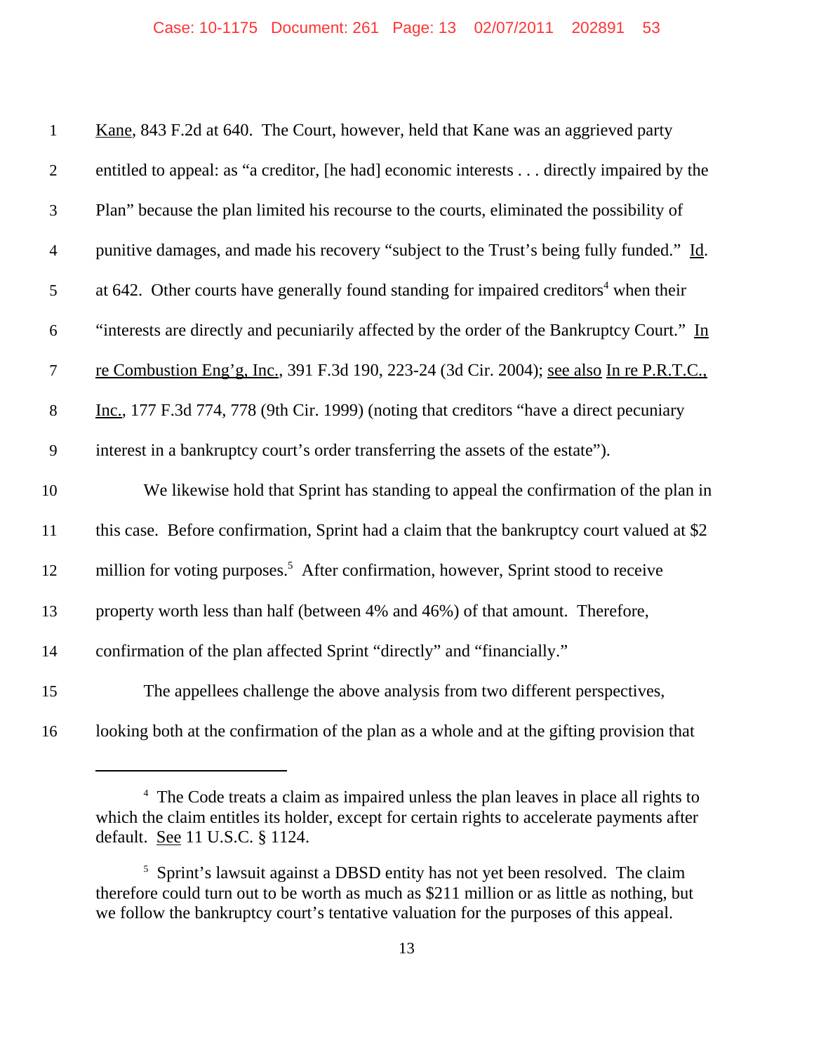Kane, 843 F.2d at 640. The Court, however, held that Kane was an aggrieved party entitled to appeal: as "a creditor, [he had] economic interests . . . directly impaired by the Plan" because the plan limited his recourse to the courts, eliminated the possibility of punitive damages, and made his recovery "subject to the Trust's being fully funded." Id. at 642. Other courts have generally found standing for impaired creditors[4] when their "interests are directly and pecuniarily affected by the order of the Bankruptcy Court." In re Combustion Eng'g, Inc., 391 F.3d 190, 223-24 (3d Cir. 2004); see also In re P.R.T.C., Inc., 177 F.3d 774, 778 (9th Cir. 1999) (noting that creditors "have a direct pecuniary interest in a bankruptcy court's order transferring the assets of the estate").

We likewise hold that Sprint has standing to appeal the confirmation of the plan in this case. Before confirmation, Sprint had a claim that the bankruptcy court valued at $2 million for voting purposes.[5] After confirmation, however, Sprint stood to receive property worth less than half (between 4% and 46%) of that amount. Therefore, confirmation of the plan affected Sprint "directly" and "financially."

The appellees challenge the above analysis from two different perspectives, looking both at the confirmation of the plan as a whole and at the gifting provision that

---

[4] The Code treats a claim as impaired unless the plan leaves in place all rights to which the claim entitles its holder, except for certain rights to accelerate payments after default. See 11 U.S.C. § 1124.

[5] Sprint's lawsuit against a DBSD entity has not yet been resolved. The claim therefore could turn out to be worth as much as $211 million or as little as nothing, but we follow the bankruptcy court's tentative valuation for the purposes of this appeal.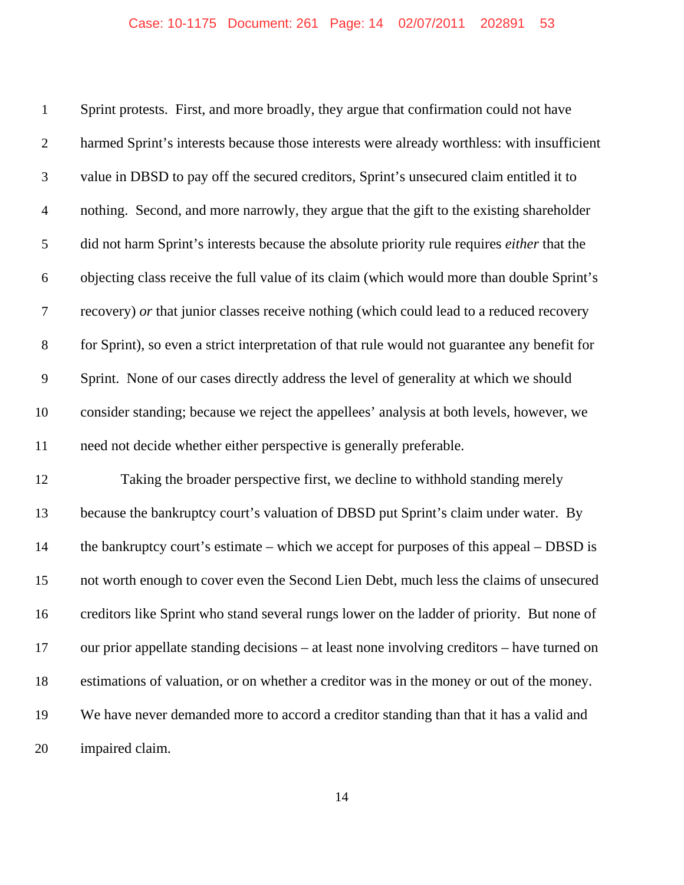Sprint protests. First, and more broadly, they argue that confirmation could not have harmed Sprint's interests because those interests were already worthless: with insufficient value in DBSD to pay off the secured creditors, Sprint's unsecured claim entitled it to nothing. Second, and more narrowly, they argue that the gift to the existing shareholder did not harm Sprint's interests because the absolute priority rule requires *either* that the objecting class receive the full value of its claim (which would more than double Sprint's recovery) *or* that junior classes receive nothing (which could lead to a reduced recovery for Sprint), so even a strict interpretation of that rule would not guarantee any benefit for Sprint. None of our cases directly address the level of generality at which we should consider standing; because we reject the appellees' analysis at both levels, however, we need not decide whether either perspective is generally preferable.

Taking the broader perspective first, we decline to withhold standing merely because the bankruptcy court's valuation of DBSD put Sprint's claim under water. By the bankruptcy court's estimate – which we accept for purposes of this appeal – DBSD is not worth enough to cover even the Second Lien Debt, much less the claims of unsecured creditors like Sprint who stand several rungs lower on the ladder of priority. But none of our prior appellate standing decisions – at least none involving creditors – have turned on estimations of valuation, or on whether a creditor was in the money or out of the money. We have never demanded more to accord a creditor standing than that it has a valid and impaired claim.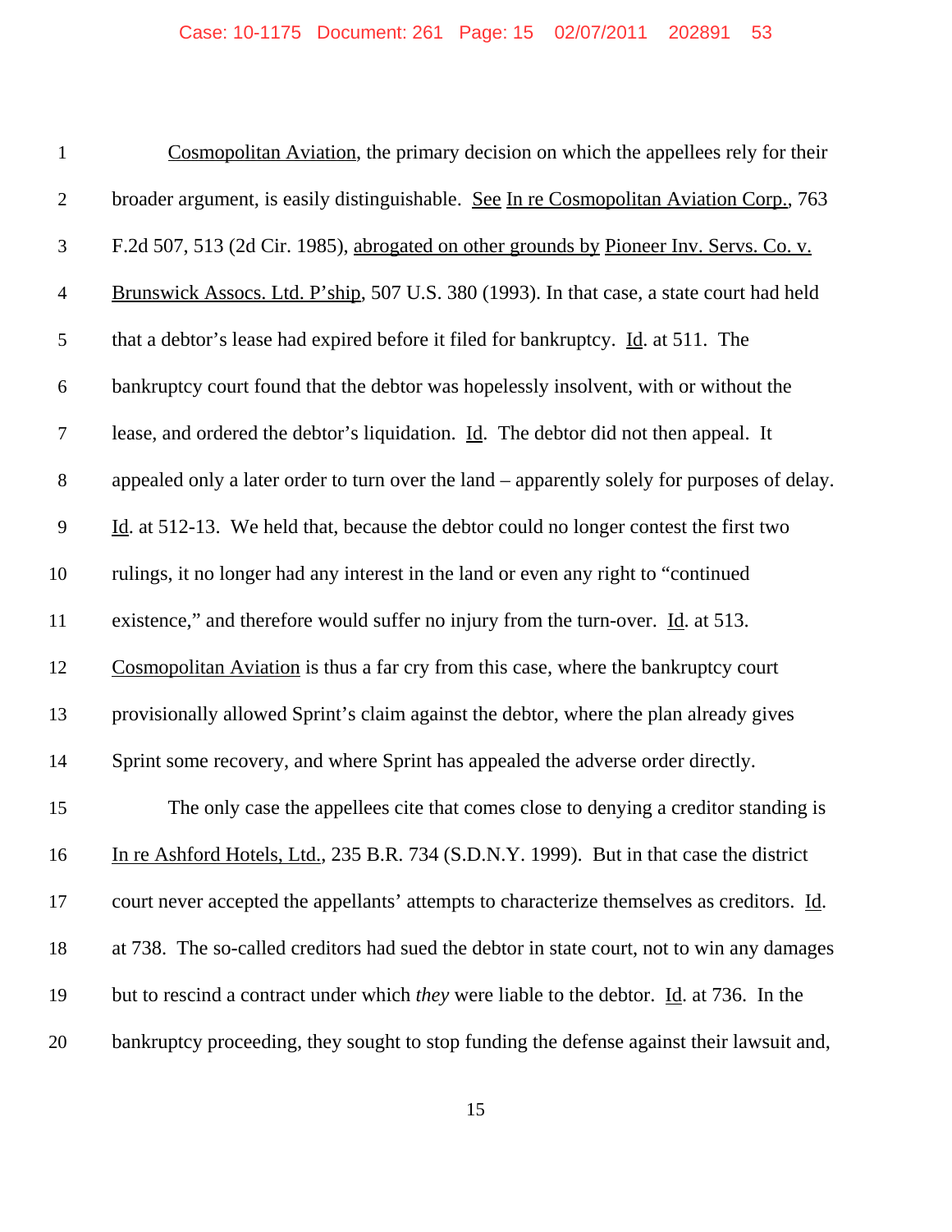Cosmopolitan Aviation, the primary decision on which the appellees rely for their broader argument, is easily distinguishable. See In re Cosmopolitan Aviation Corp., 763 F.2d 507, 513 (2d Cir. 1985), abrogated on other grounds by Pioneer Inv. Servs. Co. v. Brunswick Assocs. Ltd. P'ship, 507 U.S. 380 (1993). In that case, a state court had held that a debtor's lease had expired before it filed for bankruptcy. Id. at 511. The bankruptcy court found that the debtor was hopelessly insolvent, with or without the lease, and ordered the debtor's liquidation. Id. The debtor did not then appeal. It appealed only a later order to turn over the land – apparently solely for purposes of delay. Id. at 512-13. We held that, because the debtor could no longer contest the first two rulings, it no longer had any interest in the land or even any right to "continued existence," and therefore would suffer no injury from the turn-over. Id. at 513. Cosmopolitan Aviation is thus a far cry from this case, where the bankruptcy court provisionally allowed Sprint's claim against the debtor, where the plan already gives Sprint some recovery, and where Sprint has appealed the adverse order directly.

The only case the appellees cite that comes close to denying a creditor standing is In re Ashford Hotels, Ltd., 235 B.R. 734 (S.D.N.Y. 1999). But in that case the district court never accepted the appellants' attempts to characterize themselves as creditors. Id. at 738. The so-called creditors had sued the debtor in state court, not to win any damages but to rescind a contract under which *they* were liable to the debtor. Id. at 736. In the bankruptcy proceeding, they sought to stop funding the defense against their lawsuit and,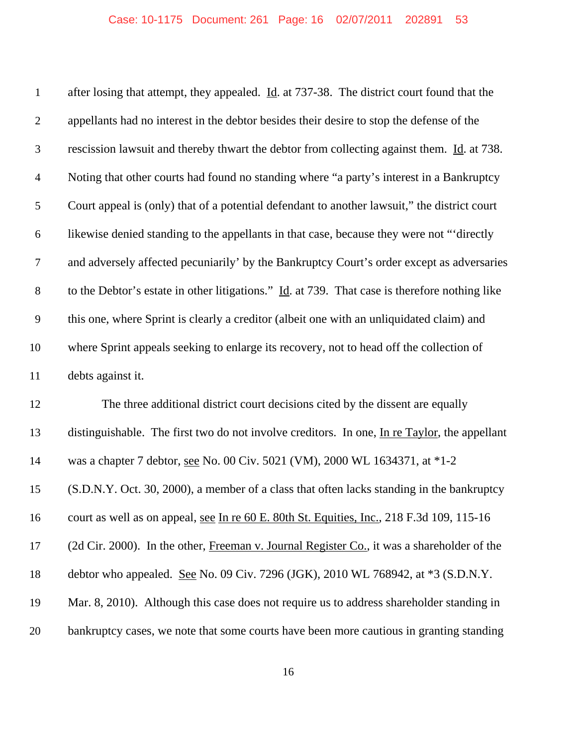after losing that attempt, they appealed. Id. at 737-38. The district court found that the appellants had no interest in the debtor besides their desire to stop the defense of the rescission lawsuit and thereby thwart the debtor from collecting against them. Id. at 738. Noting that other courts had found no standing where "a party's interest in a Bankruptcy Court appeal is (only) that of a potential defendant to another lawsuit," the district court likewise denied standing to the appellants in that case, because they were not "'directly and adversely affected pecuniarily' by the Bankruptcy Court's order except as adversaries to the Debtor's estate in other litigations." Id. at 739. That case is therefore nothing like this one, where Sprint is clearly a creditor (albeit one with an unliquidated claim) and where Sprint appeals seeking to enlarge its recovery, not to head off the collection of debts against it.

The three additional district court decisions cited by the dissent are equally distinguishable. The first two do not involve creditors. In one, In re Taylor, the appellant was a chapter 7 debtor, see No. 00 Civ. 5021 (VM), 2000 WL 1634371, at *1-2 (S.D.N.Y. Oct. 30, 2000), a member of a class that often lacks standing in the bankruptcy court as well as on appeal, see In re 60 E. 80th St. Equities, Inc., 218 F.3d 109, 115-16 (2d Cir. 2000). In the other, Freeman v. Journal Register Co., it was a shareholder of the debtor who appealed. See No. 09 Civ. 7296 (JGK), 2010 WL 768942, at *3 (S.D.N.Y. Mar. 8, 2010). Although this case does not require us to address shareholder standing in bankruptcy cases, we note that some courts have been more cautious in granting standing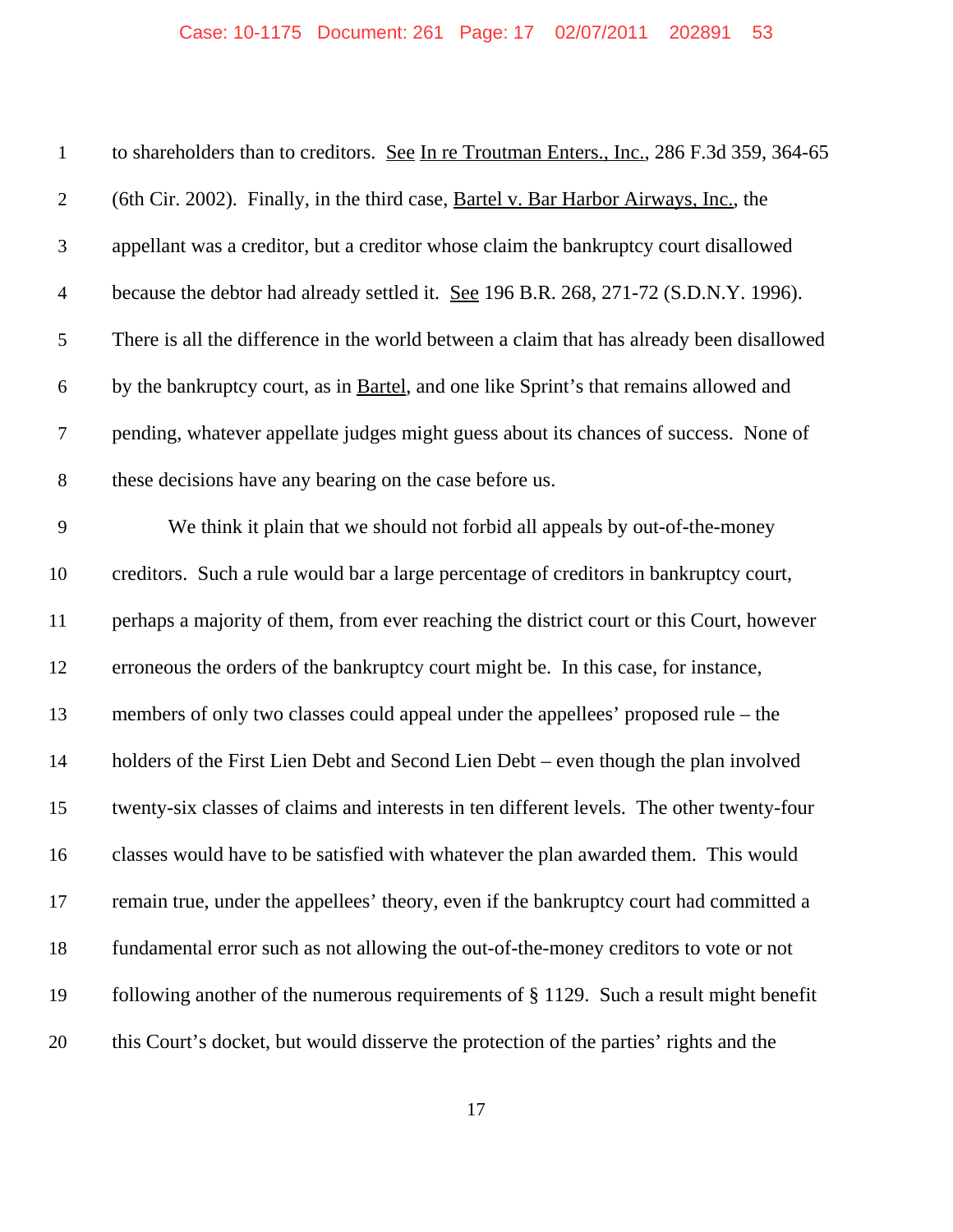to shareholders than to creditors. See In re Troutman Enters., Inc., 286 F.3d 359, 364-65 (6th Cir. 2002). Finally, in the third case, Bartel v. Bar Harbor Airways, Inc., the appellant was a creditor, but a creditor whose claim the bankruptcy court disallowed because the debtor had already settled it. See 196 B.R. 268, 271-72 (S.D.N.Y. 1996). There is all the difference in the world between a claim that has already been disallowed by the bankruptcy court, as in Bartel, and one like Sprint's that remains allowed and pending, whatever appellate judges might guess about its chances of success. None of these decisions have any bearing on the case before us.

We think it plain that we should not forbid all appeals by out-of-the-money creditors. Such a rule would bar a large percentage of creditors in bankruptcy court, perhaps a majority of them, from ever reaching the district court or this Court, however erroneous the orders of the bankruptcy court might be. In this case, for instance, members of only two classes could appeal under the appellees' proposed rule – the holders of the First Lien Debt and Second Lien Debt – even though the plan involved twenty-six classes of claims and interests in ten different levels. The other twenty-four classes would have to be satisfied with whatever the plan awarded them. This would remain true, under the appellees' theory, even if the bankruptcy court had committed a fundamental error such as not allowing the out-of-the-money creditors to vote or not following another of the numerous requirements of § 1129. Such a result might benefit this Court's docket, but would disserve the protection of the parties' rights and the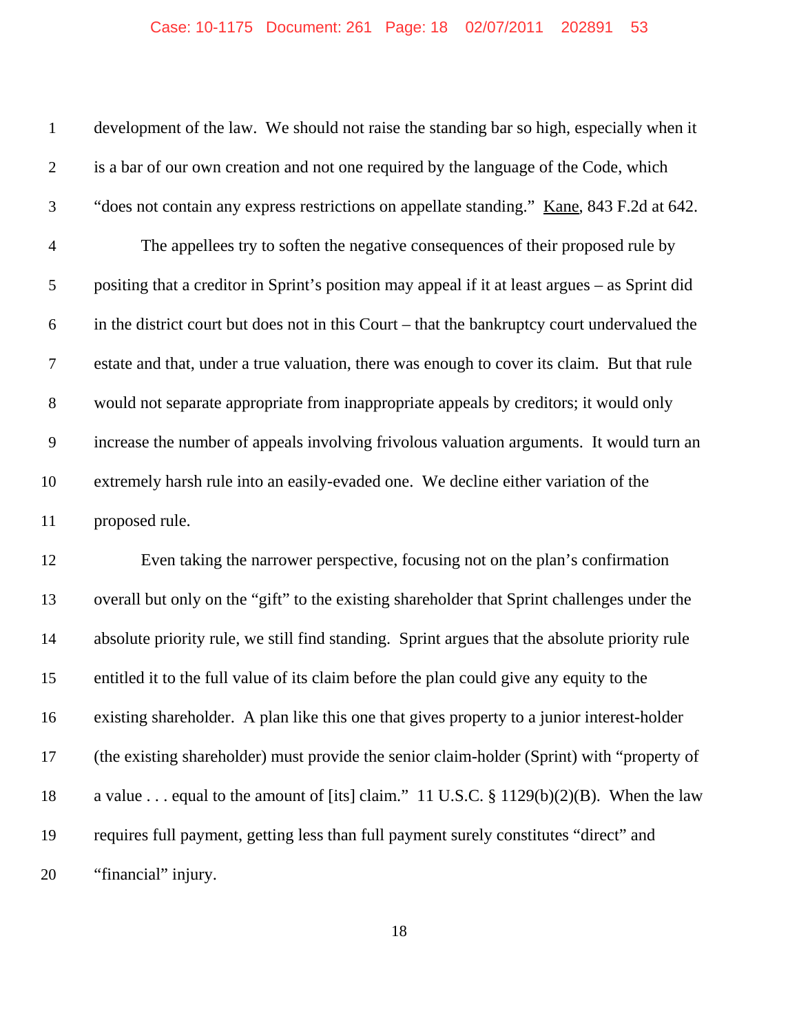development of the law. We should not raise the standing bar so high, especially when it is a bar of our own creation and not one required by the language of the Code, which "does not contain any express restrictions on appellate standing." Kane, 843 F.2d at 642.

The appellees try to soften the negative consequences of their proposed rule by positing that a creditor in Sprint's position may appeal if it at least argues – as Sprint did in the district court but does not in this Court – that the bankruptcy court undervalued the estate and that, under a true valuation, there was enough to cover its claim. But that rule would not separate appropriate from inappropriate appeals by creditors; it would only increase the number of appeals involving frivolous valuation arguments. It would turn an extremely harsh rule into an easily-evaded one. We decline either variation of the proposed rule.

Even taking the narrower perspective, focusing not on the plan's confirmation overall but only on the "gift" to the existing shareholder that Sprint challenges under the absolute priority rule, we still find standing. Sprint argues that the absolute priority rule entitled it to the full value of its claim before the plan could give any equity to the existing shareholder. A plan like this one that gives property to a junior interest-holder (the existing shareholder) must provide the senior claim-holder (Sprint) with "property of a value . . . equal to the amount of [its] claim." 11 U.S.C. § 1129(b)(2)(B). When the law requires full payment, getting less than full payment surely constitutes "direct" and "financial" injury.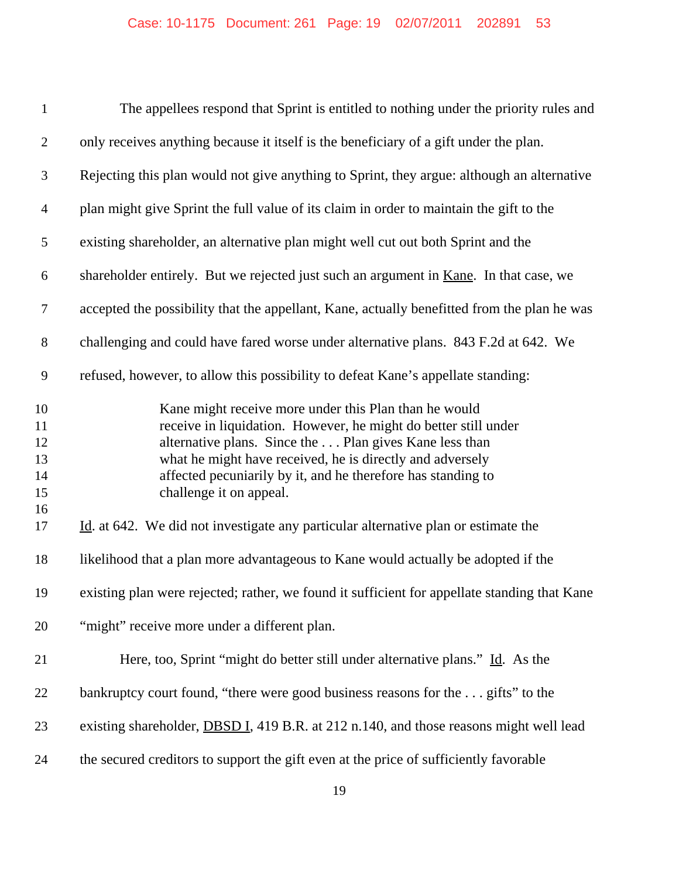The appellees respond that Sprint is entitled to nothing under the priority rules and only receives anything because it itself is the beneficiary of a gift under the plan. Rejecting this plan would not give anything to Sprint, they argue: although an alternative plan might give Sprint the full value of its claim in order to maintain the gift to the existing shareholder, an alternative plan might well cut out both Sprint and the shareholder entirely. But we rejected just such an argument in Kane. In that case, we accepted the possibility that the appellant, Kane, actually benefitted from the plan he was challenging and could have fared worse under alternative plans. 843 F.2d at 642. We refused, however, to allow this possibility to defeat Kane's appellate standing:

> Kane might receive more under this Plan than he would receive in liquidation. However, he might do better still under alternative plans. Since the . . . Plan gives Kane less than what he might have received, he is directly and adversely affected pecuniarily by it, and he therefore has standing to challenge it on appeal.

Id. at 642. We did not investigate any particular alternative plan or estimate the likelihood that a plan more advantageous to Kane would actually be adopted if the existing plan were rejected; rather, we found it sufficient for appellate standing that Kane "might" receive more under a different plan.

Here, too, Sprint "might do better still under alternative plans." Id. As the bankruptcy court found, "there were good business reasons for the . . . gifts" to the existing shareholder, DBSD I, 419 B.R. at 212 n.140, and those reasons might well lead the secured creditors to support the gift even at the price of sufficiently favorable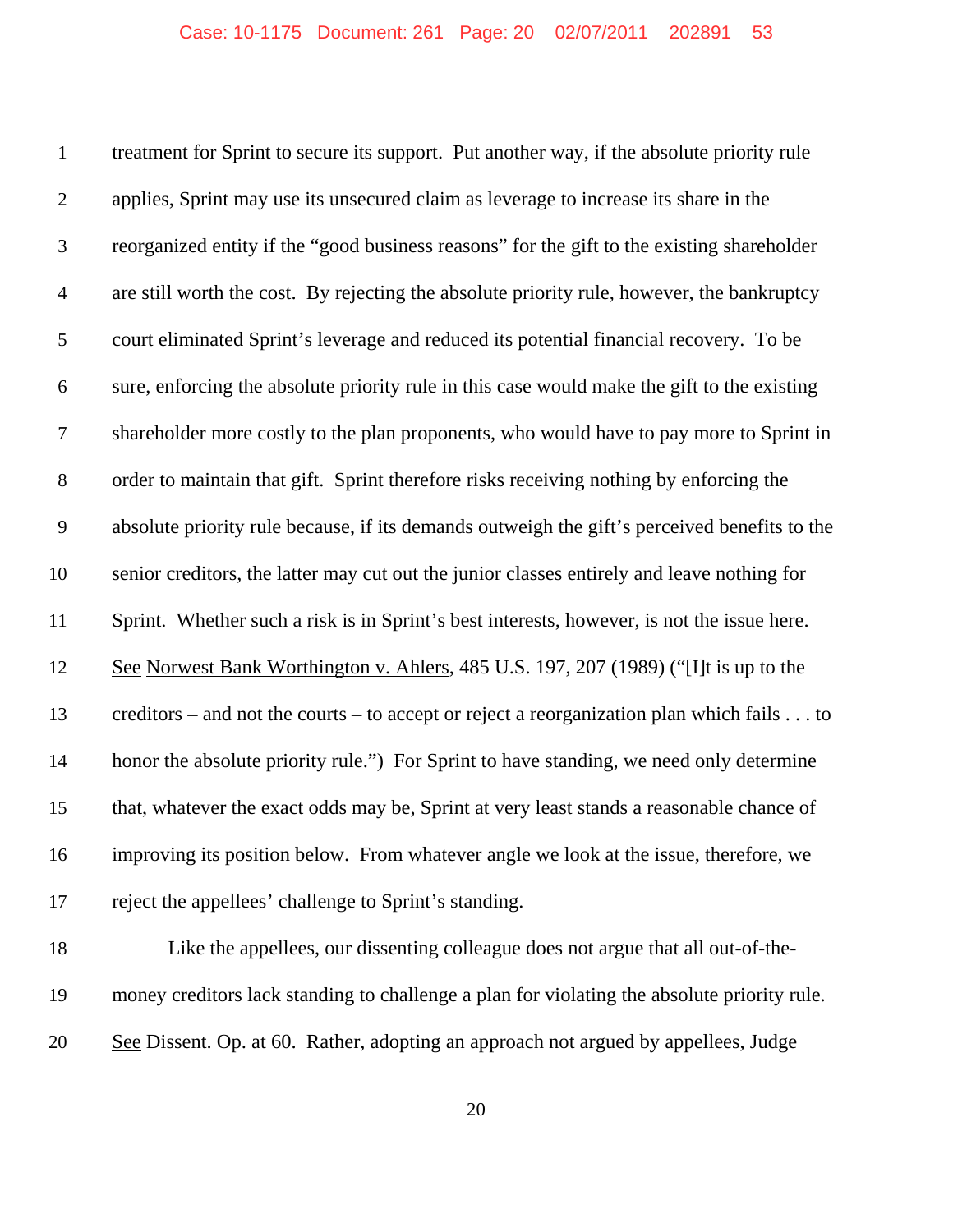treatment for Sprint to secure its support. Put another way, if the absolute priority rule applies, Sprint may use its unsecured claim as leverage to increase its share in the reorganized entity if the "good business reasons" for the gift to the existing shareholder are still worth the cost. By rejecting the absolute priority rule, however, the bankruptcy court eliminated Sprint's leverage and reduced its potential financial recovery. To be sure, enforcing the absolute priority rule in this case would make the gift to the existing shareholder more costly to the plan proponents, who would have to pay more to Sprint in order to maintain that gift. Sprint therefore risks receiving nothing by enforcing the absolute priority rule because, if its demands outweigh the gift's perceived benefits to the senior creditors, the latter may cut out the junior classes entirely and leave nothing for Sprint. Whether such a risk is in Sprint's best interests, however, is not the issue here. See Norwest Bank Worthington v. Ahlers, 485 U.S. 197, 207 (1989) ("[I]t is up to the creditors – and not the courts – to accept or reject a reorganization plan which fails . . . to honor the absolute priority rule.") For Sprint to have standing, we need only determine that, whatever the exact odds may be, Sprint at very least stands a reasonable chance of improving its position below. From whatever angle we look at the issue, therefore, we reject the appellees' challenge to Sprint's standing.

Like the appellees, our dissenting colleague does not argue that all out-of-the-money creditors lack standing to challenge a plan for violating the absolute priority rule. See Dissent. Op. at 60. Rather, adopting an approach not argued by appellees, Judge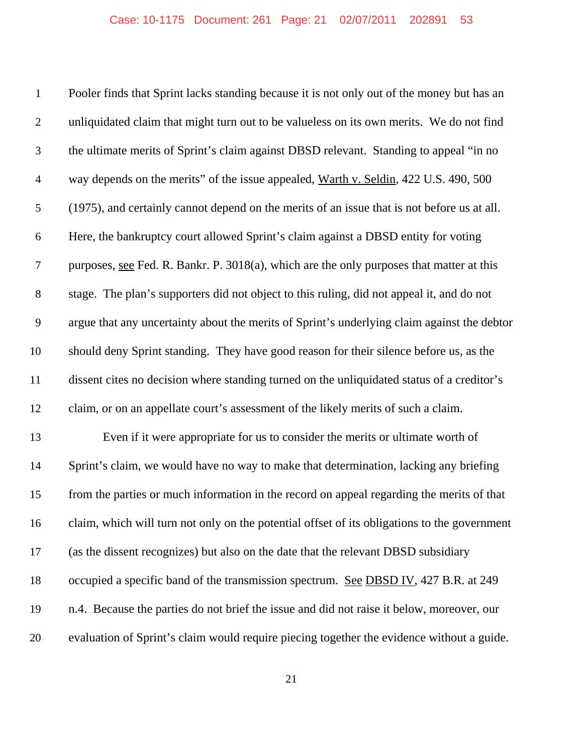Pooler finds that Sprint lacks standing because it is not only out of the money but has an unliquidated claim that might turn out to be valueless on its own merits. We do not find the ultimate merits of Sprint's claim against DBSD relevant. Standing to appeal "in no way depends on the merits" of the issue appealed, Warth v. Seldin, 422 U.S. 490, 500 (1975), and certainly cannot depend on the merits of an issue that is not before us at all. Here, the bankruptcy court allowed Sprint's claim against a DBSD entity for voting purposes, see Fed. R. Bankr. P. 3018(a), which are the only purposes that matter at this stage. The plan's supporters did not object to this ruling, did not appeal it, and do not argue that any uncertainty about the merits of Sprint's underlying claim against the debtor should deny Sprint standing. They have good reason for their silence before us, as the dissent cites no decision where standing turned on the unliquidated status of a creditor's claim, or on an appellate court's assessment of the likely merits of such a claim.

Even if it were appropriate for us to consider the merits or ultimate worth of Sprint's claim, we would have no way to make that determination, lacking any briefing from the parties or much information in the record on appeal regarding the merits of that claim, which will turn not only on the potential offset of its obligations to the government (as the dissent recognizes) but also on the date that the relevant DBSD subsidiary occupied a specific band of the transmission spectrum. See DBSD IV, 427 B.R. at 249 n.4. Because the parties do not brief the issue and did not raise it below, moreover, our evaluation of Sprint's claim would require piecing together the evidence without a guide.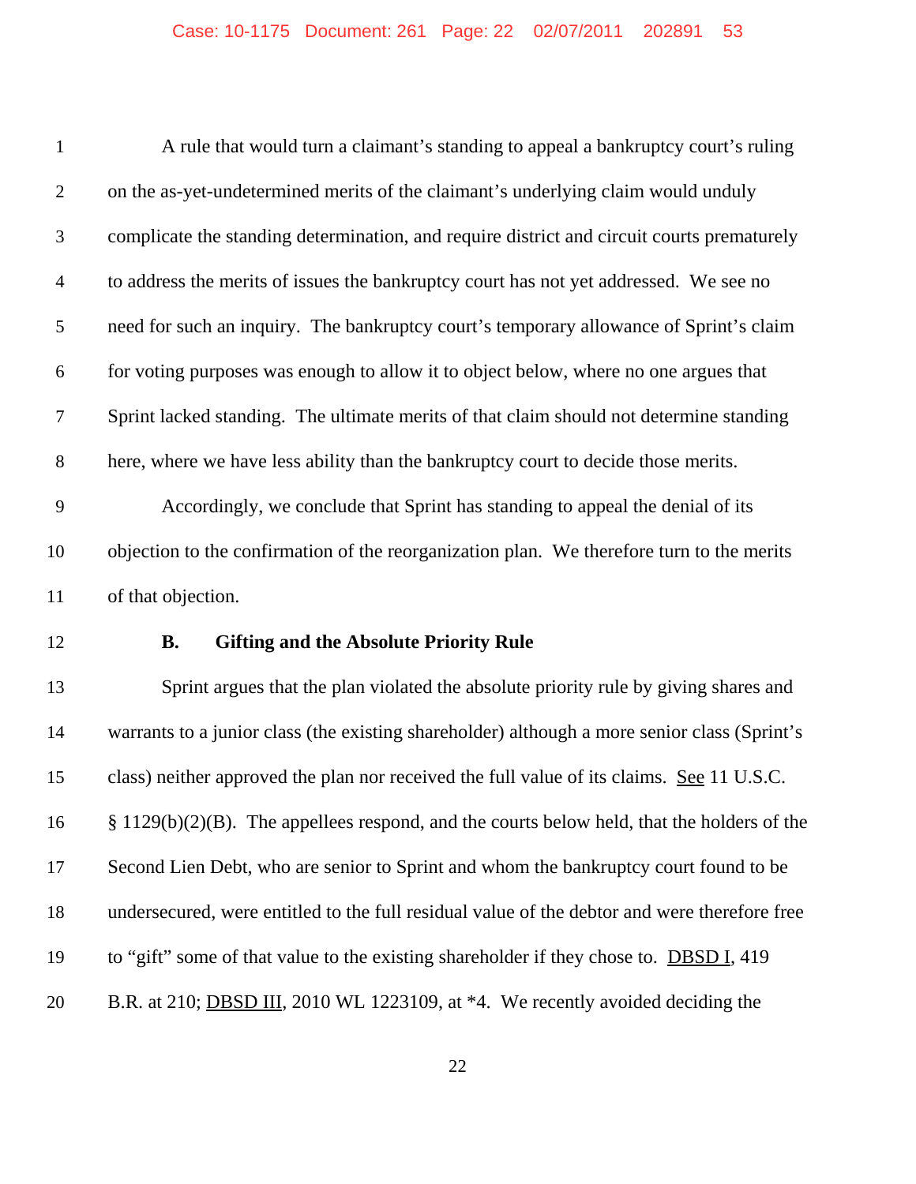A rule that would turn a claimant's standing to appeal a bankruptcy court's ruling on the as-yet-undetermined merits of the claimant's underlying claim would unduly complicate the standing determination, and require district and circuit courts prematurely to address the merits of issues the bankruptcy court has not yet addressed. We see no need for such an inquiry. The bankruptcy court's temporary allowance of Sprint's claim for voting purposes was enough to allow it to object below, where no one argues that Sprint lacked standing. The ultimate merits of that claim should not determine standing here, where we have less ability than the bankruptcy court to decide those merits.

Accordingly, we conclude that Sprint has standing to appeal the denial of its objection to the confirmation of the reorganization plan. We therefore turn to the merits of that objection.

### B. Gifting and the Absolute Priority Rule

Sprint argues that the plan violated the absolute priority rule by giving shares and warrants to a junior class (the existing shareholder) although a more senior class (Sprint's class) neither approved the plan nor received the full value of its claims. See 11 U.S.C. § 1129(b)(2)(B). The appellees respond, and the courts below held, that the holders of the Second Lien Debt, who are senior to Sprint and whom the bankruptcy court found to be undersecured, were entitled to the full residual value of the debtor and were therefore free to "gift" some of that value to the existing shareholder if they chose to. DBSD I, 419 B.R. at 210; DBSD III, 2010 WL 1223109, at *4. We recently avoided deciding the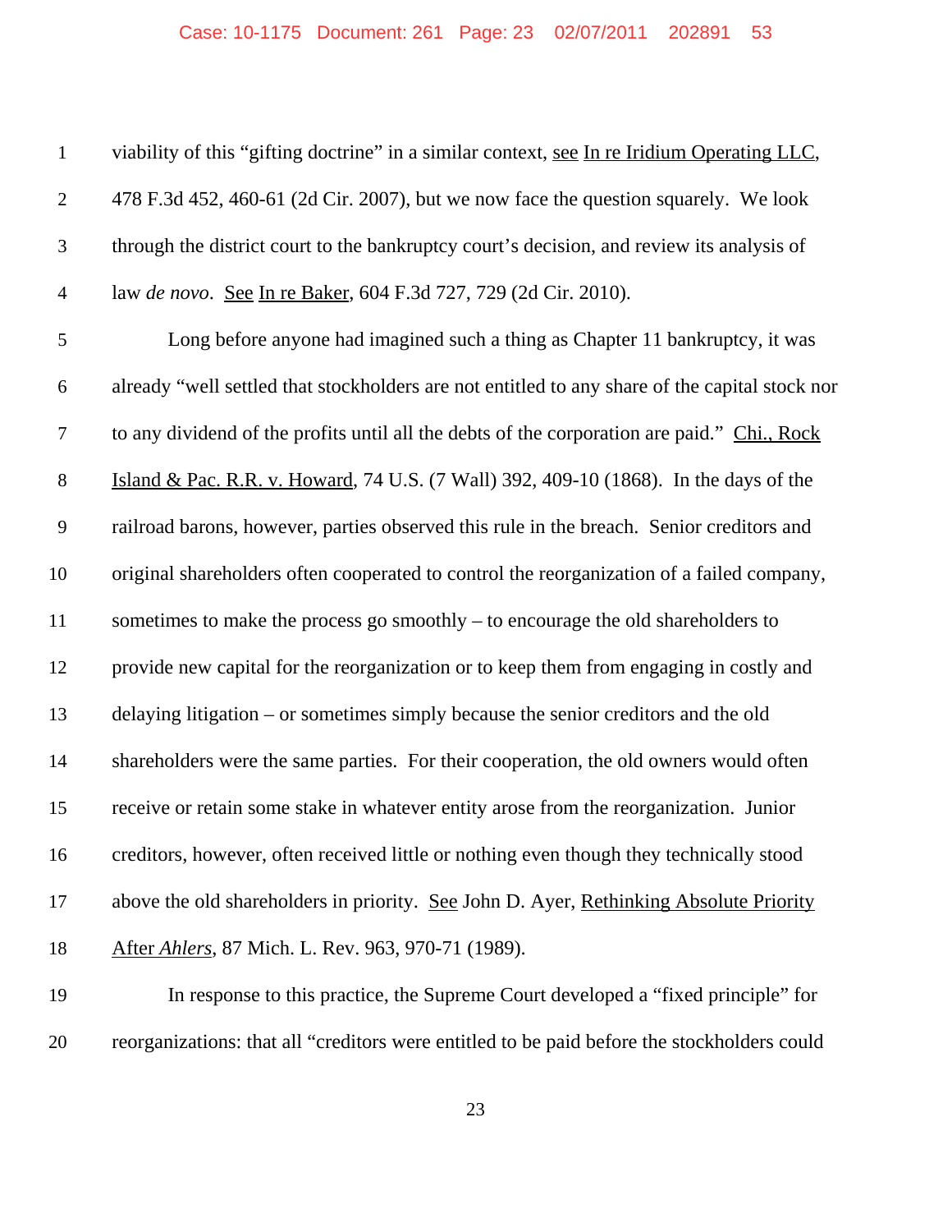viability of this "gifting doctrine" in a similar context, see In re Iridium Operating LLC, 478 F.3d 452, 460-61 (2d Cir. 2007), but we now face the question squarely. We look through the district court to the bankruptcy court's decision, and review its analysis of law *de novo*. See In re Baker, 604 F.3d 727, 729 (2d Cir. 2010).

Long before anyone had imagined such a thing as Chapter 11 bankruptcy, it was already "well settled that stockholders are not entitled to any share of the capital stock nor to any dividend of the profits until all the debts of the corporation are paid." Chi., Rock Island & Pac. R.R. v. Howard, 74 U.S. (7 Wall) 392, 409-10 (1868). In the days of the railroad barons, however, parties observed this rule in the breach. Senior creditors and original shareholders often cooperated to control the reorganization of a failed company, sometimes to make the process go smoothly – to encourage the old shareholders to provide new capital for the reorganization or to keep them from engaging in costly and delaying litigation – or sometimes simply because the senior creditors and the old shareholders were the same parties. For their cooperation, the old owners would often receive or retain some stake in whatever entity arose from the reorganization. Junior creditors, however, often received little or nothing even though they technically stood above the old shareholders in priority. See John D. Ayer, Rethinking Absolute Priority After *Ahlers*, 87 Mich. L. Rev. 963, 970-71 (1989).

In response to this practice, the Supreme Court developed a "fixed principle" for reorganizations: that all "creditors were entitled to be paid before the stockholders could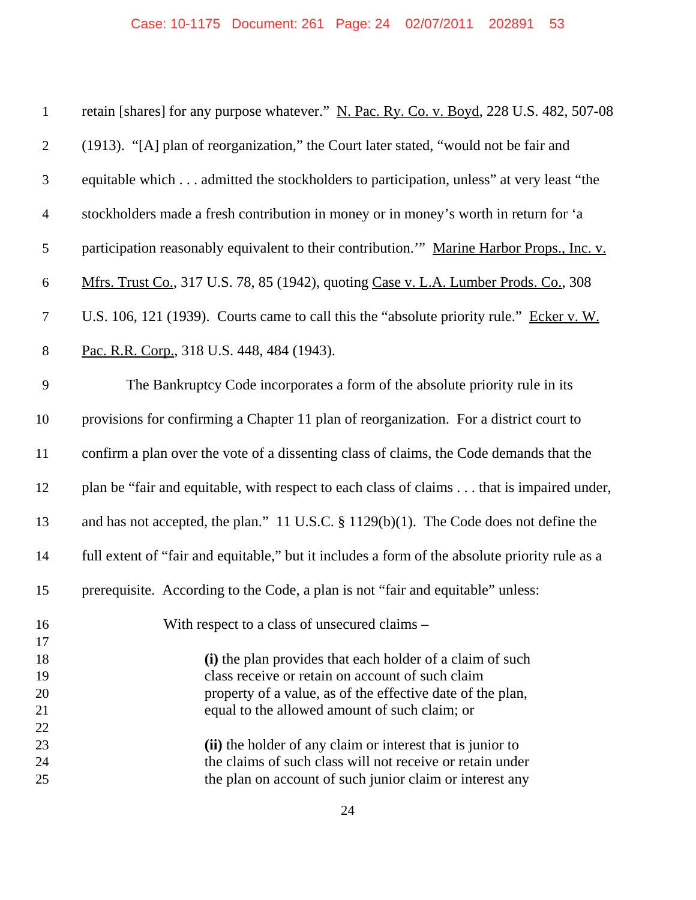retain [shares] for any purpose whatever." N. Pac. Ry. Co. v. Boyd, 228 U.S. 482, 507-08 (1913). "[A] plan of reorganization," the Court later stated, "would not be fair and equitable which . . . admitted the stockholders to participation, unless" at very least "the stockholders made a fresh contribution in money or in money's worth in return for 'a participation reasonably equivalent to their contribution.'" Marine Harbor Props., Inc. v. Mfrs. Trust Co., 317 U.S. 78, 85 (1942), quoting Case v. L.A. Lumber Prods. Co., 308 U.S. 106, 121 (1939). Courts came to call this the "absolute priority rule." Ecker v. W. Pac. R.R. Corp., 318 U.S. 448, 484 (1943).

The Bankruptcy Code incorporates a form of the absolute priority rule in its provisions for confirming a Chapter 11 plan of reorganization. For a district court to confirm a plan over the vote of a dissenting class of claims, the Code demands that the plan be "fair and equitable, with respect to each class of claims . . . that is impaired under, and has not accepted, the plan." 11 U.S.C. § 1129(b)(1). The Code does not define the full extent of "fair and equitable," but it includes a form of the absolute priority rule as a prerequisite. According to the Code, a plan is not "fair and equitable" unless:

> With respect to a class of unsecured claims –
>
> **(i)** the plan provides that each holder of a claim of such class receive or retain on account of such claim property of a value, as of the effective date of the plan, equal to the allowed amount of such claim; or
>
> **(ii)** the holder of any claim or interest that is junior to the claims of such class will not receive or retain under the plan on account of such junior claim or interest any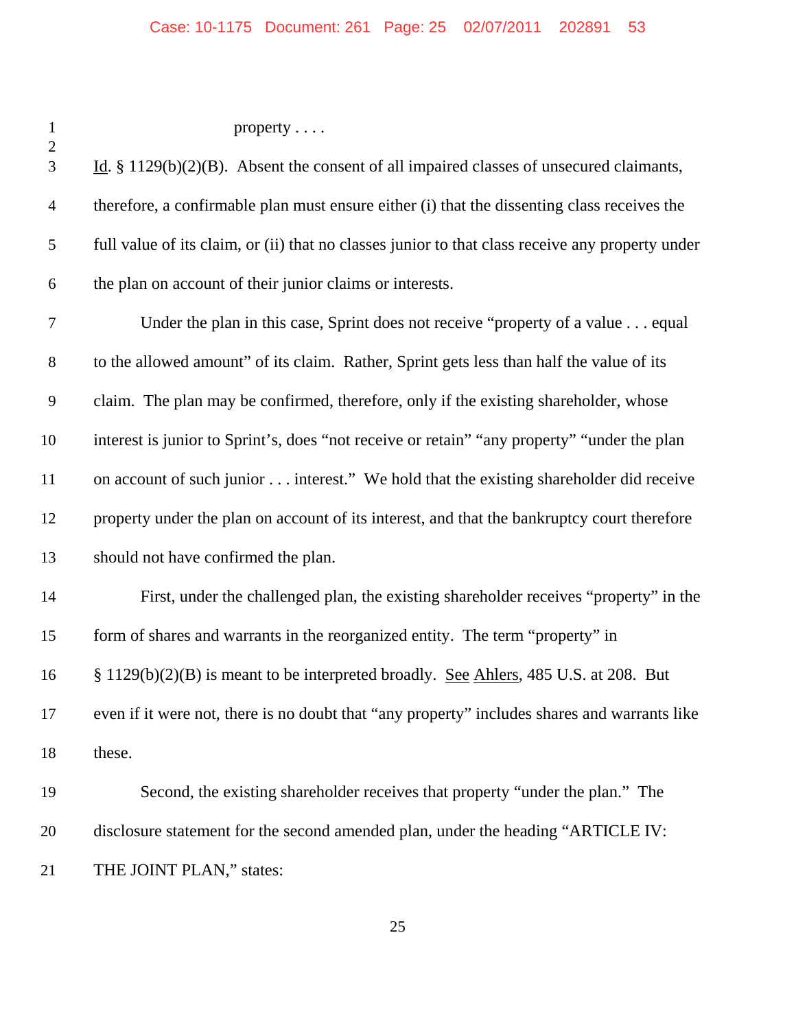property . . . .

Id. § 1129(b)(2)(B). Absent the consent of all impaired classes of unsecured claimants, therefore, a confirmable plan must ensure either (i) that the dissenting class receives the full value of its claim, or (ii) that no classes junior to that class receive any property under the plan on account of their junior claims or interests.

Under the plan in this case, Sprint does not receive "property of a value . . . equal to the allowed amount" of its claim. Rather, Sprint gets less than half the value of its claim. The plan may be confirmed, therefore, only if the existing shareholder, whose interest is junior to Sprint's, does "not receive or retain" "any property" "under the plan on account of such junior . . . interest." We hold that the existing shareholder did receive property under the plan on account of its interest, and that the bankruptcy court therefore should not have confirmed the plan.

First, under the challenged plan, the existing shareholder receives "property" in the form of shares and warrants in the reorganized entity. The term "property" in § 1129(b)(2)(B) is meant to be interpreted broadly. See Ahlers, 485 U.S. at 208. But even if it were not, there is no doubt that "any property" includes shares and warrants like these.

Second, the existing shareholder receives that property "under the plan." The disclosure statement for the second amended plan, under the heading "ARTICLE IV: THE JOINT PLAN," states: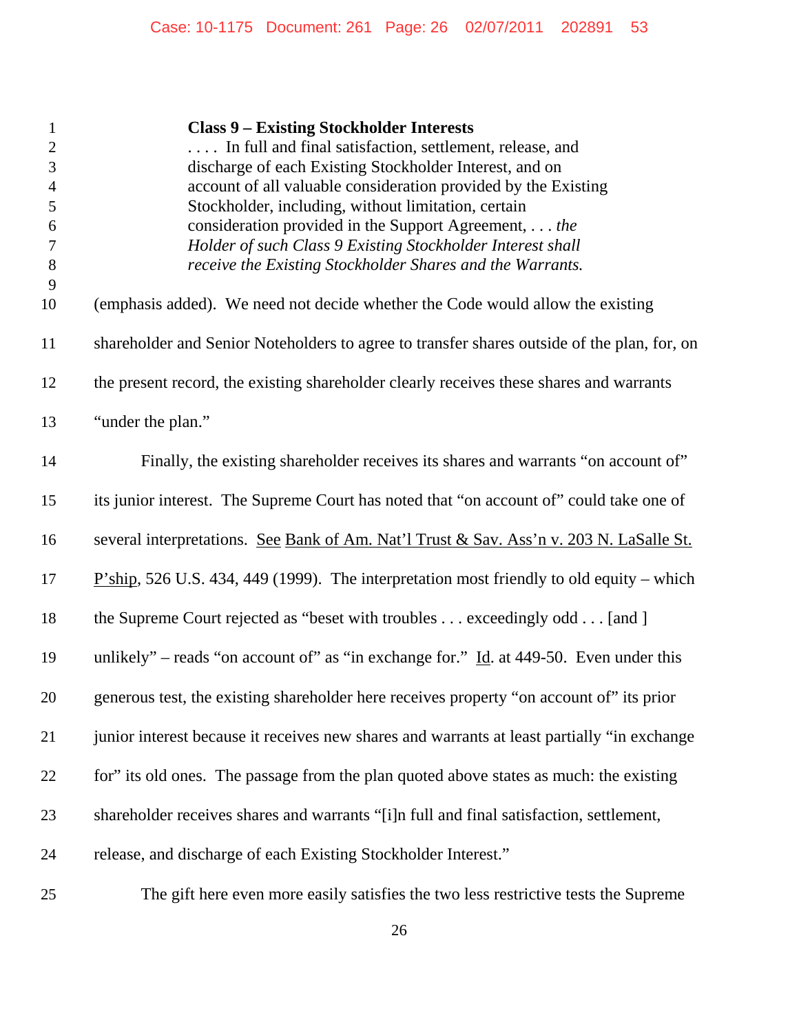> **Class 9 – Existing Stockholder Interests**
> . . . . In full and final satisfaction, settlement, release, and discharge of each Existing Stockholder Interest, and on account of all valuable consideration provided by the Existing Stockholder, including, without limitation, certain consideration provided in the Support Agreement, . . . *the Holder of such Class 9 Existing Stockholder Interest shall receive the Existing Stockholder Shares and the Warrants.*

(emphasis added). We need not decide whether the Code would allow the existing shareholder and Senior Noteholders to agree to transfer shares outside of the plan, for, on the present record, the existing shareholder clearly receives these shares and warrants "under the plan."

Finally, the existing shareholder receives its shares and warrants "on account of" its junior interest. The Supreme Court has noted that "on account of" could take one of several interpretations. See Bank of Am. Nat'l Trust & Sav. Ass'n v. 203 N. LaSalle St. P'ship, 526 U.S. 434, 449 (1999). The interpretation most friendly to old equity – which the Supreme Court rejected as "beset with troubles . . . exceedingly odd . . . [and ] unlikely" – reads "on account of" as "in exchange for." Id. at 449-50. Even under this generous test, the existing shareholder here receives property "on account of" its prior junior interest because it receives new shares and warrants at least partially "in exchange for" its old ones. The passage from the plan quoted above states as much: the existing shareholder receives shares and warrants "[i]n full and final satisfaction, settlement, release, and discharge of each Existing Stockholder Interest."

The gift here even more easily satisfies the two less restrictive tests the Supreme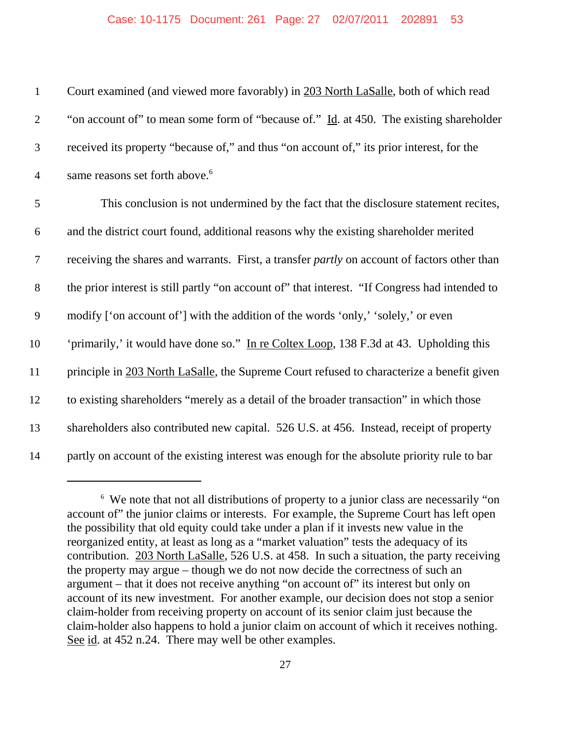Court examined (and viewed more favorably) in 203 North LaSalle, both of which read "on account of" to mean some form of "because of." Id. at 450. The existing shareholder received its property "because of," and thus "on account of," its prior interest, for the same reasons set forth above.[6]

This conclusion is not undermined by the fact that the disclosure statement recites, and the district court found, additional reasons why the existing shareholder merited receiving the shares and warrants. First, a transfer *partly* on account of factors other than the prior interest is still partly "on account of" that interest. "If Congress had intended to modify ['on account of'] with the addition of the words 'only,' 'solely,' or even 'primarily,' it would have done so." In re Coltex Loop, 138 F.3d at 43. Upholding this principle in 203 North LaSalle, the Supreme Court refused to characterize a benefit given to existing shareholders "merely as a detail of the broader transaction" in which those shareholders also contributed new capital. 526 U.S. at 456. Instead, receipt of property partly on account of the existing interest was enough for the absolute priority rule to bar

[6] We note that not all distributions of property to a junior class are necessarily "on account of" the junior claims or interests. For example, the Supreme Court has left open the possibility that old equity could take under a plan if it invests new value in the reorganized entity, at least as long as a "market valuation" tests the adequacy of its contribution. 203 North LaSalle, 526 U.S. at 458. In such a situation, the party receiving the property may argue – though we do not now decide the correctness of such an argument – that it does not receive anything "on account of" its interest but only on account of its new investment. For another example, our decision does not stop a senior claim-holder from receiving property on account of its senior claim just because the claim-holder also happens to hold a junior claim on account of which it receives nothing. See id. at 452 n.24. There may well be other examples.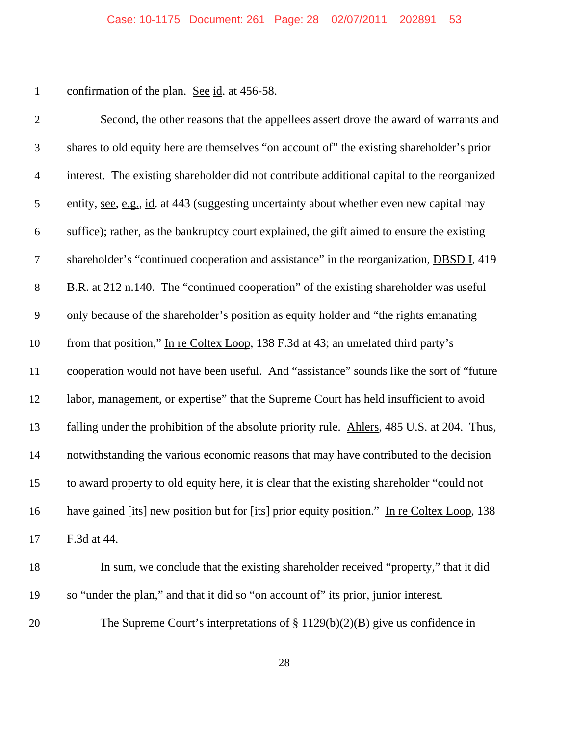confirmation of the plan. See id. at 456-58.

Second, the other reasons that the appellees assert drove the award of warrants and shares to old equity here are themselves "on account of" the existing shareholder's prior interest. The existing shareholder did not contribute additional capital to the reorganized entity, see, e.g., id. at 443 (suggesting uncertainty about whether even new capital may suffice); rather, as the bankruptcy court explained, the gift aimed to ensure the existing shareholder's "continued cooperation and assistance" in the reorganization, DBSD I, 419 B.R. at 212 n.140. The "continued cooperation" of the existing shareholder was useful only because of the shareholder's position as equity holder and "the rights emanating from that position," In re Coltex Loop, 138 F.3d at 43; an unrelated third party's cooperation would not have been useful. And "assistance" sounds like the sort of "future labor, management, or expertise" that the Supreme Court has held insufficient to avoid falling under the prohibition of the absolute priority rule. Ahlers, 485 U.S. at 204. Thus, notwithstanding the various economic reasons that may have contributed to the decision to award property to old equity here, it is clear that the existing shareholder "could not have gained [its] new position but for [its] prior equity position." In re Coltex Loop, 138 F.3d at 44.

In sum, we conclude that the existing shareholder received "property," that it did so "under the plan," and that it did so "on account of" its prior, junior interest.

The Supreme Court's interpretations of § 1129(b)(2)(B) give us confidence in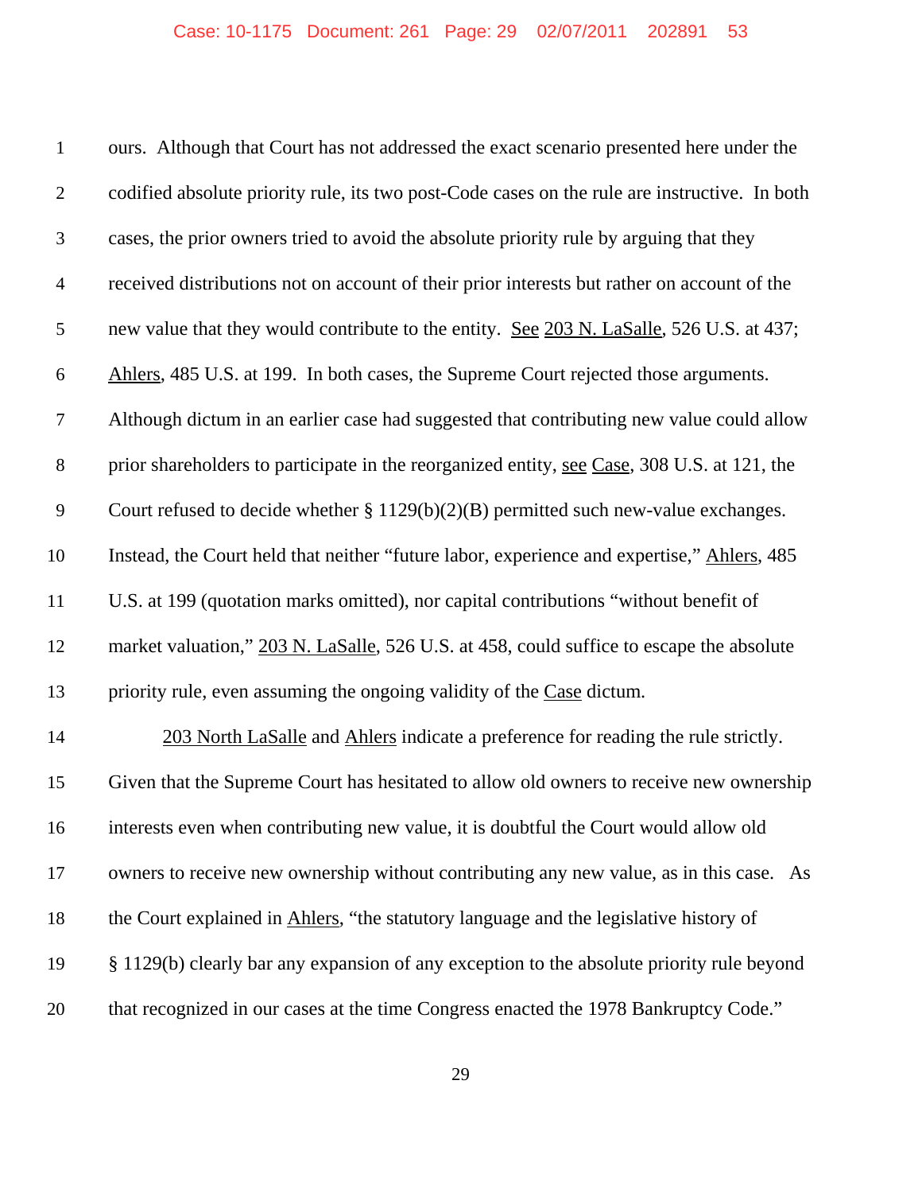ours. Although that Court has not addressed the exact scenario presented here under the codified absolute priority rule, its two post-Code cases on the rule are instructive. In both cases, the prior owners tried to avoid the absolute priority rule by arguing that they received distributions not on account of their prior interests but rather on account of the new value that they would contribute to the entity. See 203 N. LaSalle, 526 U.S. at 437; Ahlers, 485 U.S. at 199. In both cases, the Supreme Court rejected those arguments. Although dictum in an earlier case had suggested that contributing new value could allow prior shareholders to participate in the reorganized entity, see Case, 308 U.S. at 121, the Court refused to decide whether § 1129(b)(2)(B) permitted such new-value exchanges. Instead, the Court held that neither "future labor, experience and expertise," Ahlers, 485 U.S. at 199 (quotation marks omitted), nor capital contributions "without benefit of market valuation," 203 N. LaSalle, 526 U.S. at 458, could suffice to escape the absolute priority rule, even assuming the ongoing validity of the Case dictum.

203 North LaSalle and Ahlers indicate a preference for reading the rule strictly. Given that the Supreme Court has hesitated to allow old owners to receive new ownership interests even when contributing new value, it is doubtful the Court would allow old owners to receive new ownership without contributing any new value, as in this case. As the Court explained in Ahlers, "the statutory language and the legislative history of § 1129(b) clearly bar any expansion of any exception to the absolute priority rule beyond that recognized in our cases at the time Congress enacted the 1978 Bankruptcy Code."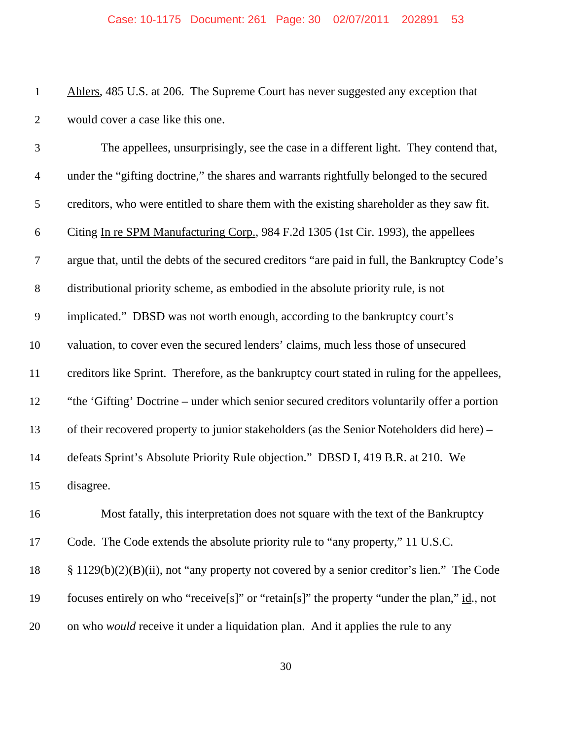Ahlers, 485 U.S. at 206. The Supreme Court has never suggested any exception that would cover a case like this one.

The appellees, unsurprisingly, see the case in a different light. They contend that, under the "gifting doctrine," the shares and warrants rightfully belonged to the secured creditors, who were entitled to share them with the existing shareholder as they saw fit. Citing In re SPM Manufacturing Corp., 984 F.2d 1305 (1st Cir. 1993), the appellees argue that, until the debts of the secured creditors "are paid in full, the Bankruptcy Code's distributional priority scheme, as embodied in the absolute priority rule, is not implicated." DBSD was not worth enough, according to the bankruptcy court's valuation, to cover even the secured lenders' claims, much less those of unsecured creditors like Sprint. Therefore, as the bankruptcy court stated in ruling for the appellees, "the 'Gifting' Doctrine – under which senior secured creditors voluntarily offer a portion of their recovered property to junior stakeholders (as the Senior Noteholders did here) – defeats Sprint's Absolute Priority Rule objection." DBSD I, 419 B.R. at 210. We disagree.

Most fatally, this interpretation does not square with the text of the Bankruptcy Code. The Code extends the absolute priority rule to "any property," 11 U.S.C. § 1129(b)(2)(B)(ii), not "any property not covered by a senior creditor's lien." The Code focuses entirely on who "receive[s]" or "retain[s]" the property "under the plan," id., not on who *would* receive it under a liquidation plan. And it applies the rule to any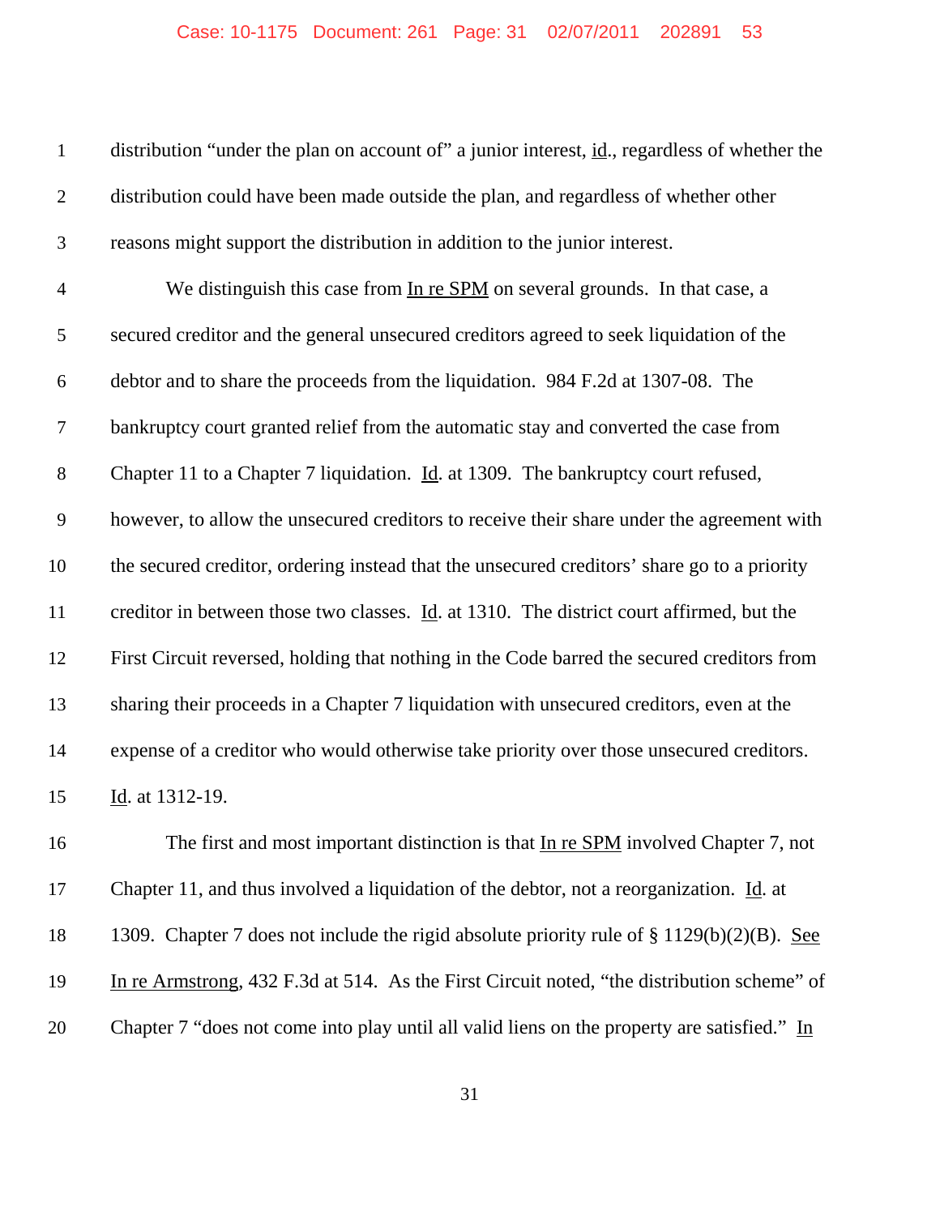distribution "under the plan on account of" a junior interest, id., regardless of whether the distribution could have been made outside the plan, and regardless of whether other reasons might support the distribution in addition to the junior interest.

We distinguish this case from In re SPM on several grounds. In that case, a secured creditor and the general unsecured creditors agreed to seek liquidation of the debtor and to share the proceeds from the liquidation. 984 F.2d at 1307-08. The bankruptcy court granted relief from the automatic stay and converted the case from Chapter 11 to a Chapter 7 liquidation. Id. at 1309. The bankruptcy court refused, however, to allow the unsecured creditors to receive their share under the agreement with the secured creditor, ordering instead that the unsecured creditors' share go to a priority creditor in between those two classes. Id. at 1310. The district court affirmed, but the First Circuit reversed, holding that nothing in the Code barred the secured creditors from sharing their proceeds in a Chapter 7 liquidation with unsecured creditors, even at the expense of a creditor who would otherwise take priority over those unsecured creditors. Id. at 1312-19.

The first and most important distinction is that In re SPM involved Chapter 7, not Chapter 11, and thus involved a liquidation of the debtor, not a reorganization. Id. at 1309. Chapter 7 does not include the rigid absolute priority rule of § 1129(b)(2)(B). See In re Armstrong, 432 F.3d at 514. As the First Circuit noted, "the distribution scheme" of Chapter 7 "does not come into play until all valid liens on the property are satisfied." In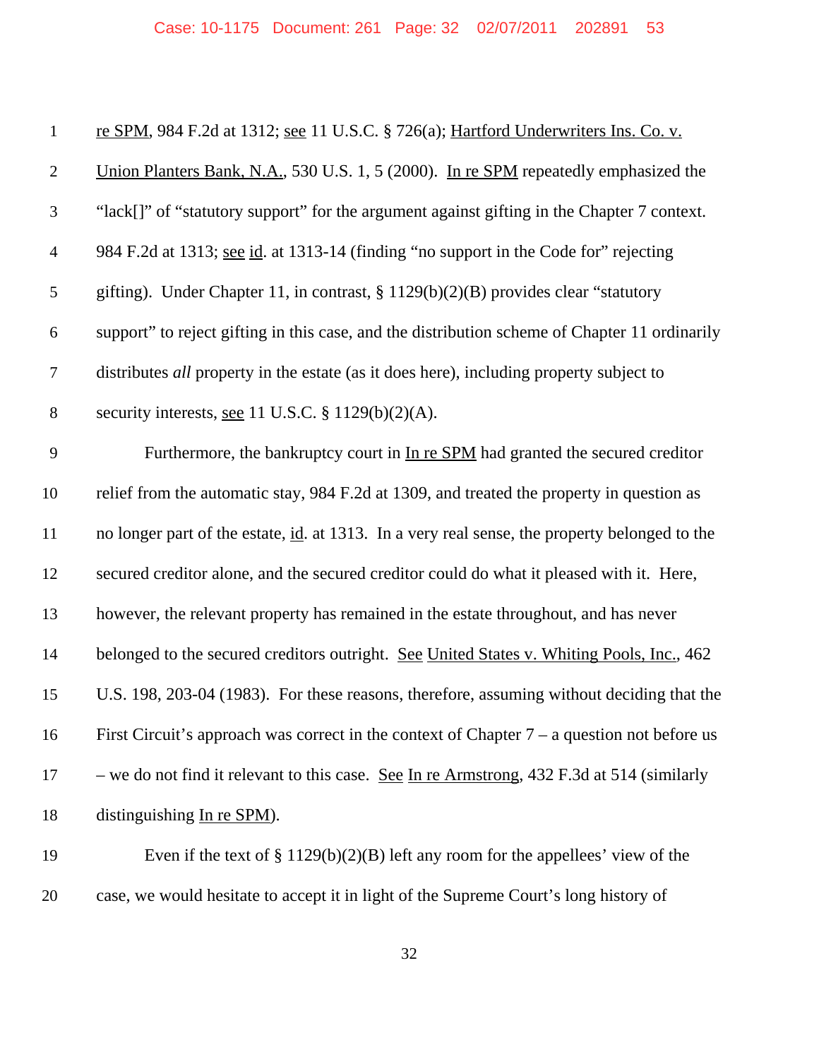re SPM, 984 F.2d at 1312; see 11 U.S.C. § 726(a); Hartford Underwriters Ins. Co. v. Union Planters Bank, N.A., 530 U.S. 1, 5 (2000). In re SPM repeatedly emphasized the "lack[]" of "statutory support" for the argument against gifting in the Chapter 7 context. 984 F.2d at 1313; see id. at 1313-14 (finding "no support in the Code for" rejecting gifting). Under Chapter 11, in contrast, § 1129(b)(2)(B) provides clear "statutory support" to reject gifting in this case, and the distribution scheme of Chapter 11 ordinarily distributes *all* property in the estate (as it does here), including property subject to security interests, see 11 U.S.C. § 1129(b)(2)(A).

Furthermore, the bankruptcy court in In re SPM had granted the secured creditor relief from the automatic stay, 984 F.2d at 1309, and treated the property in question as no longer part of the estate, id. at 1313. In a very real sense, the property belonged to the secured creditor alone, and the secured creditor could do what it pleased with it. Here, however, the relevant property has remained in the estate throughout, and has never belonged to the secured creditors outright. See United States v. Whiting Pools, Inc., 462 U.S. 198, 203-04 (1983). For these reasons, therefore, assuming without deciding that the First Circuit's approach was correct in the context of Chapter 7 – a question not before us – we do not find it relevant to this case. See In re Armstrong, 432 F.3d at 514 (similarly distinguishing In re SPM).

Even if the text of § 1129(b)(2)(B) left any room for the appellees' view of the case, we would hesitate to accept it in light of the Supreme Court's long history of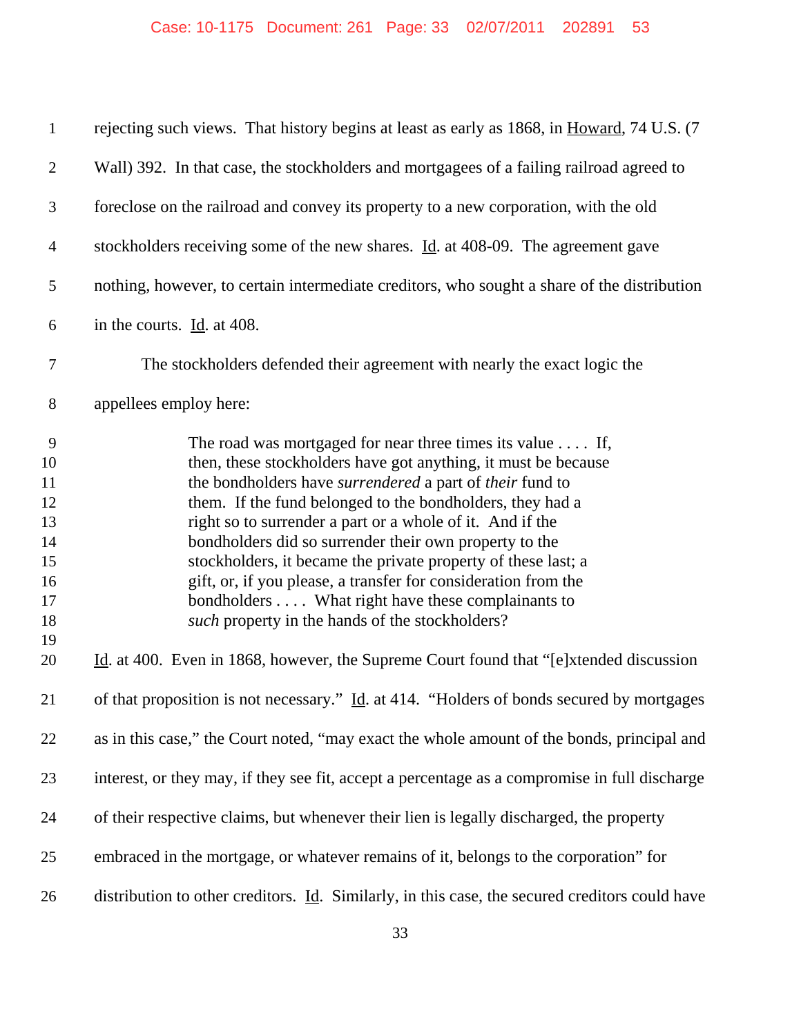rejecting such views. That history begins at least as early as 1868, in Howard, 74 U.S. (7 Wall) 392. In that case, the stockholders and mortgagees of a failing railroad agreed to foreclose on the railroad and convey its property to a new corporation, with the old stockholders receiving some of the new shares. Id. at 408-09. The agreement gave nothing, however, to certain intermediate creditors, who sought a share of the distribution in the courts. Id. at 408.

The stockholders defended their agreement with nearly the exact logic the appellees employ here:

> The road was mortgaged for near three times its value . . . . If, then, these stockholders have got anything, it must be because the bondholders have *surrendered* a part of *their* fund to them. If the fund belonged to the bondholders, they had a right so to surrender a part or a whole of it. And if the bondholders did so surrender their own property to the stockholders, it became the private property of these last; a gift, or, if you please, a transfer for consideration from the bondholders . . . . What right have these complainants to *such* property in the hands of the stockholders?

Id. at 400. Even in 1868, however, the Supreme Court found that "[e]xtended discussion of that proposition is not necessary." Id. at 414. "Holders of bonds secured by mortgages as in this case," the Court noted, "may exact the whole amount of the bonds, principal and interest, or they may, if they see fit, accept a percentage as a compromise in full discharge of their respective claims, but whenever their lien is legally discharged, the property embraced in the mortgage, or whatever remains of it, belongs to the corporation" for distribution to other creditors. Id. Similarly, in this case, the secured creditors could have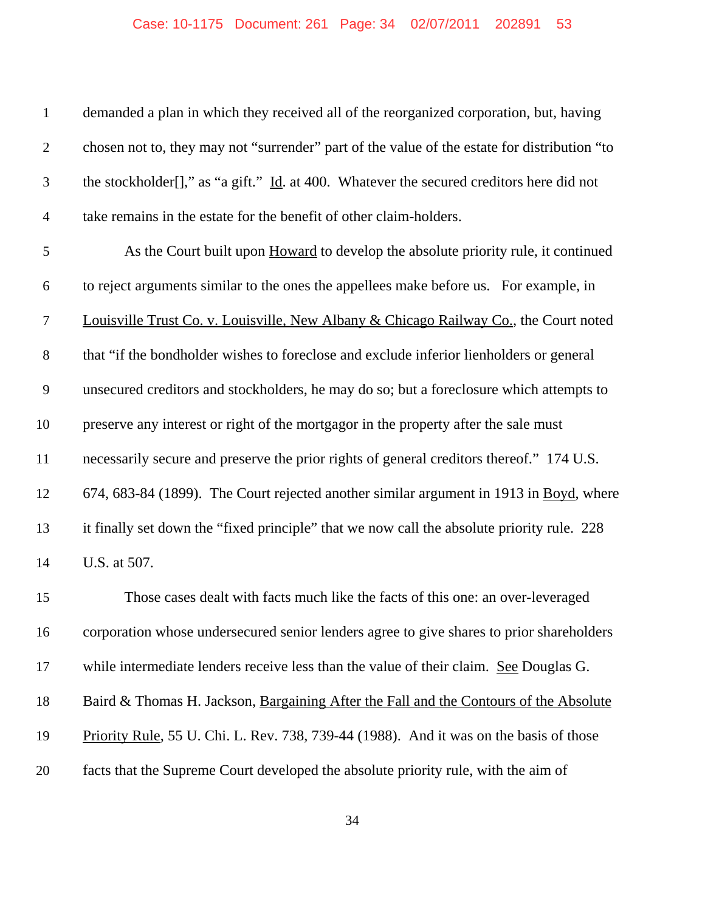demanded a plan in which they received all of the reorganized corporation, but, having chosen not to, they may not "surrender" part of the value of the estate for distribution "to the stockholder[]," as "a gift." Id. at 400. Whatever the secured creditors here did not take remains in the estate for the benefit of other claim-holders.

As the Court built upon Howard to develop the absolute priority rule, it continued to reject arguments similar to the ones the appellees make before us. For example, in Louisville Trust Co. v. Louisville, New Albany & Chicago Railway Co., the Court noted that "if the bondholder wishes to foreclose and exclude inferior lienholders or general unsecured creditors and stockholders, he may do so; but a foreclosure which attempts to preserve any interest or right of the mortgagor in the property after the sale must necessarily secure and preserve the prior rights of general creditors thereof." 174 U.S. 674, 683-84 (1899). The Court rejected another similar argument in 1913 in Boyd, where it finally set down the "fixed principle" that we now call the absolute priority rule. 228 U.S. at 507.

Those cases dealt with facts much like the facts of this one: an over-leveraged corporation whose undersecured senior lenders agree to give shares to prior shareholders while intermediate lenders receive less than the value of their claim. See Douglas G. Baird & Thomas H. Jackson, Bargaining After the Fall and the Contours of the Absolute Priority Rule, 55 U. Chi. L. Rev. 738, 739-44 (1988). And it was on the basis of those facts that the Supreme Court developed the absolute priority rule, with the aim of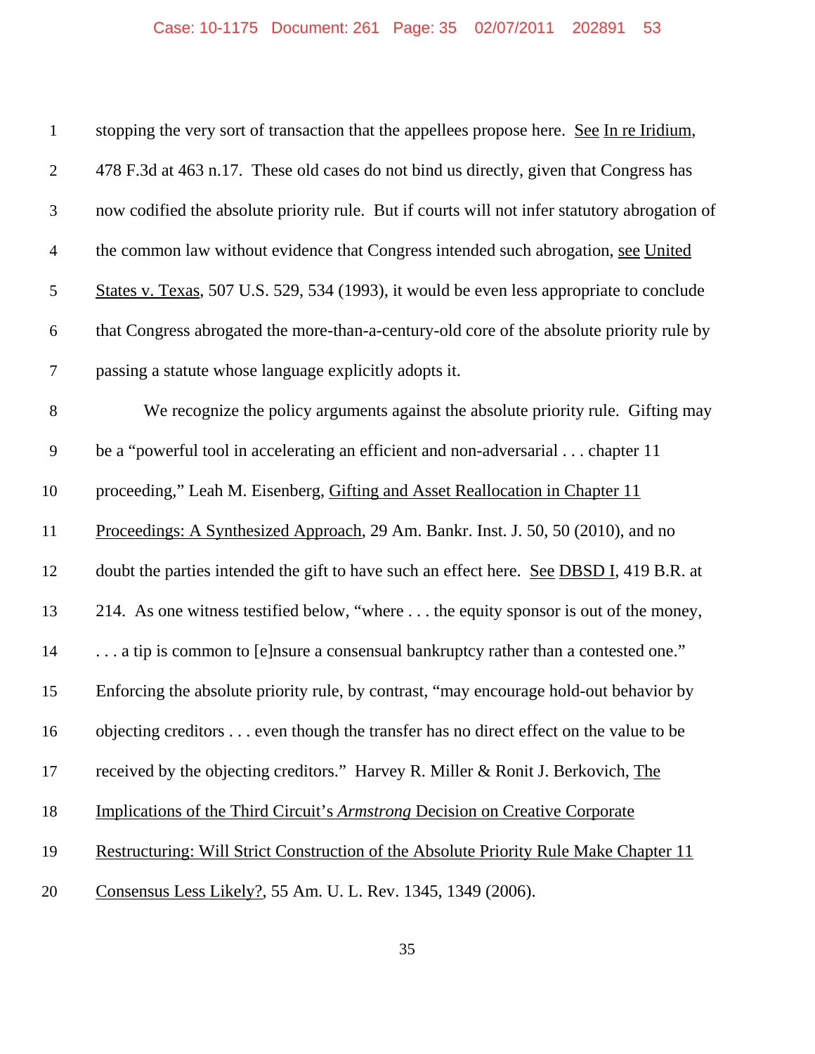stopping the very sort of transaction that the appellees propose here. See In re Iridium, 478 F.3d at 463 n.17. These old cases do not bind us directly, given that Congress has now codified the absolute priority rule. But if courts will not infer statutory abrogation of the common law without evidence that Congress intended such abrogation, see United States v. Texas, 507 U.S. 529, 534 (1993), it would be even less appropriate to conclude that Congress abrogated the more-than-a-century-old core of the absolute priority rule by passing a statute whose language explicitly adopts it.

We recognize the policy arguments against the absolute priority rule. Gifting may be a "powerful tool in accelerating an efficient and non-adversarial . . . chapter 11 proceeding," Leah M. Eisenberg, Gifting and Asset Reallocation in Chapter 11 Proceedings: A Synthesized Approach, 29 Am. Bankr. Inst. J. 50, 50 (2010), and no doubt the parties intended the gift to have such an effect here. See DBSD I, 419 B.R. at 214. As one witness testified below, "where . . . the equity sponsor is out of the money, . . . a tip is common to [e]nsure a consensual bankruptcy rather than a contested one." Enforcing the absolute priority rule, by contrast, "may encourage hold-out behavior by objecting creditors . . . even though the transfer has no direct effect on the value to be received by the objecting creditors." Harvey R. Miller & Ronit J. Berkovich, The Implications of the Third Circuit's *Armstrong* Decision on Creative Corporate Restructuring: Will Strict Construction of the Absolute Priority Rule Make Chapter 11 Consensus Less Likely?, 55 Am. U. L. Rev. 1345, 1349 (2006).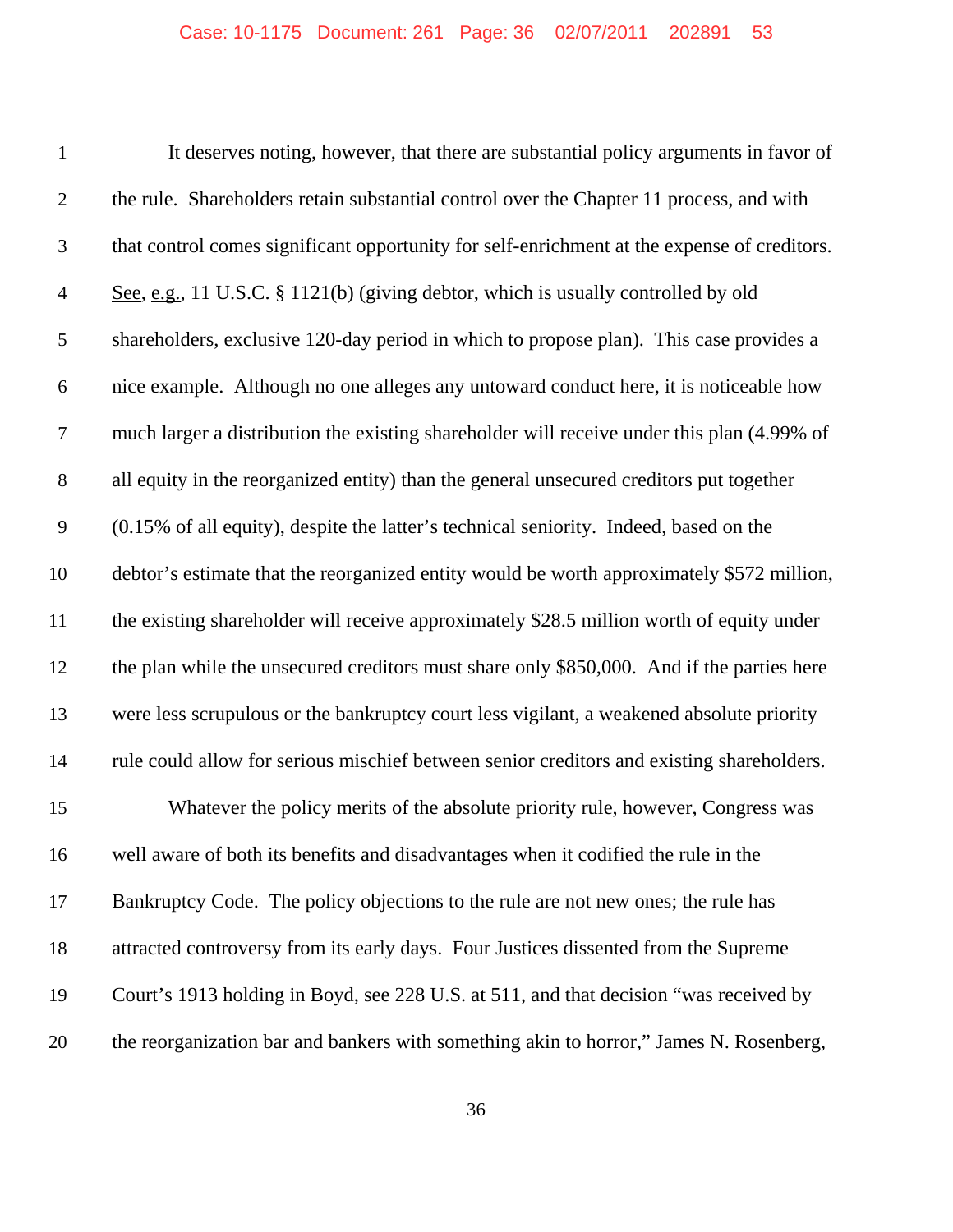It deserves noting, however, that there are substantial policy arguments in favor of the rule. Shareholders retain substantial control over the Chapter 11 process, and with that control comes significant opportunity for self-enrichment at the expense of creditors. See, e.g., 11 U.S.C. § 1121(b) (giving debtor, which is usually controlled by old shareholders, exclusive 120-day period in which to propose plan). This case provides a nice example. Although no one alleges any untoward conduct here, it is noticeable how much larger a distribution the existing shareholder will receive under this plan (4.99% of all equity in the reorganized entity) than the general unsecured creditors put together (0.15% of all equity), despite the latter's technical seniority. Indeed, based on the debtor's estimate that the reorganized entity would be worth approximately $572 million, the existing shareholder will receive approximately $28.5 million worth of equity under the plan while the unsecured creditors must share only $850,000. And if the parties here were less scrupulous or the bankruptcy court less vigilant, a weakened absolute priority rule could allow for serious mischief between senior creditors and existing shareholders.

Whatever the policy merits of the absolute priority rule, however, Congress was well aware of both its benefits and disadvantages when it codified the rule in the Bankruptcy Code. The policy objections to the rule are not new ones; the rule has attracted controversy from its early days. Four Justices dissented from the Supreme Court's 1913 holding in Boyd, see 228 U.S. at 511, and that decision "was received by the reorganization bar and bankers with something akin to horror," James N. Rosenberg,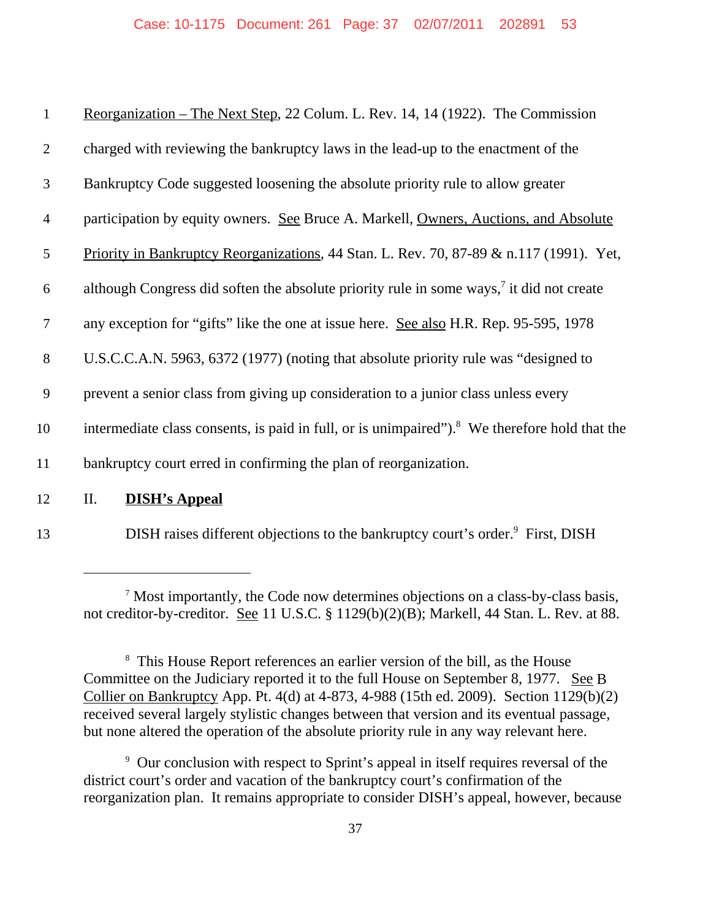Reorganization – The Next Step, 22 Colum. L. Rev. 14, 14 (1922). The Commission charged with reviewing the bankruptcy laws in the lead-up to the enactment of the Bankruptcy Code suggested loosening the absolute priority rule to allow greater participation by equity owners. See Bruce A. Markell, Owners, Auctions, and Absolute Priority in Bankruptcy Reorganizations, 44 Stan. L. Rev. 70, 87-89 & n.117 (1991). Yet, although Congress did soften the absolute priority rule in some ways,[7] it did not create any exception for "gifts" like the one at issue here. See also H.R. Rep. 95-595, 1978 U.S.C.C.A.N. 5963, 6372 (1977) (noting that absolute priority rule was "designed to prevent a senior class from giving up consideration to a junior class unless every intermediate class consents, is paid in full, or is unimpaired").[8] We therefore hold that the bankruptcy court erred in confirming the plan of reorganization.

## II. **DISH's Appeal**

DISH raises different objections to the bankruptcy court's order.[9] First, DISH

---

[7] Most importantly, the Code now determines objections on a class-by-class basis, not creditor-by-creditor. See 11 U.S.C. § 1129(b)(2)(B); Markell, 44 Stan. L. Rev. at 88.

[8] This House Report references an earlier version of the bill, as the House Committee on the Judiciary reported it to the full House on September 8, 1977. See B Collier on Bankruptcy App. Pt. 4(d) at 4-873, 4-988 (15th ed. 2009). Section 1129(b)(2) received several largely stylistic changes between that version and its eventual passage, but none altered the operation of the absolute priority rule in any way relevant here.

[9] Our conclusion with respect to Sprint's appeal in itself requires reversal of the district court's order and vacation of the bankruptcy court's confirmation of the reorganization plan. It remains appropriate to consider DISH's appeal, however, because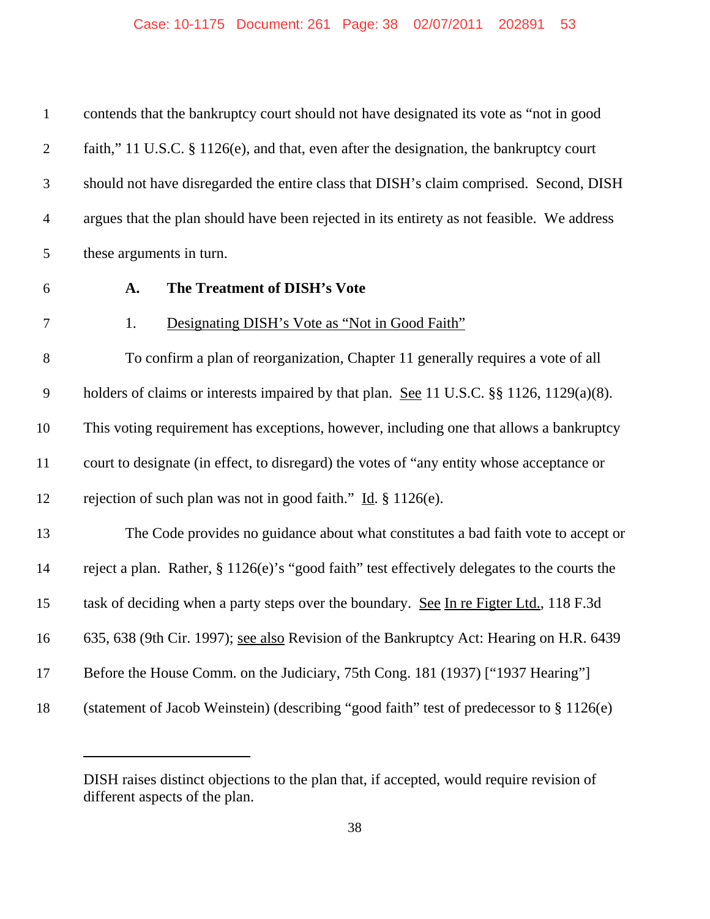contends that the bankruptcy court should not have designated its vote as "not in good faith," 11 U.S.C. § 1126(e), and that, even after the designation, the bankruptcy court should not have disregarded the entire class that DISH's claim comprised. Second, DISH argues that the plan should have been rejected in its entirety as not feasible. We address these arguments in turn.

### A. The Treatment of DISH's Vote

#### 1. Designating DISH's Vote as "Not in Good Faith"

To confirm a plan of reorganization, Chapter 11 generally requires a vote of all holders of claims or interests impaired by that plan. See 11 U.S.C. §§ 1126, 1129(a)(8). This voting requirement has exceptions, however, including one that allows a bankruptcy court to designate (in effect, to disregard) the votes of "any entity whose acceptance or rejection of such plan was not in good faith." Id. § 1126(e).

The Code provides no guidance about what constitutes a bad faith vote to accept or reject a plan. Rather, § 1126(e)'s "good faith" test effectively delegates to the courts the task of deciding when a party steps over the boundary. See In re Figter Ltd., 118 F.3d 635, 638 (9th Cir. 1997); see also Revision of the Bankruptcy Act: Hearing on H.R. 6439 Before the House Comm. on the Judiciary, 75th Cong. 181 (1937) ["1937 Hearing"] (statement of Jacob Weinstein) (describing "good faith" test of predecessor to § 1126(e)

---

DISH raises distinct objections to the plan that, if accepted, would require revision of different aspects of the plan.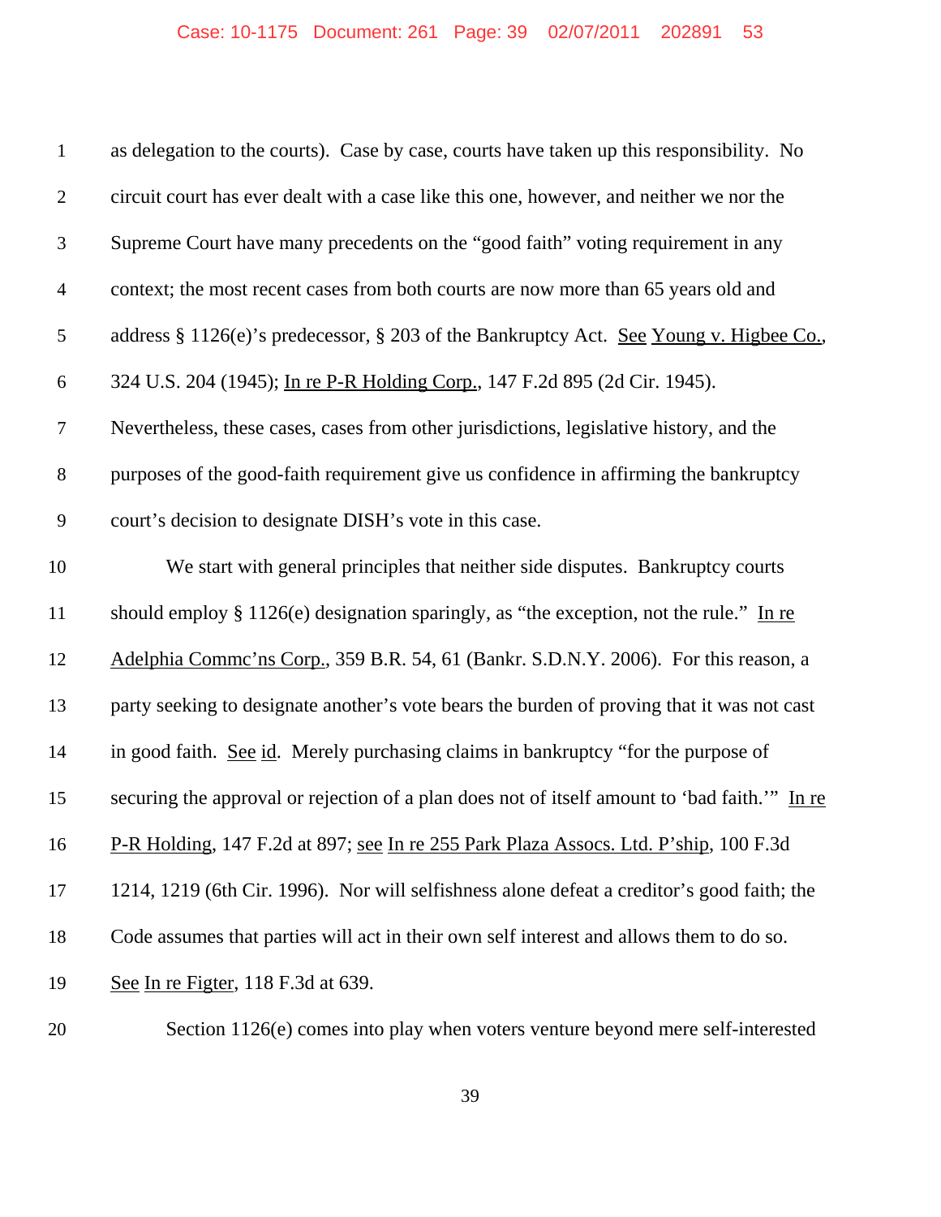as delegation to the courts). Case by case, courts have taken up this responsibility. No circuit court has ever dealt with a case like this one, however, and neither we nor the Supreme Court have many precedents on the "good faith" voting requirement in any context; the most recent cases from both courts are now more than 65 years old and address § 1126(e)'s predecessor, § 203 of the Bankruptcy Act. See Young v. Higbee Co., 324 U.S. 204 (1945); In re P-R Holding Corp., 147 F.2d 895 (2d Cir. 1945). Nevertheless, these cases, cases from other jurisdictions, legislative history, and the purposes of the good-faith requirement give us confidence in affirming the bankruptcy court's decision to designate DISH's vote in this case.

We start with general principles that neither side disputes. Bankruptcy courts should employ § 1126(e) designation sparingly, as "the exception, not the rule." In re Adelphia Commc'ns Corp., 359 B.R. 54, 61 (Bankr. S.D.N.Y. 2006). For this reason, a party seeking to designate another's vote bears the burden of proving that it was not cast in good faith. See id. Merely purchasing claims in bankruptcy "for the purpose of securing the approval or rejection of a plan does not of itself amount to 'bad faith.'" In re P-R Holding, 147 F.2d at 897; see In re 255 Park Plaza Assocs. Ltd. P'ship, 100 F.3d 1214, 1219 (6th Cir. 1996). Nor will selfishness alone defeat a creditor's good faith; the Code assumes that parties will act in their own self interest and allows them to do so. See In re Figter, 118 F.3d at 639.

Section 1126(e) comes into play when voters venture beyond mere self-interested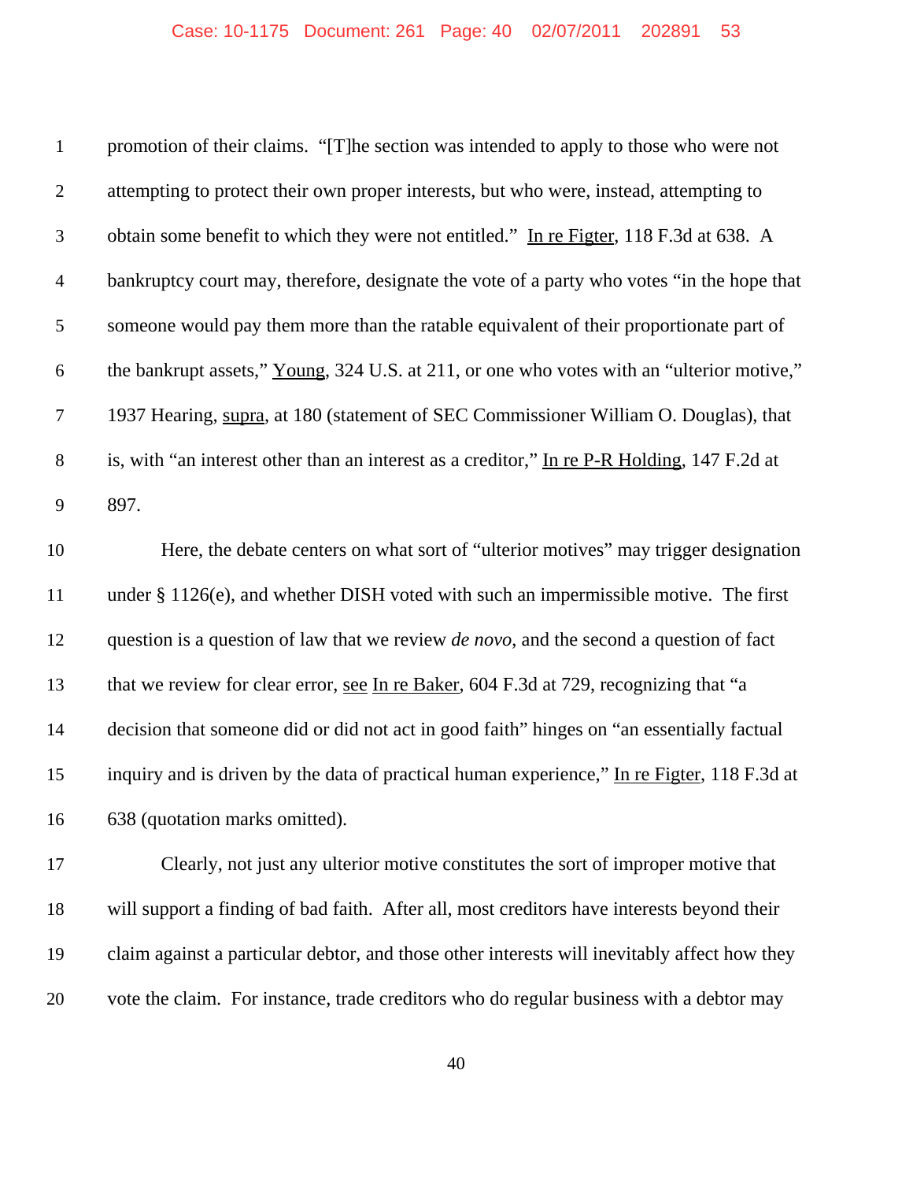promotion of their claims. "[T]he section was intended to apply to those who were not attempting to protect their own proper interests, but who were, instead, attempting to obtain some benefit to which they were not entitled." In re Figter, 118 F.3d at 638. A bankruptcy court may, therefore, designate the vote of a party who votes "in the hope that someone would pay them more than the ratable equivalent of their proportionate part of the bankrupt assets," Young, 324 U.S. at 211, or one who votes with an "ulterior motive," 1937 Hearing, supra, at 180 (statement of SEC Commissioner William O. Douglas), that is, with "an interest other than an interest as a creditor," In re P-R Holding, 147 F.2d at 897.

Here, the debate centers on what sort of "ulterior motives" may trigger designation under § 1126(e), and whether DISH voted with such an impermissible motive. The first question is a question of law that we review *de novo*, and the second a question of fact that we review for clear error, see In re Baker, 604 F.3d at 729, recognizing that "a decision that someone did or did not act in good faith" hinges on "an essentially factual inquiry and is driven by the data of practical human experience," In re Figter, 118 F.3d at 638 (quotation marks omitted).

Clearly, not just any ulterior motive constitutes the sort of improper motive that will support a finding of bad faith. After all, most creditors have interests beyond their claim against a particular debtor, and those other interests will inevitably affect how they vote the claim. For instance, trade creditors who do regular business with a debtor may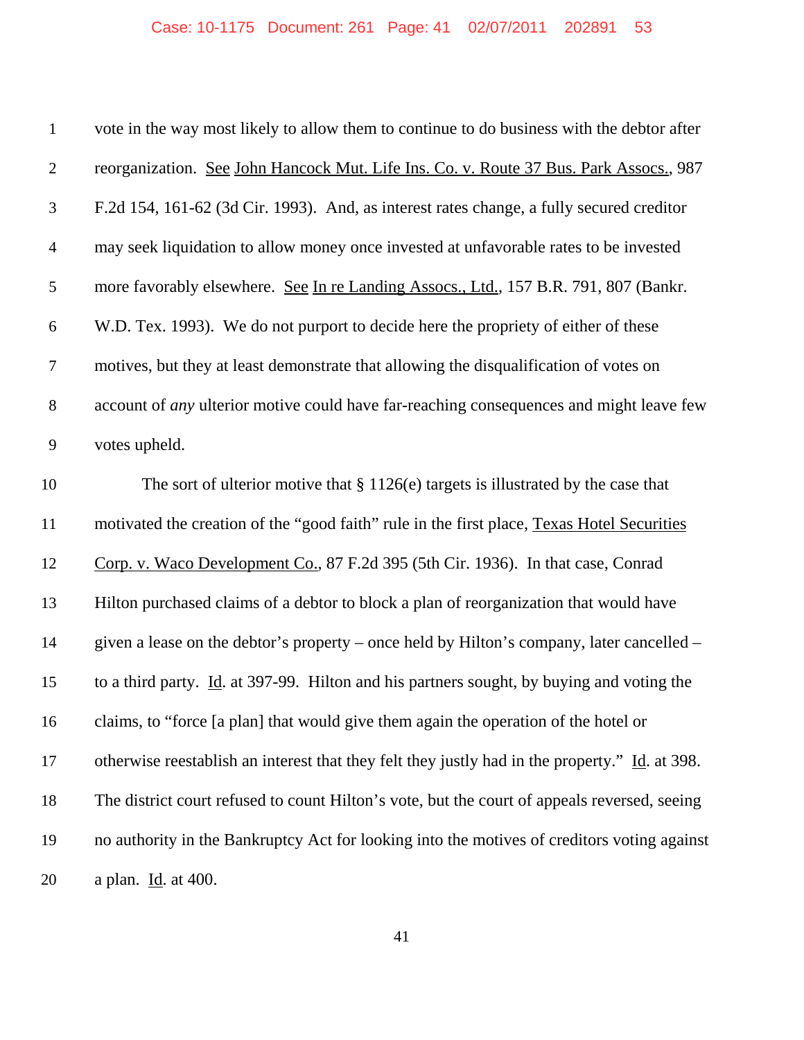vote in the way most likely to allow them to continue to do business with the debtor after reorganization. See John Hancock Mut. Life Ins. Co. v. Route 37 Bus. Park Assocs., 987 F.2d 154, 161-62 (3d Cir. 1993). And, as interest rates change, a fully secured creditor may seek liquidation to allow money once invested at unfavorable rates to be invested more favorably elsewhere. See In re Landing Assocs., Ltd., 157 B.R. 791, 807 (Bankr. W.D. Tex. 1993). We do not purport to decide here the propriety of either of these motives, but they at least demonstrate that allowing the disqualification of votes on account of *any* ulterior motive could have far-reaching consequences and might leave few votes upheld.

The sort of ulterior motive that § 1126(e) targets is illustrated by the case that motivated the creation of the "good faith" rule in the first place, Texas Hotel Securities Corp. v. Waco Development Co., 87 F.2d 395 (5th Cir. 1936). In that case, Conrad Hilton purchased claims of a debtor to block a plan of reorganization that would have given a lease on the debtor's property – once held by Hilton's company, later cancelled – to a third party. Id. at 397-99. Hilton and his partners sought, by buying and voting the claims, to "force [a plan] that would give them again the operation of the hotel or otherwise reestablish an interest that they felt they justly had in the property." Id. at 398. The district court refused to count Hilton's vote, but the court of appeals reversed, seeing no authority in the Bankruptcy Act for looking into the motives of creditors voting against a plan. Id. at 400.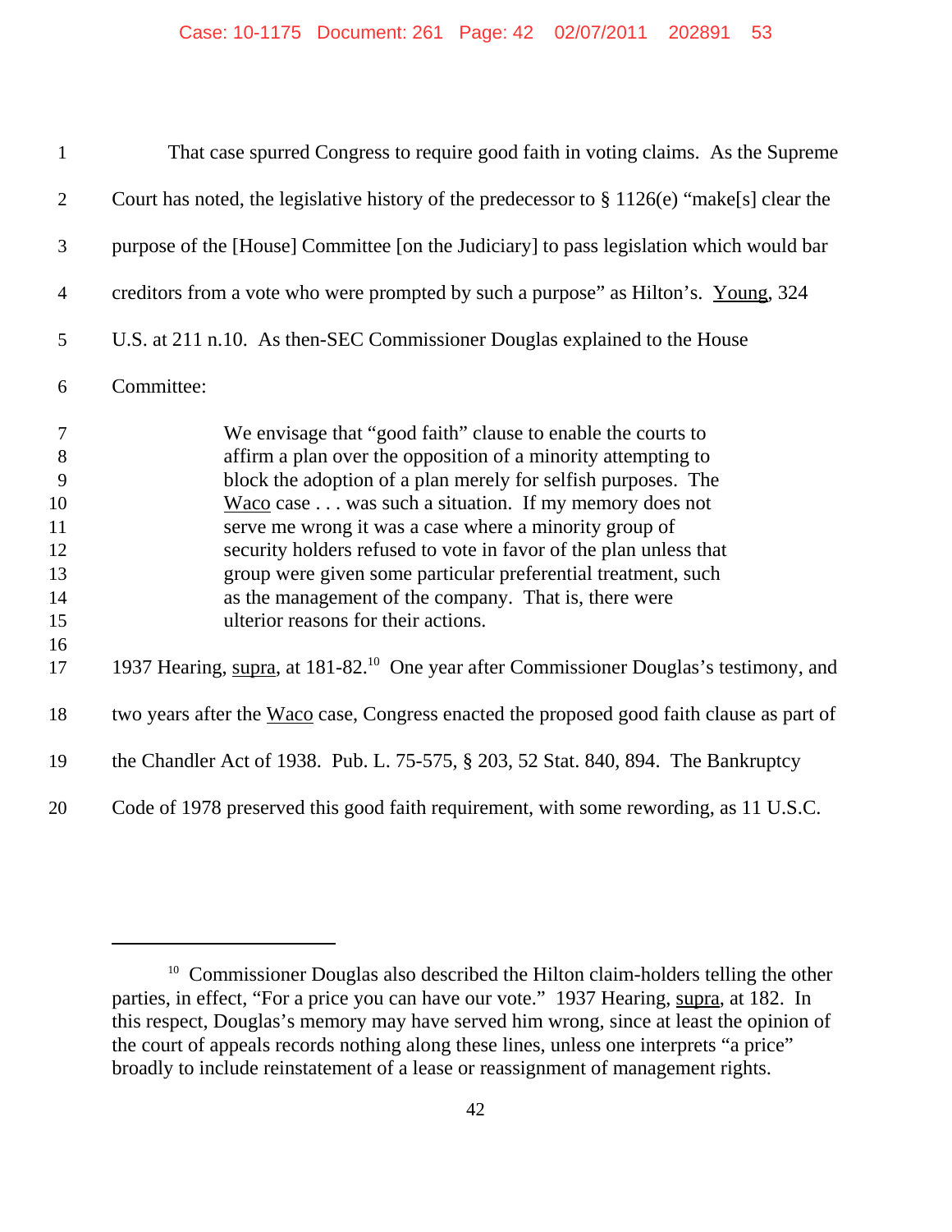That case spurred Congress to require good faith in voting claims. As the Supreme Court has noted, the legislative history of the predecessor to § 1126(e) "make[s] clear the purpose of the [House] Committee [on the Judiciary] to pass legislation which would bar creditors from a vote who were prompted by such a purpose" as Hilton's. Young, 324 U.S. at 211 n.10. As then-SEC Commissioner Douglas explained to the House Committee:

> We envisage that "good faith" clause to enable the courts to affirm a plan over the opposition of a minority attempting to block the adoption of a plan merely for selfish purposes. The Waco case . . . was such a situation. If my memory does not serve me wrong it was a case where a minority group of security holders refused to vote in favor of the plan unless that group were given some particular preferential treatment, such as the management of the company. That is, there were ulterior reasons for their actions.

1937 Hearing, supra, at 181-82.[10] One year after Commissioner Douglas's testimony, and two years after the Waco case, Congress enacted the proposed good faith clause as part of the Chandler Act of 1938. Pub. L. 75-575, § 203, 52 Stat. 840, 894. The Bankruptcy Code of 1978 preserved this good faith requirement, with some rewording, as 11 U.S.C.

---

[10] Commissioner Douglas also described the Hilton claim-holders telling the other parties, in effect, "For a price you can have our vote." 1937 Hearing, supra, at 182. In this respect, Douglas's memory may have served him wrong, since at least the opinion of the court of appeals records nothing along these lines, unless one interprets "a price" broadly to include reinstatement of a lease or reassignment of management rights.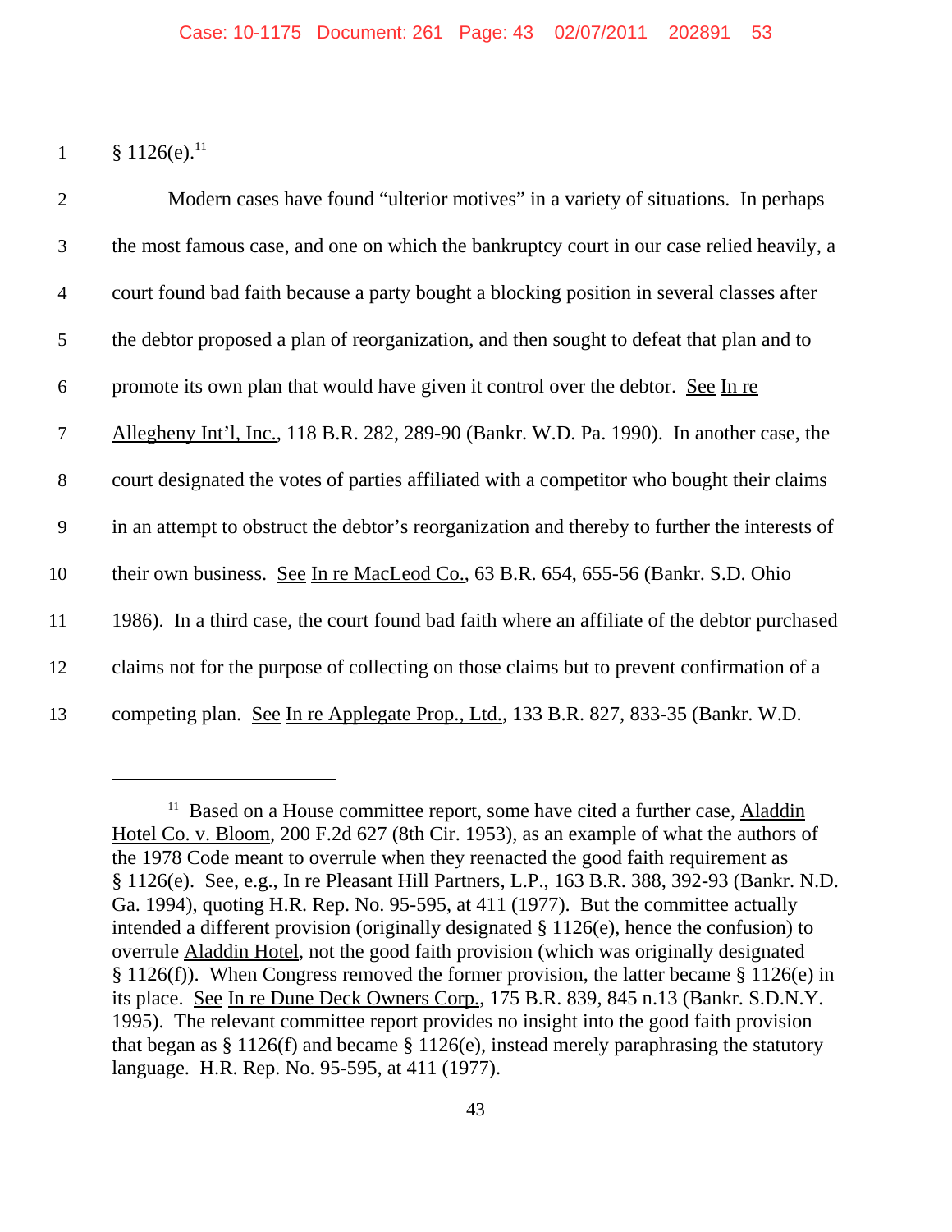§ 1126(e).[11]

Modern cases have found "ulterior motives" in a variety of situations. In perhaps the most famous case, and one on which the bankruptcy court in our case relied heavily, a court found bad faith because a party bought a blocking position in several classes after the debtor proposed a plan of reorganization, and then sought to defeat that plan and to promote its own plan that would have given it control over the debtor. See In re Allegheny Int'l, Inc., 118 B.R. 282, 289-90 (Bankr. W.D. Pa. 1990). In another case, the court designated the votes of parties affiliated with a competitor who bought their claims in an attempt to obstruct the debtor's reorganization and thereby to further the interests of their own business. See In re MacLeod Co., 63 B.R. 654, 655-56 (Bankr. S.D. Ohio 1986). In a third case, the court found bad faith where an affiliate of the debtor purchased claims not for the purpose of collecting on those claims but to prevent confirmation of a competing plan. See In re Applegate Prop., Ltd., 133 B.R. 827, 833-35 (Bankr. W.D.

---

[11] Based on a House committee report, some have cited a further case, Aladdin Hotel Co. v. Bloom, 200 F.2d 627 (8th Cir. 1953), as an example of what the authors of the 1978 Code meant to overrule when they reenacted the good faith requirement as § 1126(e). See, e.g., In re Pleasant Hill Partners, L.P., 163 B.R. 388, 392-93 (Bankr. N.D. Ga. 1994), quoting H.R. Rep. No. 95-595, at 411 (1977). But the committee actually intended a different provision (originally designated § 1126(e), hence the confusion) to overrule Aladdin Hotel, not the good faith provision (which was originally designated § 1126(f)). When Congress removed the former provision, the latter became § 1126(e) in its place. See In re Dune Deck Owners Corp., 175 B.R. 839, 845 n.13 (Bankr. S.D.N.Y. 1995). The relevant committee report provides no insight into the good faith provision that began as § 1126(f) and became § 1126(e), instead merely paraphrasing the statutory language. H.R. Rep. No. 95-595, at 411 (1977).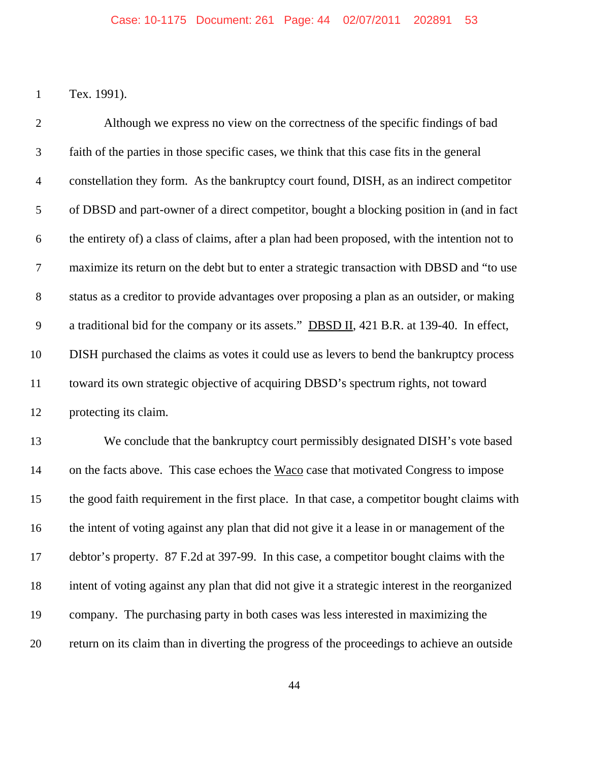Tex. 1991).

Although we express no view on the correctness of the specific findings of bad faith of the parties in those specific cases, we think that this case fits in the general constellation they form. As the bankruptcy court found, DISH, as an indirect competitor of DBSD and part-owner of a direct competitor, bought a blocking position in (and in fact the entirety of) a class of claims, after a plan had been proposed, with the intention not to maximize its return on the debt but to enter a strategic transaction with DBSD and "to use status as a creditor to provide advantages over proposing a plan as an outsider, or making a traditional bid for the company or its assets." DBSD II, 421 B.R. at 139-40. In effect, DISH purchased the claims as votes it could use as levers to bend the bankruptcy process toward its own strategic objective of acquiring DBSD's spectrum rights, not toward protecting its claim.

We conclude that the bankruptcy court permissibly designated DISH's vote based on the facts above. This case echoes the Waco case that motivated Congress to impose the good faith requirement in the first place. In that case, a competitor bought claims with the intent of voting against any plan that did not give it a lease in or management of the debtor's property. 87 F.2d at 397-99. In this case, a competitor bought claims with the intent of voting against any plan that did not give it a strategic interest in the reorganized company. The purchasing party in both cases was less interested in maximizing the return on its claim than in diverting the progress of the proceedings to achieve an outside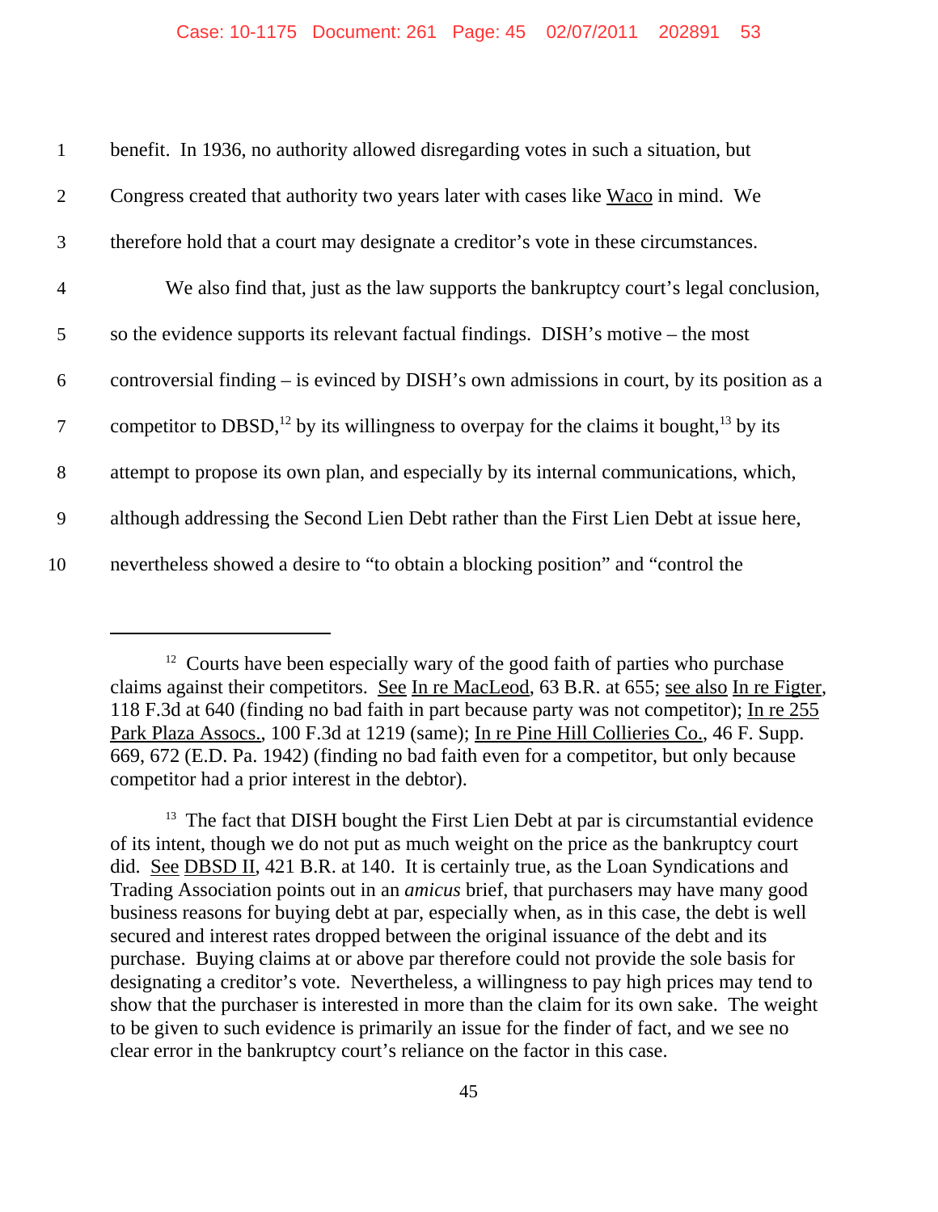benefit. In 1936, no authority allowed disregarding votes in such a situation, but Congress created that authority two years later with cases like Waco in mind. We therefore hold that a court may designate a creditor's vote in these circumstances.

We also find that, just as the law supports the bankruptcy court's legal conclusion, so the evidence supports its relevant factual findings. DISH's motive – the most controversial finding – is evinced by DISH's own admissions in court, by its position as a competitor to DBSD,[12] by its willingness to overpay for the claims it bought,[13] by its attempt to propose its own plan, and especially by its internal communications, which, although addressing the Second Lien Debt rather than the First Lien Debt at issue here, nevertheless showed a desire to "to obtain a blocking position" and "control the

---

[12] Courts have been especially wary of the good faith of parties who purchase claims against their competitors. See In re MacLeod, 63 B.R. at 655; see also In re Figter, 118 F.3d at 640 (finding no bad faith in part because party was not competitor); In re 255 Park Plaza Assocs., 100 F.3d at 1219 (same); In re Pine Hill Collieries Co., 46 F. Supp. 669, 672 (E.D. Pa. 1942) (finding no bad faith even for a competitor, but only because competitor had a prior interest in the debtor).

[13] The fact that DISH bought the First Lien Debt at par is circumstantial evidence of its intent, though we do not put as much weight on the price as the bankruptcy court did. See DBSD II, 421 B.R. at 140. It is certainly true, as the Loan Syndications and Trading Association points out in an *amicus* brief, that purchasers may have many good business reasons for buying debt at par, especially when, as in this case, the debt is well secured and interest rates dropped between the original issuance of the debt and its purchase. Buying claims at or above par therefore could not provide the sole basis for designating a creditor's vote. Nevertheless, a willingness to pay high prices may tend to show that the purchaser is interested in more than the claim for its own sake. The weight to be given to such evidence is primarily an issue for the finder of fact, and we see no clear error in the bankruptcy court's reliance on the factor in this case.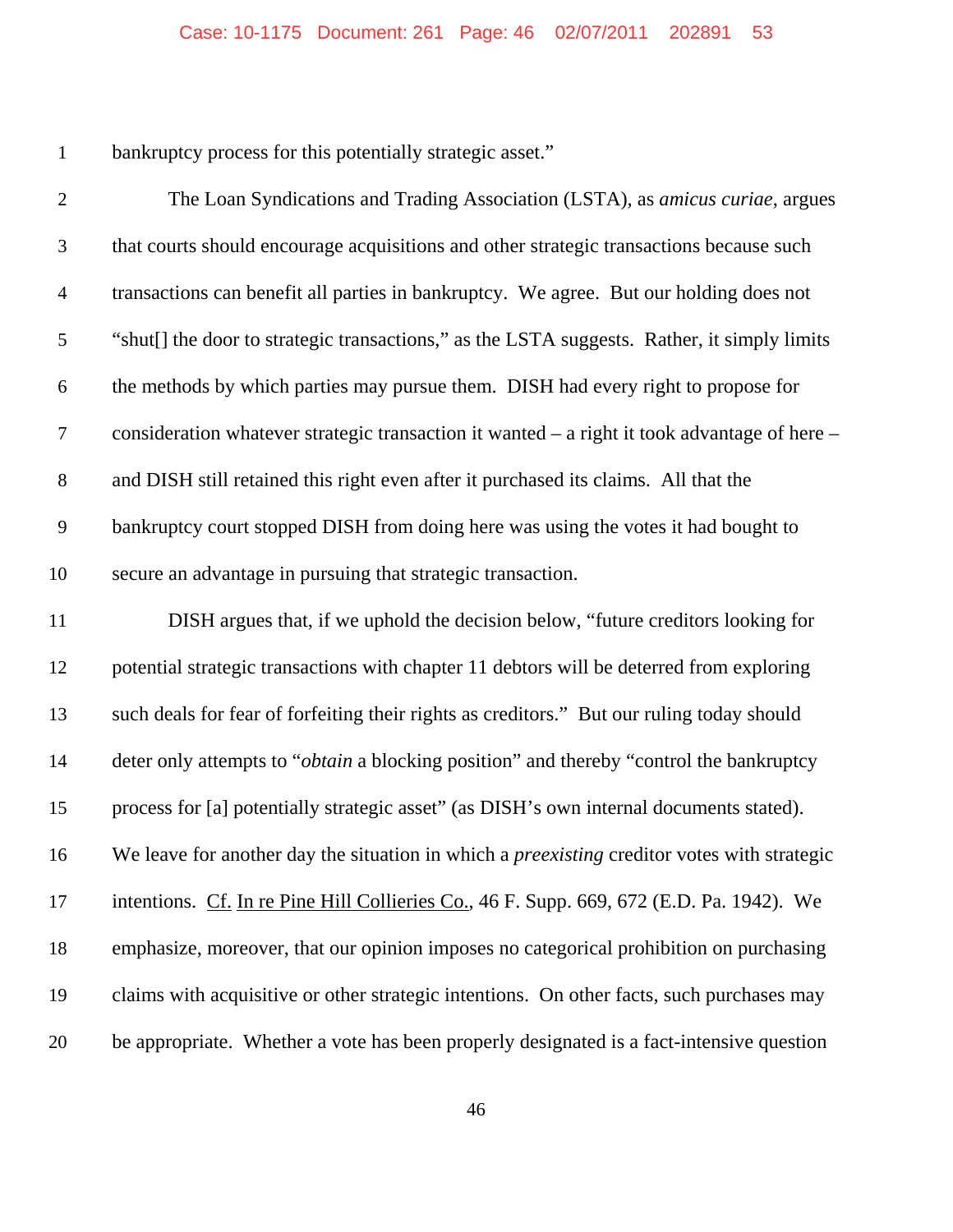bankruptcy process for this potentially strategic asset."

The Loan Syndications and Trading Association (LSTA), as *amicus curiae*, argues that courts should encourage acquisitions and other strategic transactions because such transactions can benefit all parties in bankruptcy. We agree. But our holding does not "shut[] the door to strategic transactions," as the LSTA suggests. Rather, it simply limits the methods by which parties may pursue them. DISH had every right to propose for consideration whatever strategic transaction it wanted – a right it took advantage of here – and DISH still retained this right even after it purchased its claims. All that the bankruptcy court stopped DISH from doing here was using the votes it had bought to secure an advantage in pursuing that strategic transaction.

DISH argues that, if we uphold the decision below, "future creditors looking for potential strategic transactions with chapter 11 debtors will be deterred from exploring such deals for fear of forfeiting their rights as creditors." But our ruling today should deter only attempts to "*obtain* a blocking position" and thereby "control the bankruptcy process for [a] potentially strategic asset" (as DISH's own internal documents stated). We leave for another day the situation in which a *preexisting* creditor votes with strategic intentions. Cf. In re Pine Hill Collieries Co., 46 F. Supp. 669, 672 (E.D. Pa. 1942). We emphasize, moreover, that our opinion imposes no categorical prohibition on purchasing claims with acquisitive or other strategic intentions. On other facts, such purchases may be appropriate. Whether a vote has been properly designated is a fact-intensive question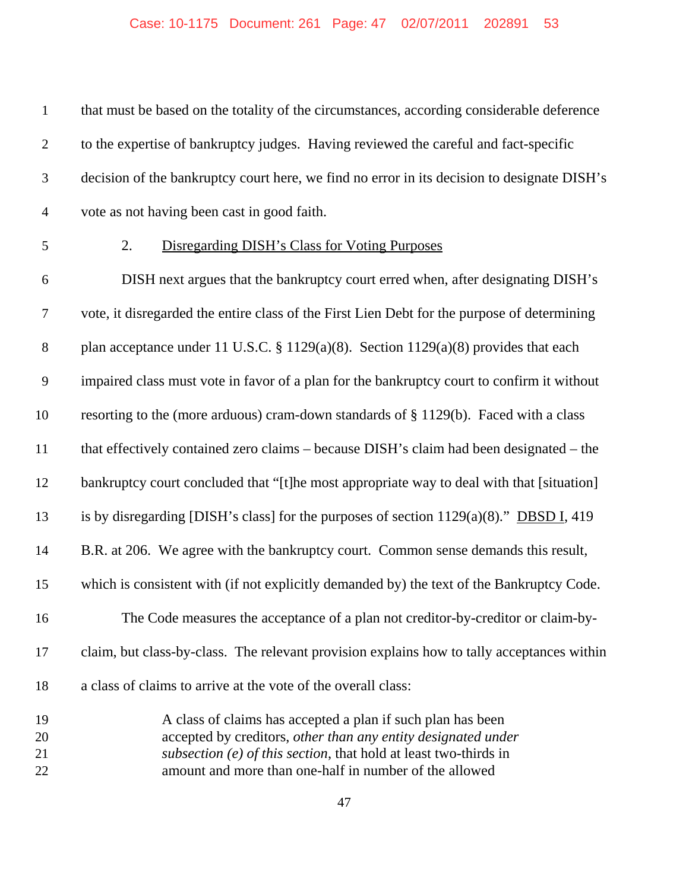that must be based on the totality of the circumstances, according considerable deference to the expertise of bankruptcy judges. Having reviewed the careful and fact-specific decision of the bankruptcy court here, we find no error in its decision to designate DISH's vote as not having been cast in good faith.

2. Disregarding DISH's Class for Voting Purposes

DISH next argues that the bankruptcy court erred when, after designating DISH's vote, it disregarded the entire class of the First Lien Debt for the purpose of determining plan acceptance under 11 U.S.C. § 1129(a)(8). Section 1129(a)(8) provides that each impaired class must vote in favor of a plan for the bankruptcy court to confirm it without resorting to the (more arduous) cram-down standards of § 1129(b). Faced with a class that effectively contained zero claims – because DISH's claim had been designated – the bankruptcy court concluded that "[t]he most appropriate way to deal with that [situation] is by disregarding [DISH's class] for the purposes of section 1129(a)(8)." DBSD I, 419 B.R. at 206. We agree with the bankruptcy court. Common sense demands this result, which is consistent with (if not explicitly demanded by) the text of the Bankruptcy Code.

The Code measures the acceptance of a plan not creditor-by-creditor or claim-by-claim, but class-by-class. The relevant provision explains how to tally acceptances within a class of claims to arrive at the vote of the overall class:

> A class of claims has accepted a plan if such plan has been accepted by creditors, *other than any entity designated under subsection (e) of this section*, that hold at least two-thirds in amount and more than one-half in number of the allowed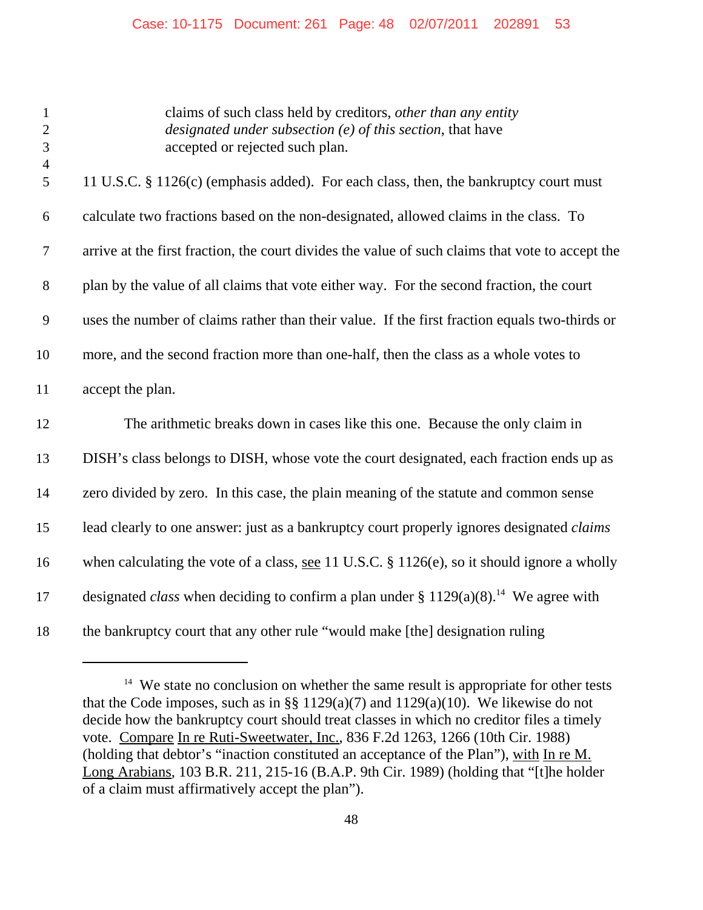> claims of such class held by creditors, *other than any entity designated under subsection (e) of this section*, that have accepted or rejected such plan.

11 U.S.C. § 1126(c) (emphasis added). For each class, then, the bankruptcy court must calculate two fractions based on the non-designated, allowed claims in the class. To arrive at the first fraction, the court divides the value of such claims that vote to accept the plan by the value of all claims that vote either way. For the second fraction, the court uses the number of claims rather than their value. If the first fraction equals two-thirds or more, and the second fraction more than one-half, then the class as a whole votes to accept the plan.

The arithmetic breaks down in cases like this one. Because the only claim in DISH's class belongs to DISH, whose vote the court designated, each fraction ends up as zero divided by zero. In this case, the plain meaning of the statute and common sense lead clearly to one answer: just as a bankruptcy court properly ignores designated *claims* when calculating the vote of a class, see 11 U.S.C. § 1126(e), so it should ignore a wholly designated *class* when deciding to confirm a plan under § 1129(a)(8).[14] We agree with the bankruptcy court that any other rule "would make [the] designation ruling

---

[14] We state no conclusion on whether the same result is appropriate for other tests that the Code imposes, such as in §§ 1129(a)(7) and 1129(a)(10). We likewise do not decide how the bankruptcy court should treat classes in which no creditor files a timely vote. Compare In re Ruti-Sweetwater, Inc., 836 F.2d 1263, 1266 (10th Cir. 1988) (holding that debtor's "inaction constituted an acceptance of the Plan"), with In re M. Long Arabians, 103 B.R. 211, 215-16 (B.A.P. 9th Cir. 1989) (holding that "[t]he holder of a claim must affirmatively accept the plan").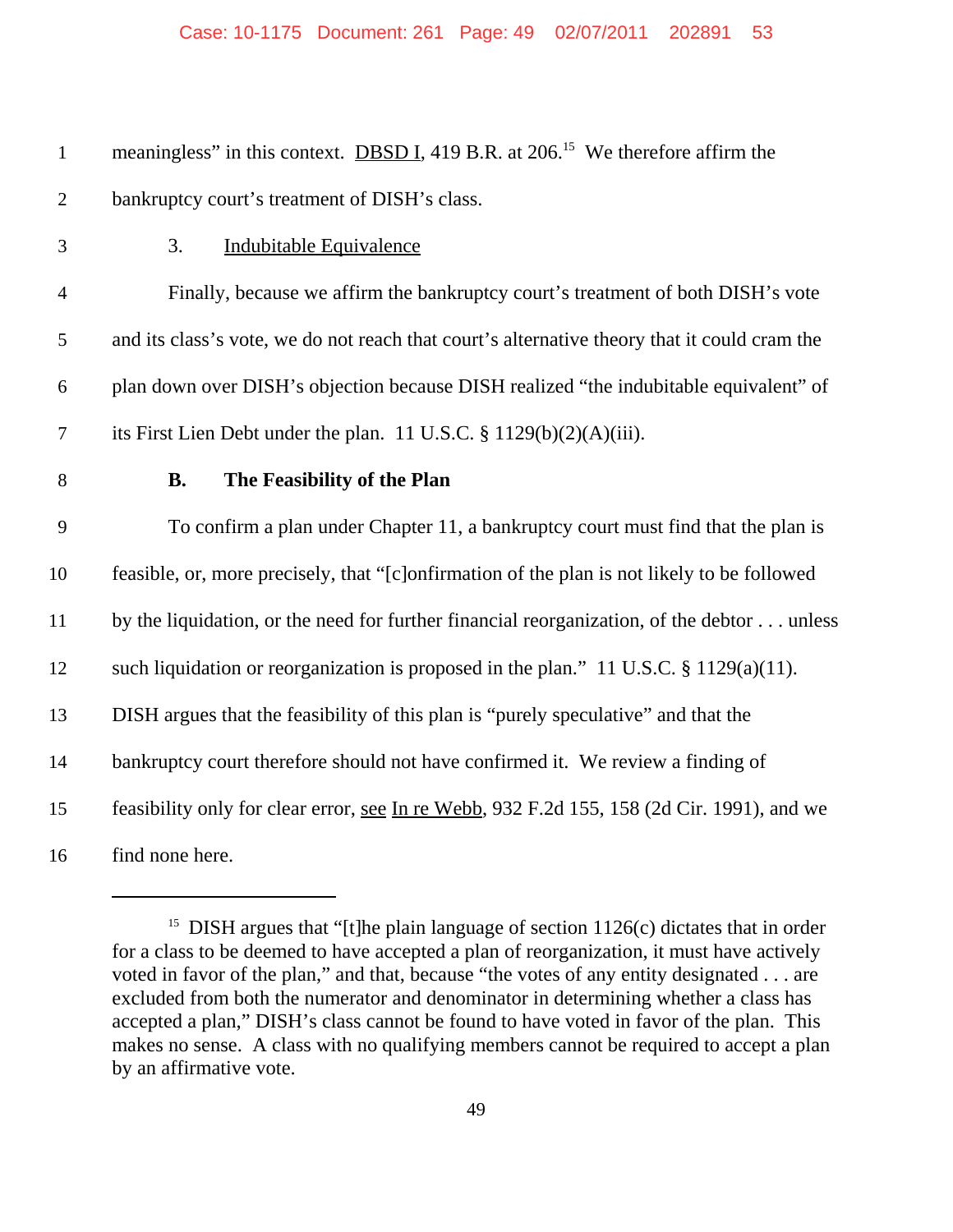meaningless" in this context. DBSD I, 419 B.R. at 206.[15] We therefore affirm the bankruptcy court's treatment of DISH's class.

### 3. Indubitable Equivalence

Finally, because we affirm the bankruptcy court's treatment of both DISH's vote and its class's vote, we do not reach that court's alternative theory that it could cram the plan down over DISH's objection because DISH realized "the indubitable equivalent" of its First Lien Debt under the plan. 11 U.S.C. § 1129(b)(2)(A)(iii).

## B. The Feasibility of the Plan

To confirm a plan under Chapter 11, a bankruptcy court must find that the plan is feasible, or, more precisely, that "[c]onfirmation of the plan is not likely to be followed by the liquidation, or the need for further financial reorganization, of the debtor . . . unless such liquidation or reorganization is proposed in the plan." 11 U.S.C. § 1129(a)(11). DISH argues that the feasibility of this plan is "purely speculative" and that the bankruptcy court therefore should not have confirmed it. We review a finding of feasibility only for clear error, see In re Webb, 932 F.2d 155, 158 (2d Cir. 1991), and we find none here.

---

[15] DISH argues that "[t]he plain language of section 1126(c) dictates that in order for a class to be deemed to have accepted a plan of reorganization, it must have actively voted in favor of the plan," and that, because "the votes of any entity designated . . . are excluded from both the numerator and denominator in determining whether a class has accepted a plan," DISH's class cannot be found to have voted in favor of the plan. This makes no sense. A class with no qualifying members cannot be required to accept a plan by an affirmative vote.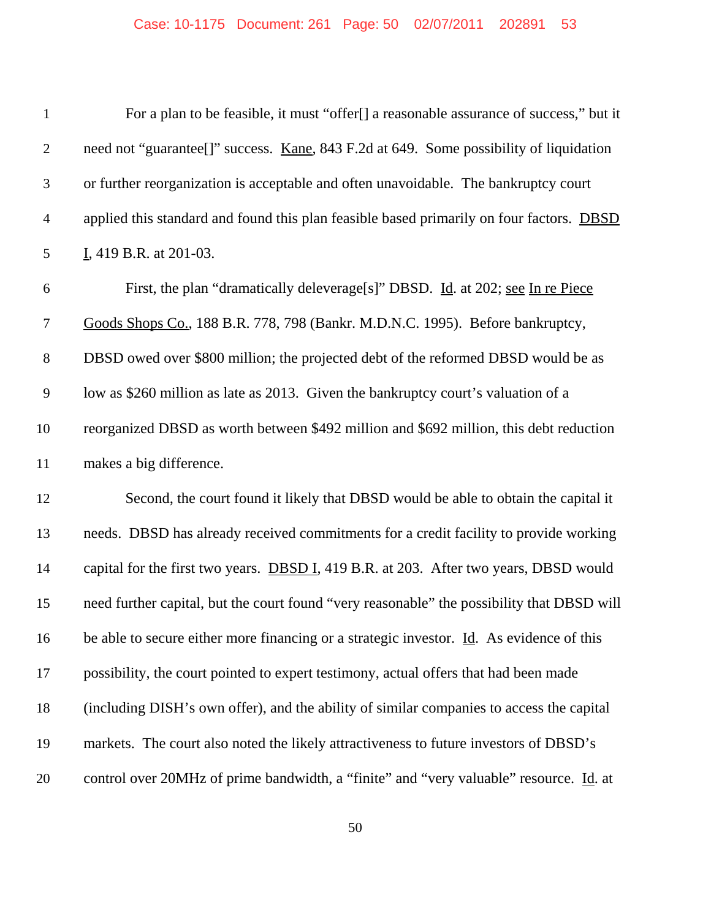For a plan to be feasible, it must "offer[] a reasonable assurance of success," but it need not "guarantee[]" success. Kane, 843 F.2d at 649. Some possibility of liquidation or further reorganization is acceptable and often unavoidable. The bankruptcy court applied this standard and found this plan feasible based primarily on four factors. DBSD I, 419 B.R. at 201-03.

First, the plan "dramatically deleverage[s]" DBSD. Id. at 202; see In re Piece Goods Shops Co., 188 B.R. 778, 798 (Bankr. M.D.N.C. 1995). Before bankruptcy, DBSD owed over $800 million; the projected debt of the reformed DBSD would be as low as $260 million as late as 2013. Given the bankruptcy court's valuation of a reorganized DBSD as worth between $492 million and $692 million, this debt reduction makes a big difference.

Second, the court found it likely that DBSD would be able to obtain the capital it needs. DBSD has already received commitments for a credit facility to provide working capital for the first two years. DBSD I, 419 B.R. at 203. After two years, DBSD would need further capital, but the court found "very reasonable" the possibility that DBSD will be able to secure either more financing or a strategic investor. Id. As evidence of this possibility, the court pointed to expert testimony, actual offers that had been made (including DISH's own offer), and the ability of similar companies to access the capital markets. The court also noted the likely attractiveness to future investors of DBSD's control over 20MHz of prime bandwidth, a "finite" and "very valuable" resource. Id. at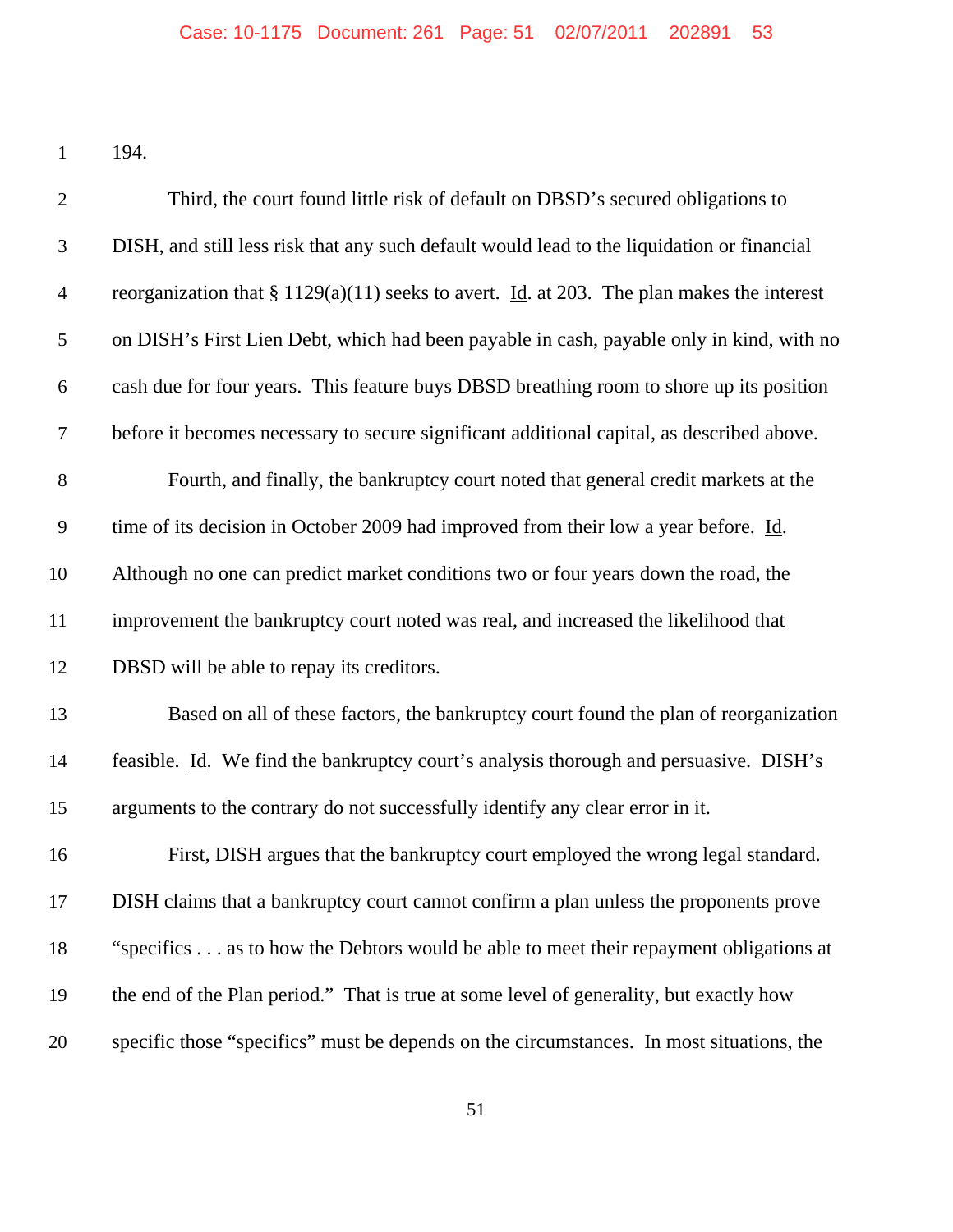194.

Third, the court found little risk of default on DBSD's secured obligations to DISH, and still less risk that any such default would lead to the liquidation or financial reorganization that § 1129(a)(11) seeks to avert. Id. at 203. The plan makes the interest on DISH's First Lien Debt, which had been payable in cash, payable only in kind, with no cash due for four years. This feature buys DBSD breathing room to shore up its position before it becomes necessary to secure significant additional capital, as described above.

Fourth, and finally, the bankruptcy court noted that general credit markets at the time of its decision in October 2009 had improved from their low a year before. Id. Although no one can predict market conditions two or four years down the road, the improvement the bankruptcy court noted was real, and increased the likelihood that DBSD will be able to repay its creditors.

Based on all of these factors, the bankruptcy court found the plan of reorganization feasible. Id. We find the bankruptcy court's analysis thorough and persuasive. DISH's arguments to the contrary do not successfully identify any clear error in it.

First, DISH argues that the bankruptcy court employed the wrong legal standard. DISH claims that a bankruptcy court cannot confirm a plan unless the proponents prove "specifics . . . as to how the Debtors would be able to meet their repayment obligations at the end of the Plan period." That is true at some level of generality, but exactly how specific those "specifics" must be depends on the circumstances. In most situations, the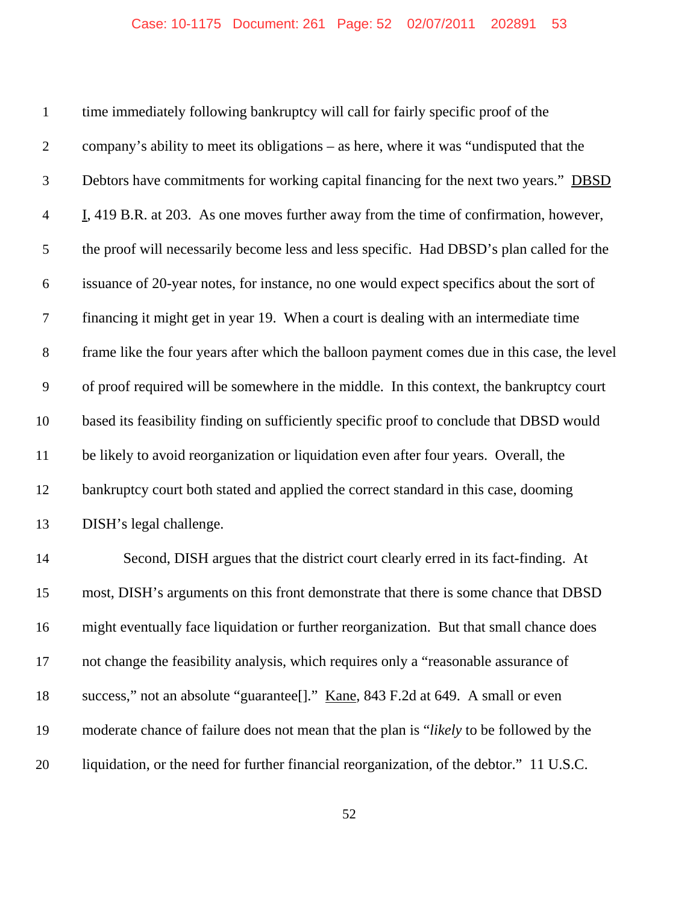time immediately following bankruptcy will call for fairly specific proof of the company's ability to meet its obligations – as here, where it was "undisputed that the Debtors have commitments for working capital financing for the next two years." DBSD I, 419 B.R. at 203. As one moves further away from the time of confirmation, however, the proof will necessarily become less and less specific. Had DBSD's plan called for the issuance of 20-year notes, for instance, no one would expect specifics about the sort of financing it might get in year 19. When a court is dealing with an intermediate time frame like the four years after which the balloon payment comes due in this case, the level of proof required will be somewhere in the middle. In this context, the bankruptcy court based its feasibility finding on sufficiently specific proof to conclude that DBSD would be likely to avoid reorganization or liquidation even after four years. Overall, the bankruptcy court both stated and applied the correct standard in this case, dooming DISH's legal challenge.

Second, DISH argues that the district court clearly erred in its fact-finding. At most, DISH's arguments on this front demonstrate that there is some chance that DBSD might eventually face liquidation or further reorganization. But that small chance does not change the feasibility analysis, which requires only a "reasonable assurance of success," not an absolute "guarantee[]." Kane, 843 F.2d at 649. A small or even moderate chance of failure does not mean that the plan is "*likely* to be followed by the liquidation, or the need for further financial reorganization, of the debtor." 11 U.S.C.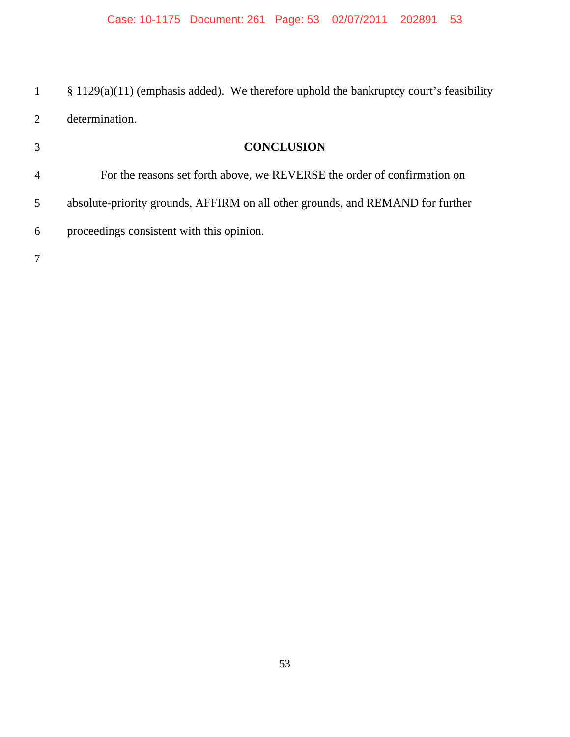§ 1129(a)(11) (emphasis added). We therefore uphold the bankruptcy court's feasibility determination.

## CONCLUSION

For the reasons set forth above, we REVERSE the order of confirmation on absolute-priority grounds, AFFIRM on all other grounds, and REMAND for further proceedings consistent with this opinion.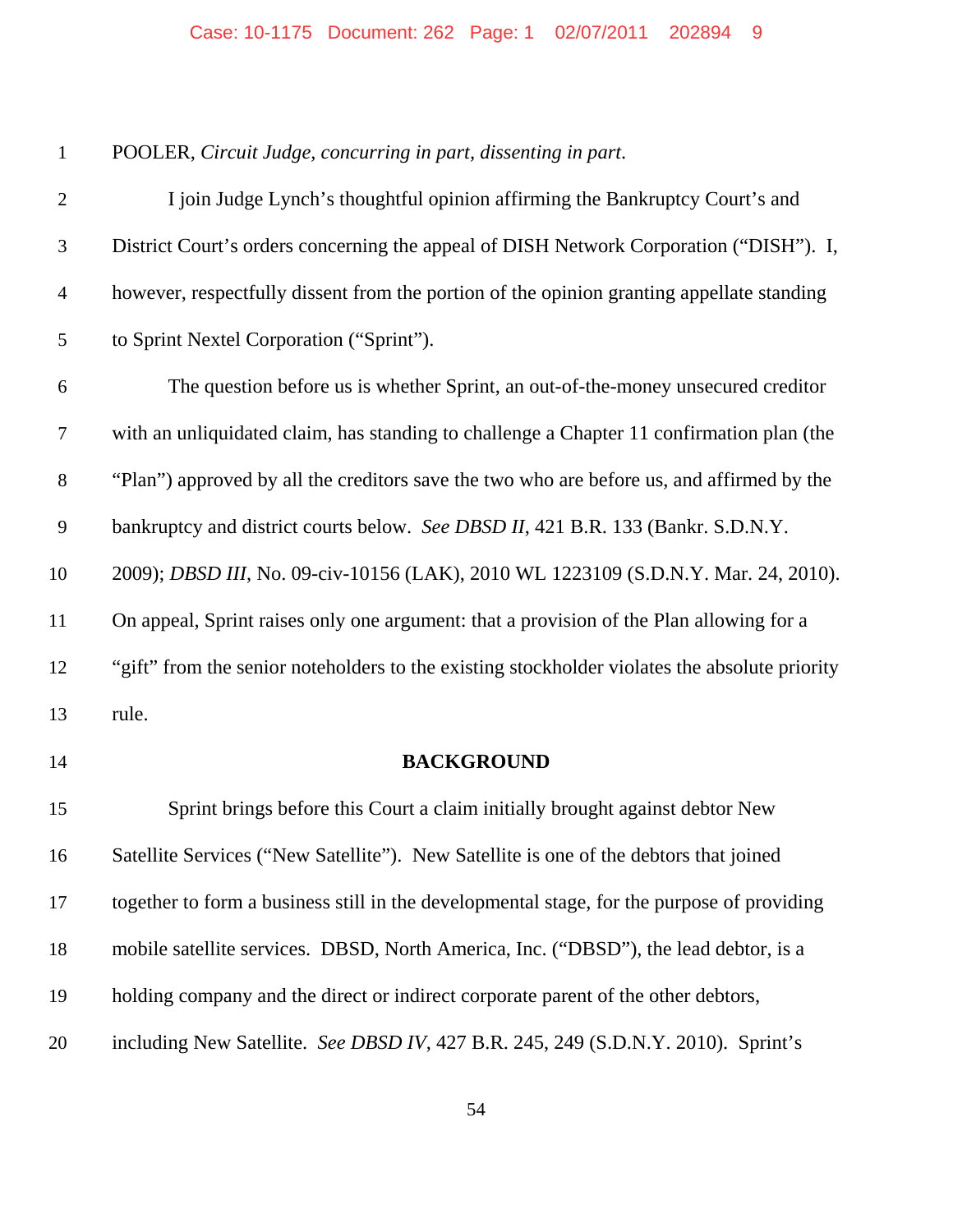POOLER, *Circuit Judge, concurring in part, dissenting in part.*

I join Judge Lynch's thoughtful opinion affirming the Bankruptcy Court's and District Court's orders concerning the appeal of DISH Network Corporation ("DISH"). I, however, respectfully dissent from the portion of the opinion granting appellate standing to Sprint Nextel Corporation ("Sprint").

The question before us is whether Sprint, an out-of-the-money unsecured creditor with an unliquidated claim, has standing to challenge a Chapter 11 confirmation plan (the "Plan") approved by all the creditors save the two who are before us, and affirmed by the bankruptcy and district courts below. *See DBSD II*, 421 B.R. 133 (Bankr. S.D.N.Y. 2009); *DBSD III*, No. 09-civ-10156 (LAK), 2010 WL 1223109 (S.D.N.Y. Mar. 24, 2010). On appeal, Sprint raises only one argument: that a provision of the Plan allowing for a "gift" from the senior noteholders to the existing stockholder violates the absolute priority rule.

## BACKGROUND

Sprint brings before this Court a claim initially brought against debtor New Satellite Services ("New Satellite"). New Satellite is one of the debtors that joined together to form a business still in the developmental stage, for the purpose of providing mobile satellite services. DBSD, North America, Inc. ("DBSD"), the lead debtor, is a holding company and the direct or indirect corporate parent of the other debtors, including New Satellite. *See DBSD IV*, 427 B.R. 245, 249 (S.D.N.Y. 2010). Sprint's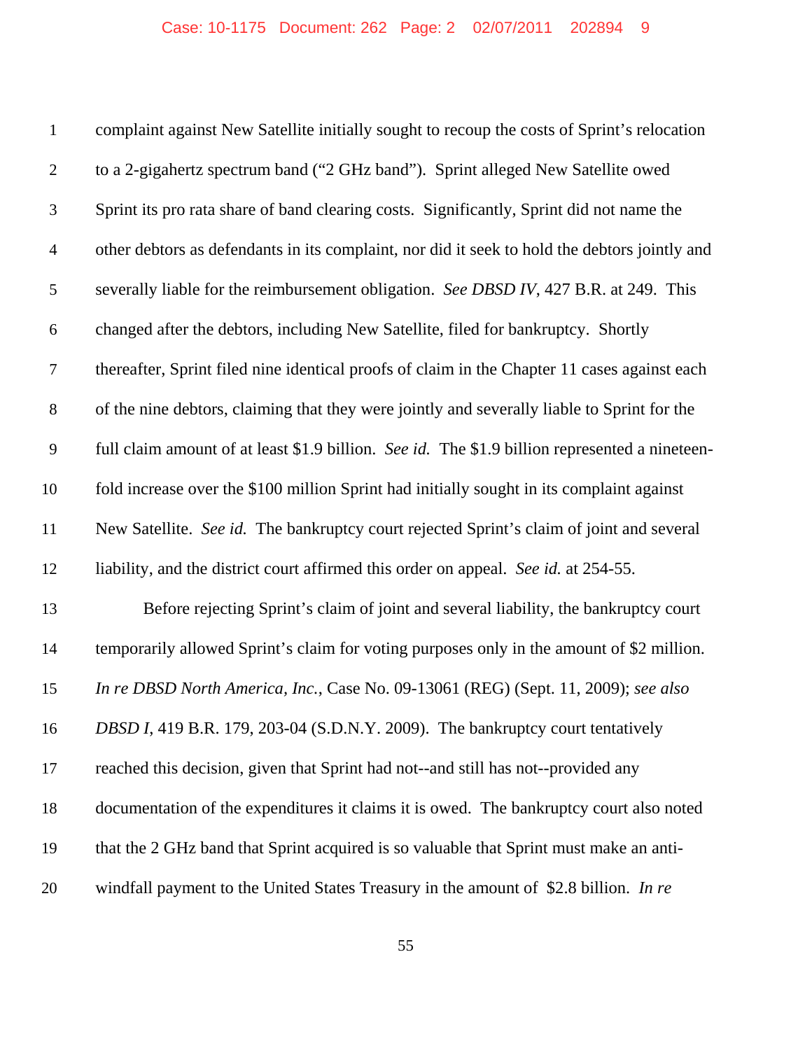complaint against New Satellite initially sought to recoup the costs of Sprint's relocation to a 2-gigahertz spectrum band ("2 GHz band"). Sprint alleged New Satellite owed Sprint its pro rata share of band clearing costs. Significantly, Sprint did not name the other debtors as defendants in its complaint, nor did it seek to hold the debtors jointly and severally liable for the reimbursement obligation. *See DBSD IV*, 427 B.R. at 249. This changed after the debtors, including New Satellite, filed for bankruptcy. Shortly thereafter, Sprint filed nine identical proofs of claim in the Chapter 11 cases against each of the nine debtors, claiming that they were jointly and severally liable to Sprint for the full claim amount of at least $1.9 billion. *See id.* The $1.9 billion represented a nineteen-fold increase over the $100 million Sprint had initially sought in its complaint against New Satellite. *See id.* The bankruptcy court rejected Sprint's claim of joint and several liability, and the district court affirmed this order on appeal. *See id.* at 254-55.

Before rejecting Sprint's claim of joint and several liability, the bankruptcy court temporarily allowed Sprint's claim for voting purposes only in the amount of $2 million. *In re DBSD North America, Inc.*, Case No. 09-13061 (REG) (Sept. 11, 2009); *see also DBSD I*, 419 B.R. 179, 203-04 (S.D.N.Y. 2009). The bankruptcy court tentatively reached this decision, given that Sprint had not--and still has not--provided any documentation of the expenditures it claims it is owed. The bankruptcy court also noted that the 2 GHz band that Sprint acquired is so valuable that Sprint must make an anti-windfall payment to the United States Treasury in the amount of $2.8 billion. *In re*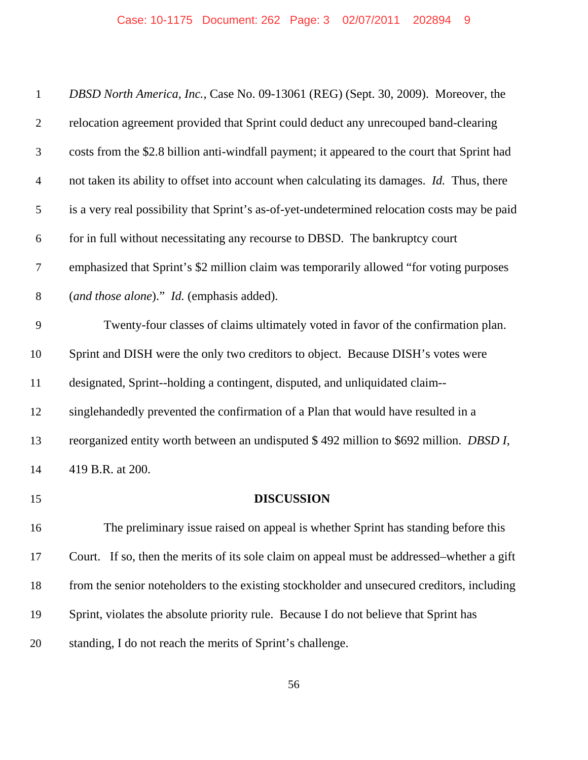*DBSD North America, Inc.*, Case No. 09-13061 (REG) (Sept. 30, 2009). Moreover, the relocation agreement provided that Sprint could deduct any unrecouped band-clearing costs from the $2.8 billion anti-windfall payment; it appeared to the court that Sprint had not taken its ability to offset into account when calculating its damages. *Id.* Thus, there is a very real possibility that Sprint's as-of-yet-undetermined relocation costs may be paid for in full without necessitating any recourse to DBSD. The bankruptcy court emphasized that Sprint's $2 million claim was temporarily allowed "for voting purposes (*and those alone*)." *Id.* (emphasis added).

Twenty-four classes of claims ultimately voted in favor of the confirmation plan. Sprint and DISH were the only two creditors to object. Because DISH's votes were designated, Sprint--holding a contingent, disputed, and unliquidated claim--singlehandedly prevented the confirmation of a Plan that would have resulted in a reorganized entity worth between an undisputed $ 492 million to $692 million. *DBSD I*, 419 B.R. at 200.

**DISCUSSION**

The preliminary issue raised on appeal is whether Sprint has standing before this Court. If so, then the merits of its sole claim on appeal must be addressed–whether a gift from the senior noteholders to the existing stockholder and unsecured creditors, including Sprint, violates the absolute priority rule. Because I do not believe that Sprint has standing, I do not reach the merits of Sprint's challenge.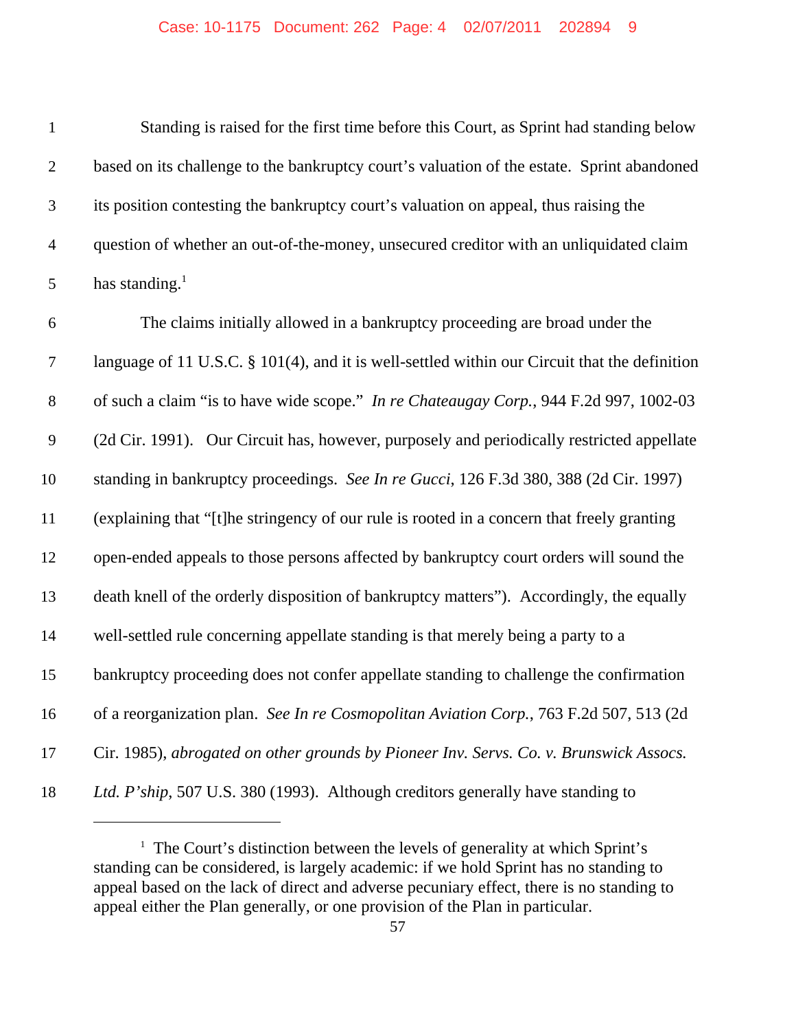Standing is raised for the first time before this Court, as Sprint had standing below based on its challenge to the bankruptcy court's valuation of the estate. Sprint abandoned its position contesting the bankruptcy court's valuation on appeal, thus raising the question of whether an out-of-the-money, unsecured creditor with an unliquidated claim has standing.[1]

The claims initially allowed in a bankruptcy proceeding are broad under the language of 11 U.S.C. § 101(4), and it is well-settled within our Circuit that the definition of such a claim "is to have wide scope." *In re Chateaugay Corp.*, 944 F.2d 997, 1002-03 (2d Cir. 1991). Our Circuit has, however, purposely and periodically restricted appellate standing in bankruptcy proceedings. *See In re Gucci*, 126 F.3d 380, 388 (2d Cir. 1997) (explaining that "[t]he stringency of our rule is rooted in a concern that freely granting open-ended appeals to those persons affected by bankruptcy court orders will sound the death knell of the orderly disposition of bankruptcy matters"). Accordingly, the equally well-settled rule concerning appellate standing is that merely being a party to a bankruptcy proceeding does not confer appellate standing to challenge the confirmation of a reorganization plan. *See In re Cosmopolitan Aviation Corp.*, 763 F.2d 507, 513 (2d Cir. 1985), *abrogated on other grounds by Pioneer Inv. Servs. Co. v. Brunswick Assocs. Ltd. P'ship*, 507 U.S. 380 (1993). Although creditors generally have standing to

---

[1] The Court's distinction between the levels of generality at which Sprint's standing can be considered, is largely academic: if we hold Sprint has no standing to appeal based on the lack of direct and adverse pecuniary effect, there is no standing to appeal either the Plan generally, or one provision of the Plan in particular.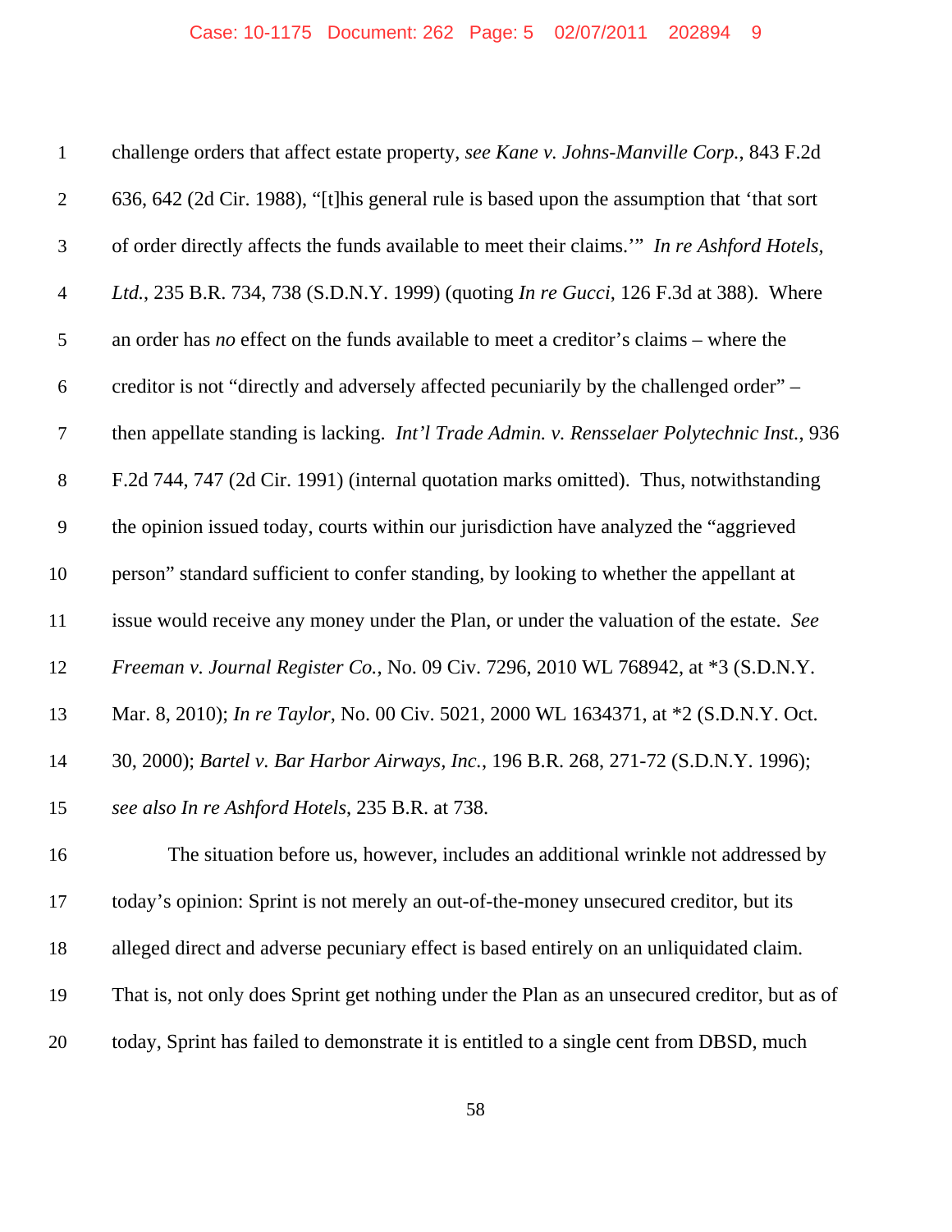challenge orders that affect estate property, *see Kane v. Johns-Manville Corp.*, 843 F.2d 636, 642 (2d Cir. 1988), "[t]his general rule is based upon the assumption that 'that sort of order directly affects the funds available to meet their claims.'" *In re Ashford Hotels, Ltd.*, 235 B.R. 734, 738 (S.D.N.Y. 1999) (quoting *In re Gucci*, 126 F.3d at 388). Where an order has *no* effect on the funds available to meet a creditor's claims – where the creditor is not "directly and adversely affected pecuniarily by the challenged order" – then appellate standing is lacking. *Int'l Trade Admin. v. Rensselaer Polytechnic Inst.*, 936 F.2d 744, 747 (2d Cir. 1991) (internal quotation marks omitted). Thus, notwithstanding the opinion issued today, courts within our jurisdiction have analyzed the "aggrieved person" standard sufficient to confer standing, by looking to whether the appellant at issue would receive any money under the Plan, or under the valuation of the estate. *See Freeman v. Journal Register Co.*, No. 09 Civ. 7296, 2010 WL 768942, at *3 (S.D.N.Y. Mar. 8, 2010); *In re Taylor*, No. 00 Civ. 5021, 2000 WL 1634371, at *2 (S.D.N.Y. Oct. 30, 2000); *Bartel v. Bar Harbor Airways, Inc.*, 196 B.R. 268, 271-72 (S.D.N.Y. 1996); *see also In re Ashford Hotels*, 235 B.R. at 738.

The situation before us, however, includes an additional wrinkle not addressed by today's opinion: Sprint is not merely an out-of-the-money unsecured creditor, but its alleged direct and adverse pecuniary effect is based entirely on an unliquidated claim. That is, not only does Sprint get nothing under the Plan as an unsecured creditor, but as of today, Sprint has failed to demonstrate it is entitled to a single cent from DBSD, much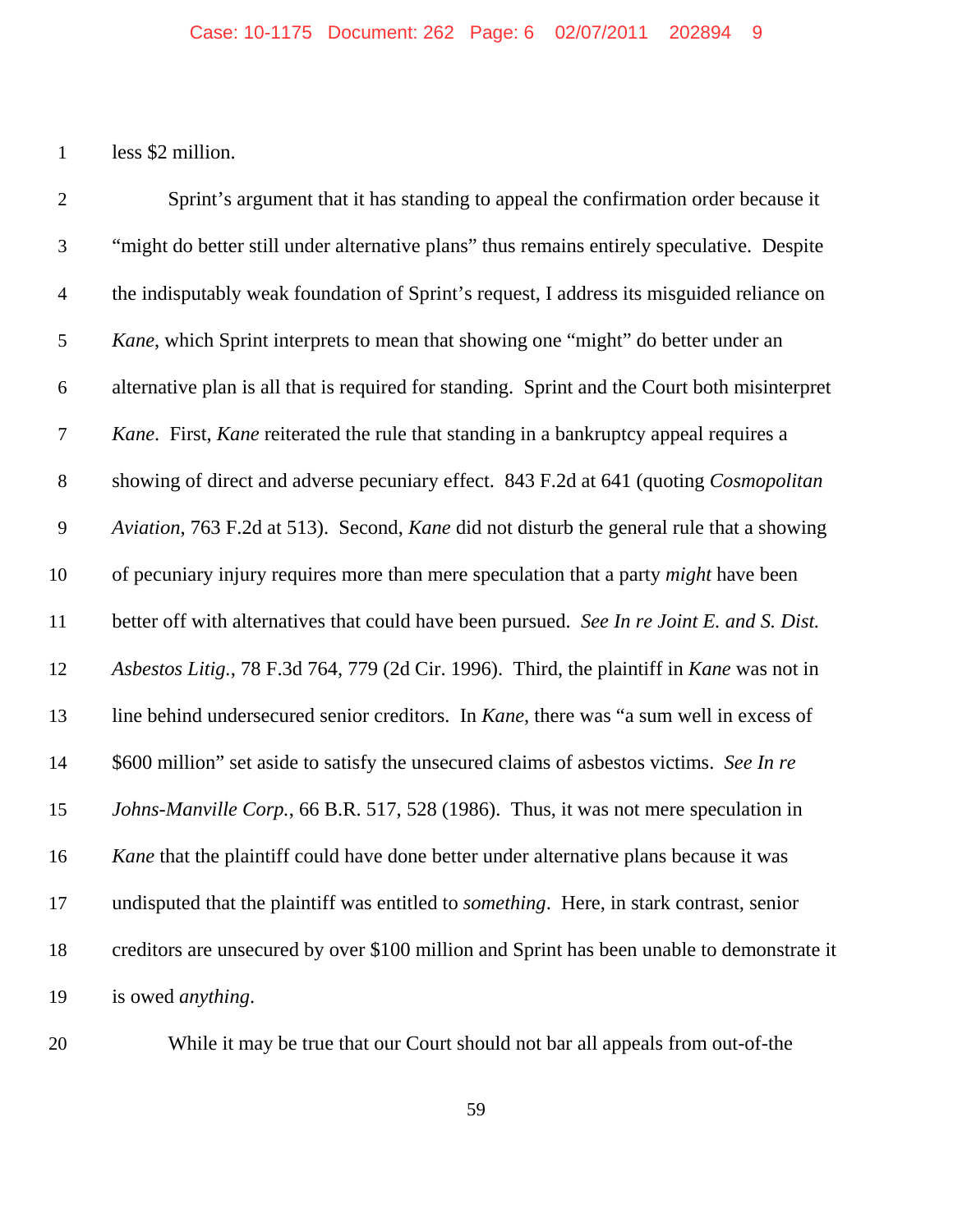less $2 million.

Sprint's argument that it has standing to appeal the confirmation order because it "might do better still under alternative plans" thus remains entirely speculative. Despite the indisputably weak foundation of Sprint's request, I address its misguided reliance on *Kane*, which Sprint interprets to mean that showing one "might" do better under an alternative plan is all that is required for standing. Sprint and the Court both misinterpret *Kane*. First, *Kane* reiterated the rule that standing in a bankruptcy appeal requires a showing of direct and adverse pecuniary effect. 843 F.2d at 641 (quoting *Cosmopolitan Aviation*, 763 F.2d at 513). Second, *Kane* did not disturb the general rule that a showing of pecuniary injury requires more than mere speculation that a party *might* have been better off with alternatives that could have been pursued. *See In re Joint E. and S. Dist. Asbestos Litig.*, 78 F.3d 764, 779 (2d Cir. 1996). Third, the plaintiff in *Kane* was not in line behind undersecured senior creditors. In *Kane*, there was "a sum well in excess of $600 million" set aside to satisfy the unsecured claims of asbestos victims. *See In re Johns-Manville Corp.*, 66 B.R. 517, 528 (1986). Thus, it was not mere speculation in *Kane* that the plaintiff could have done better under alternative plans because it was undisputed that the plaintiff was entitled to *something*. Here, in stark contrast, senior creditors are unsecured by over $100 million and Sprint has been unable to demonstrate it is owed *anything*.

While it may be true that our Court should not bar all appeals from out-of-the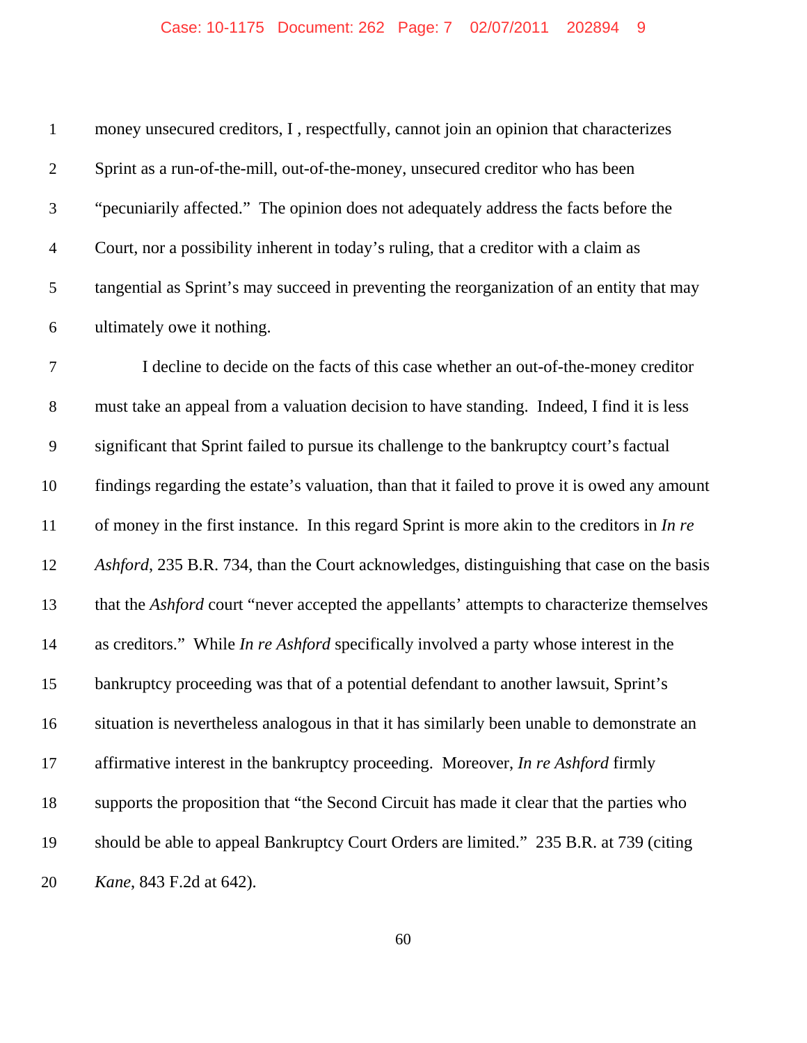money unsecured creditors, I , respectfully, cannot join an opinion that characterizes Sprint as a run-of-the-mill, out-of-the-money, unsecured creditor who has been "pecuniarily affected." The opinion does not adequately address the facts before the Court, nor a possibility inherent in today's ruling, that a creditor with a claim as tangential as Sprint's may succeed in preventing the reorganization of an entity that may ultimately owe it nothing.

I decline to decide on the facts of this case whether an out-of-the-money creditor must take an appeal from a valuation decision to have standing. Indeed, I find it is less significant that Sprint failed to pursue its challenge to the bankruptcy court's factual findings regarding the estate's valuation, than that it failed to prove it is owed any amount of money in the first instance. In this regard Sprint is more akin to the creditors in *In re Ashford*, 235 B.R. 734, than the Court acknowledges, distinguishing that case on the basis that the *Ashford* court "never accepted the appellants' attempts to characterize themselves as creditors." While *In re Ashford* specifically involved a party whose interest in the bankruptcy proceeding was that of a potential defendant to another lawsuit, Sprint's situation is nevertheless analogous in that it has similarly been unable to demonstrate an affirmative interest in the bankruptcy proceeding. Moreover, *In re Ashford* firmly supports the proposition that "the Second Circuit has made it clear that the parties who should be able to appeal Bankruptcy Court Orders are limited." 235 B.R. at 739 (citing *Kane*, 843 F.2d at 642).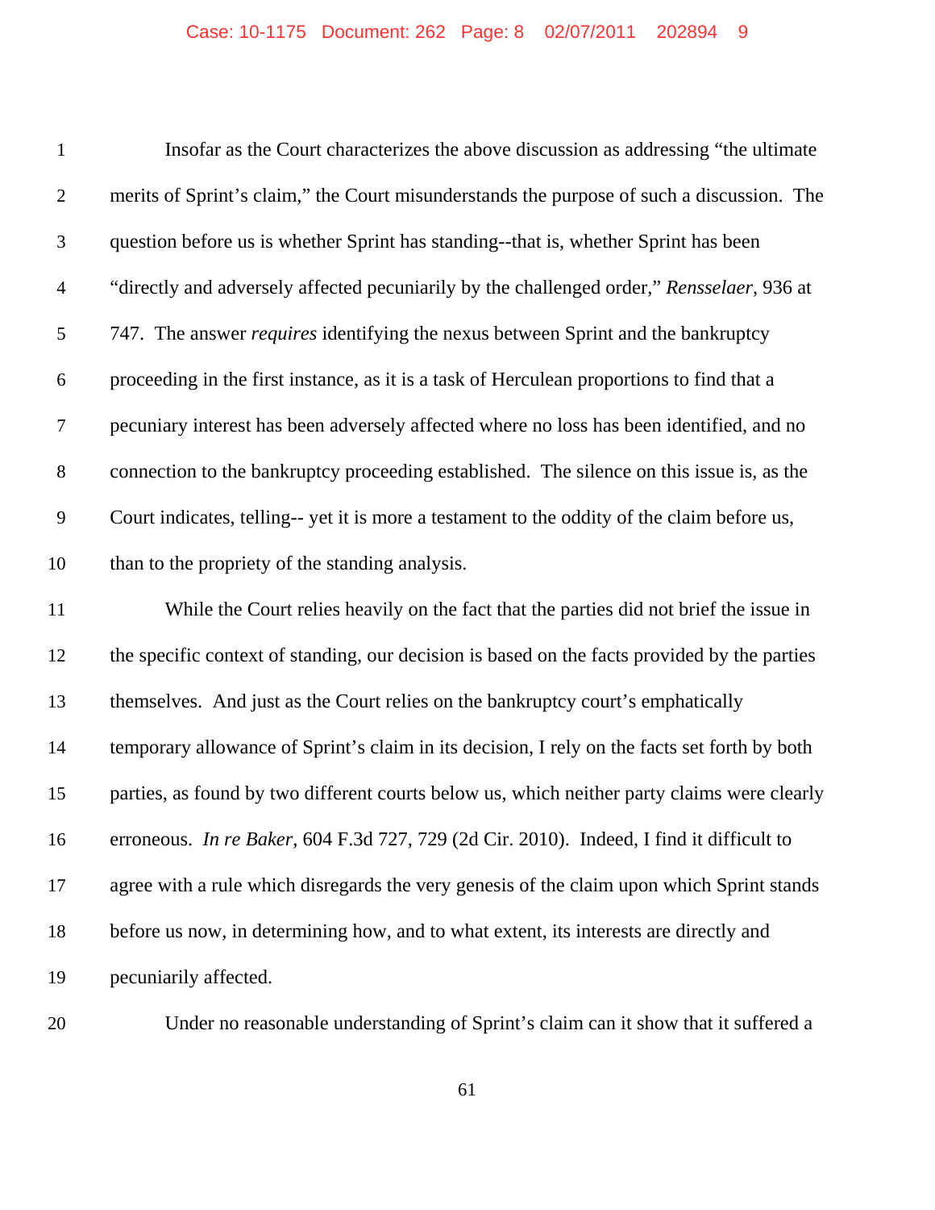Insofar as the Court characterizes the above discussion as addressing "the ultimate merits of Sprint's claim," the Court misunderstands the purpose of such a discussion. The question before us is whether Sprint has standing--that is, whether Sprint has been "directly and adversely affected pecuniarily by the challenged order," *Rensselaer*, 936 at 747. The answer *requires* identifying the nexus between Sprint and the bankruptcy proceeding in the first instance, as it is a task of Herculean proportions to find that a pecuniary interest has been adversely affected where no loss has been identified, and no connection to the bankruptcy proceeding established. The silence on this issue is, as the Court indicates, telling-- yet it is more a testament to the oddity of the claim before us, than to the propriety of the standing analysis.

While the Court relies heavily on the fact that the parties did not brief the issue in the specific context of standing, our decision is based on the facts provided by the parties themselves. And just as the Court relies on the bankruptcy court's emphatically temporary allowance of Sprint's claim in its decision, I rely on the facts set forth by both parties, as found by two different courts below us, which neither party claims were clearly erroneous. *In re Baker*, 604 F.3d 727, 729 (2d Cir. 2010). Indeed, I find it difficult to agree with a rule which disregards the very genesis of the claim upon which Sprint stands before us now, in determining how, and to what extent, its interests are directly and pecuniarily affected.

Under no reasonable understanding of Sprint's claim can it show that it suffered a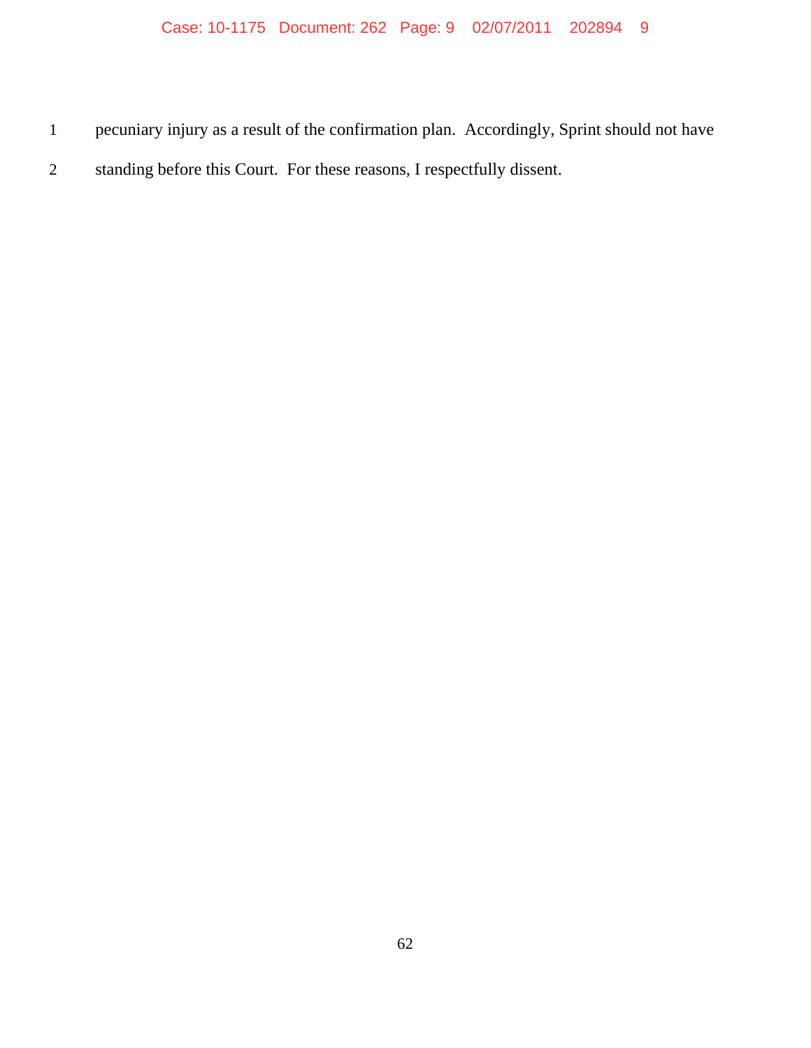pecuniary injury as a result of the confirmation plan. Accordingly, Sprint should not have standing before this Court. For these reasons, I respectfully dissent.